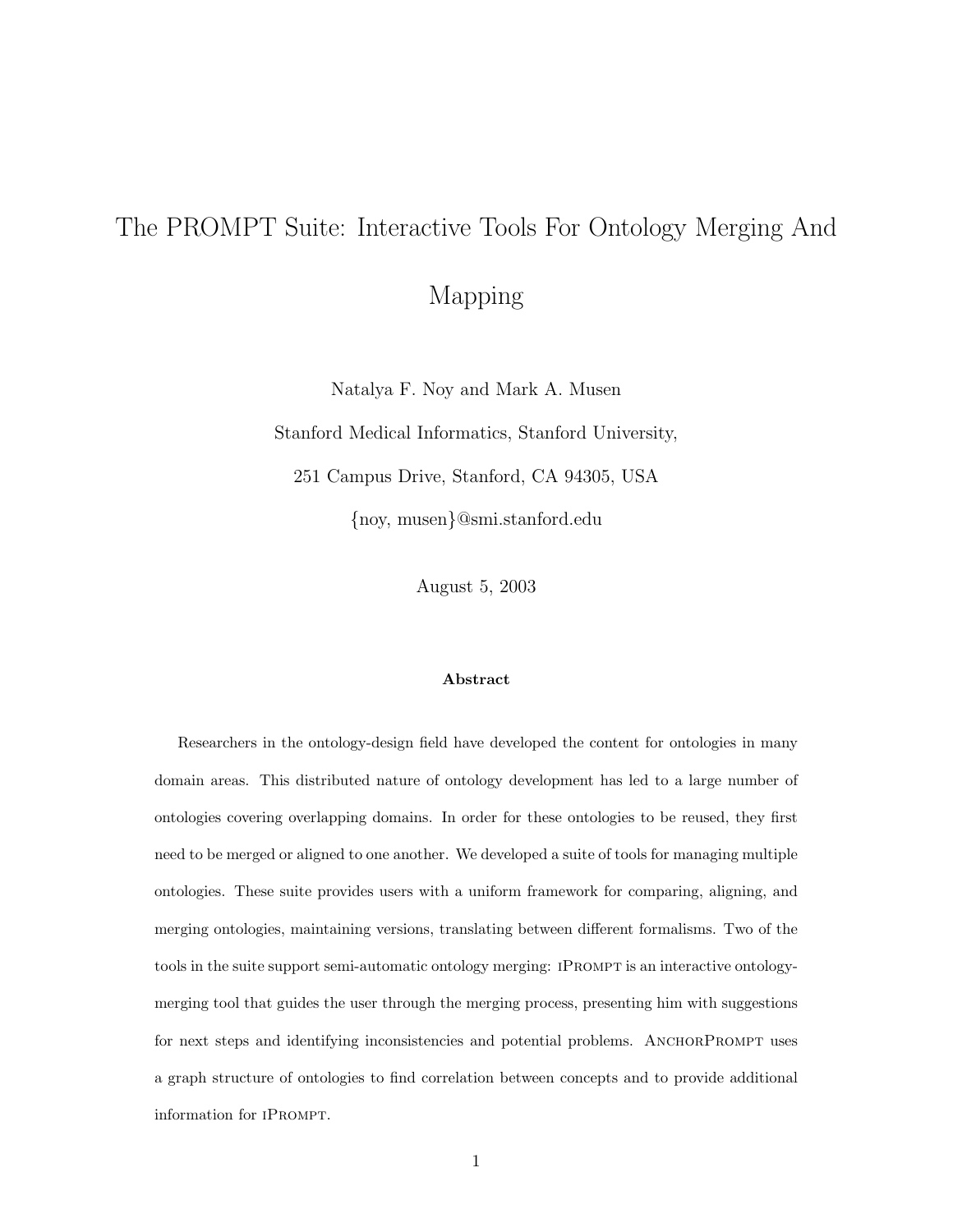# The PROMPT Suite: Interactive Tools For Ontology Merging And Mapping

Natalya F. Noy and Mark A. Musen

Stanford Medical Informatics, Stanford University,

251 Campus Drive, Stanford, CA 94305, USA

{noy, musen}@smi.stanford.edu

August 5, 2003

**Abstract**

Researchers in the ontology-design field have developed the content for ontologies in many domain areas. This distributed nature of ontology development has led to a large number of ontologies covering overlapping domains. In order for these ontologies to be reused, they first need to be merged or aligned to one another. We developed a suite of tools for managing multiple ontologies. These suite provides users with a uniform framework for comparing, aligning, and merging ontologies, maintaining versions, translating between different formalisms. Two of the tools in the suite support semi-automatic ontology merging: iPrompt is an interactive ontology-merging tool that guides the user through the merging process, presenting him with suggestions for next steps and identifying inconsistencies and potential problems. AnchorPrompt uses a graph structure of ontologies to find correlation between concepts and to provide additional information for iPrompt.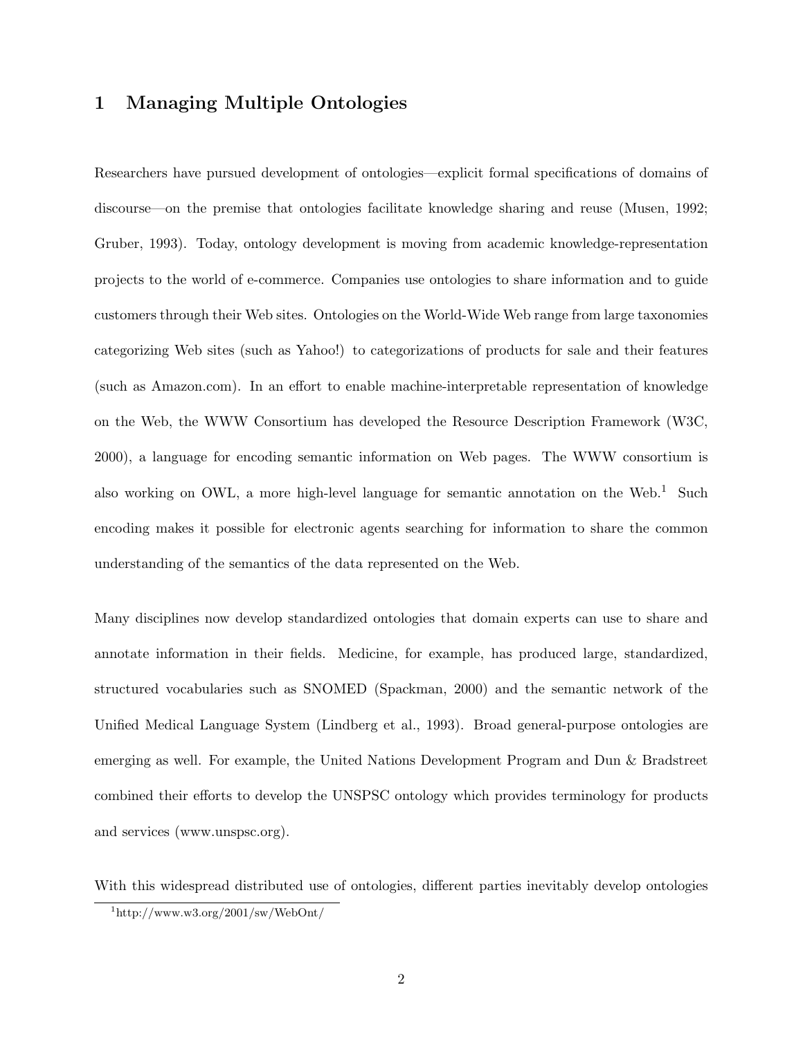# 1 Managing Multiple Ontologies

Researchers have pursued development of ontologies—explicit formal specifications of domains of discourse—on the premise that ontologies facilitate knowledge sharing and reuse (Musen, 1992; Gruber, 1993). Today, ontology development is moving from academic knowledge-representation projects to the world of e-commerce. Companies use ontologies to share information and to guide customers through their Web sites. Ontologies on the World-Wide Web range from large taxonomies categorizing Web sites (such as Yahoo!) to categorizations of products for sale and their features (such as Amazon.com). In an effort to enable machine-interpretable representation of knowledge on the Web, the WWW Consortium has developed the Resource Description Framework (W3C, 2000), a language for encoding semantic information on Web pages. The WWW consortium is also working on OWL, a more high-level language for semantic annotation on the Web.[1] Such encoding makes it possible for electronic agents searching for information to share the common understanding of the semantics of the data represented on the Web.

Many disciplines now develop standardized ontologies that domain experts can use to share and annotate information in their fields. Medicine, for example, has produced large, standardized, structured vocabularies such as SNOMED (Spackman, 2000) and the semantic network of the Unified Medical Language System (Lindberg et al., 1993). Broad general-purpose ontologies are emerging as well. For example, the United Nations Development Program and Dun & Bradstreet combined their efforts to develop the UNSPSC ontology which provides terminology for products and services (www.unspsc.org).

With this widespread distributed use of ontologies, different parties inevitably develop ontologies

[1] http://www.w3.org/2001/sw/WebOnt/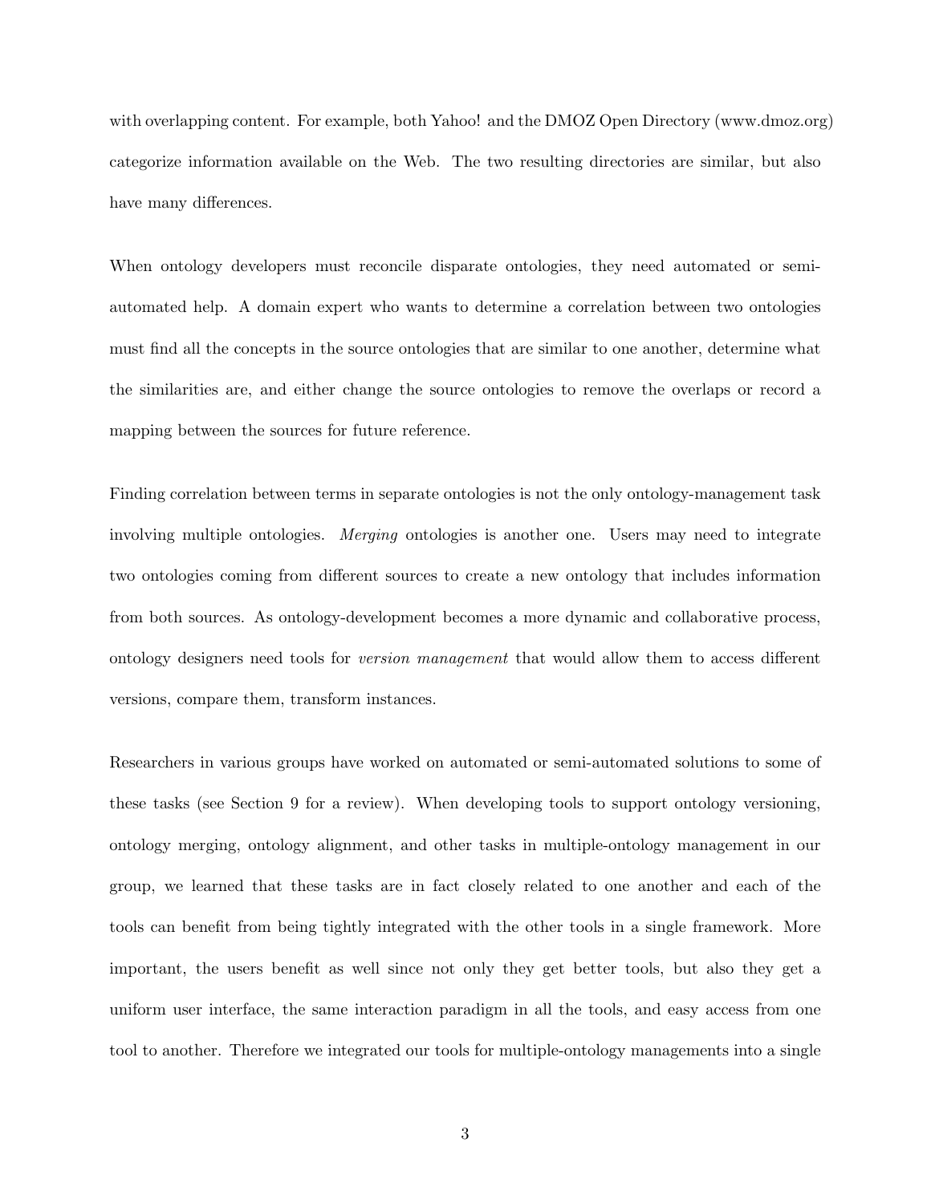with overlapping content. For example, both Yahoo! and the DMOZ Open Directory (www.dmoz.org) categorize information available on the Web. The two resulting directories are similar, but also have many differences.

When ontology developers must reconcile disparate ontologies, they need automated or semi-automated help. A domain expert who wants to determine a correlation between two ontologies must find all the concepts in the source ontologies that are similar to one another, determine what the similarities are, and either change the source ontologies to remove the overlaps or record a mapping between the sources for future reference.

Finding correlation between terms in separate ontologies is not the only ontology-management task involving multiple ontologies. *Merging* ontologies is another one. Users may need to integrate two ontologies coming from different sources to create a new ontology that includes information from both sources. As ontology-development becomes a more dynamic and collaborative process, ontology designers need tools for *version management* that would allow them to access different versions, compare them, transform instances.

Researchers in various groups have worked on automated or semi-automated solutions to some of these tasks (see Section 9 for a review). When developing tools to support ontology versioning, ontology merging, ontology alignment, and other tasks in multiple-ontology management in our group, we learned that these tasks are in fact closely related to one another and each of the tools can benefit from being tightly integrated with the other tools in a single framework. More important, the users benefit as well since not only they get better tools, but also they get a uniform user interface, the same interaction paradigm in all the tools, and easy access from one tool to another. Therefore we integrated our tools for multiple-ontology managements into a single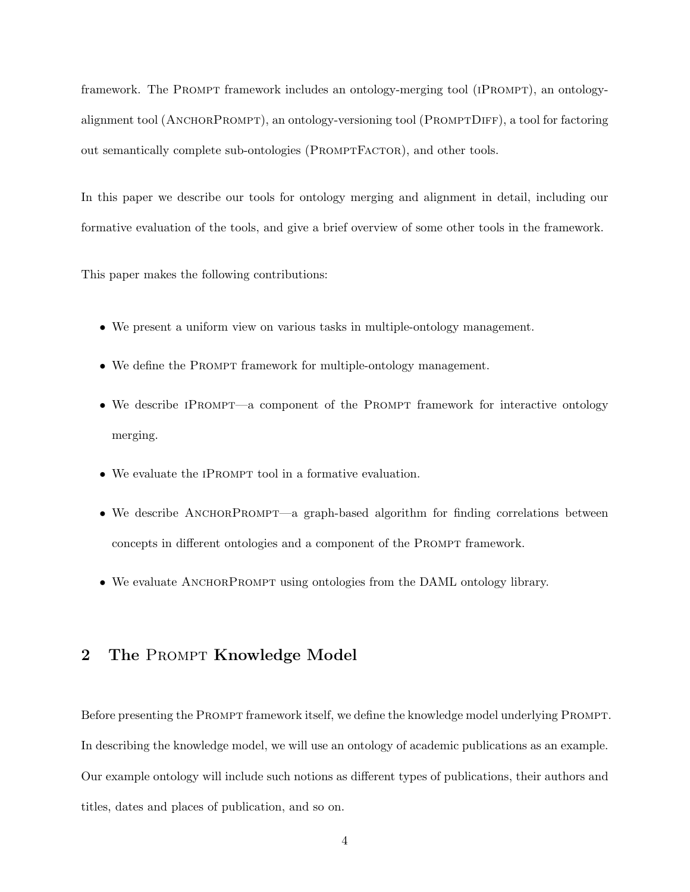framework. The Prompt framework includes an ontology-merging tool (iPrompt), an ontology-alignment tool (AnchorPrompt), an ontology-versioning tool (PromptDiff), a tool for factoring out semantically complete sub-ontologies (PromptFactor), and other tools.

In this paper we describe our tools for ontology merging and alignment in detail, including our formative evaluation of the tools, and give a brief overview of some other tools in the framework.

This paper makes the following contributions:

- We present a uniform view on various tasks in multiple-ontology management.
- We define the Prompt framework for multiple-ontology management.
- We describe iPrompt—a component of the Prompt framework for interactive ontology merging.
- We evaluate the iPrompt tool in a formative evaluation.
- We describe AnchorPrompt—a graph-based algorithm for finding correlations between concepts in different ontologies and a component of the Prompt framework.
- We evaluate AnchorPrompt using ontologies from the DAML ontology library.

## 2 The Prompt Knowledge Model

Before presenting the Prompt framework itself, we define the knowledge model underlying Prompt. In describing the knowledge model, we will use an ontology of academic publications as an example. Our example ontology will include such notions as different types of publications, their authors and titles, dates and places of publication, and so on.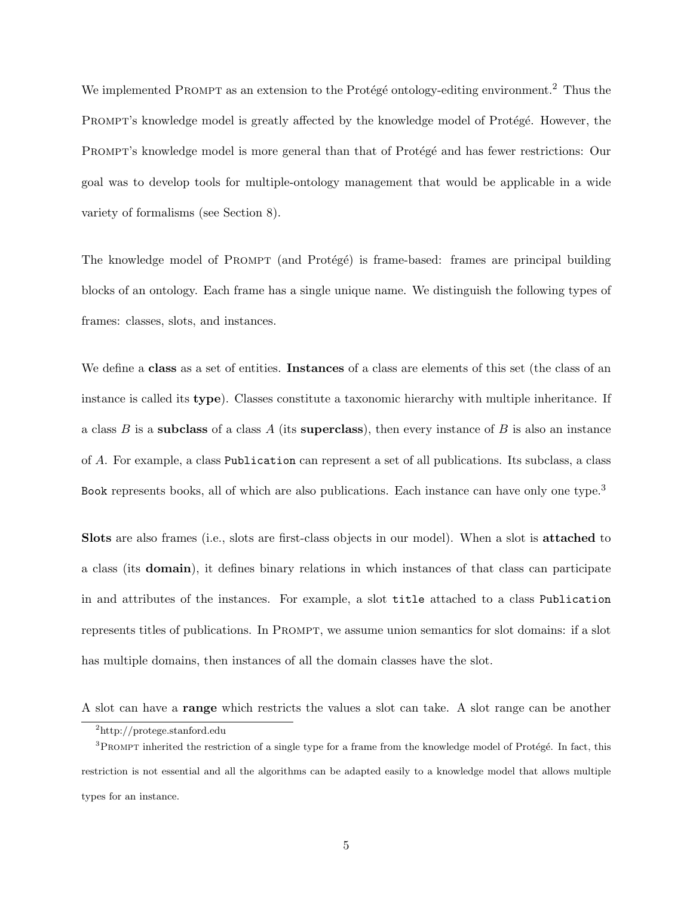We implemented PROMPT as an extension to the Protégé ontology-editing environment.[2] Thus the PROMPT's knowledge model is greatly affected by the knowledge model of Protégé. However, the PROMPT's knowledge model is more general than that of Protégé and has fewer restrictions: Our goal was to develop tools for multiple-ontology management that would be applicable in a wide variety of formalisms (see Section 8).

The knowledge model of PROMPT (and Protégé) is frame-based: frames are principal building blocks of an ontology. Each frame has a single unique name. We distinguish the following types of frames: classes, slots, and instances.

We define a **class** as a set of entities. **Instances** of a class are elements of this set (the class of an instance is called its **type**). Classes constitute a taxonomic hierarchy with multiple inheritance. If a class $B$ is a **subclass** of a class $A$ (its **superclass**), then every instance of $B$ is also an instance of $A$. For example, a class `Publication` can represent a set of all publications. Its subclass, a class `Book` represents books, all of which are also publications. Each instance can have only one type.[3]

**Slots** are also frames (i.e., slots are first-class objects in our model). When a slot is **attached** to a class (its **domain**), it defines binary relations in which instances of that class can participate in and attributes of the instances. For example, a slot `title` attached to a class `Publication` represents titles of publications. In PROMPT, we assume union semantics for slot domains: if a slot has multiple domains, then instances of all the domain classes have the slot.

A slot can have a **range** which restricts the values a slot can take. A slot range can be another

[2] http://protege.stanford.edu

[3] PROMPT inherited the restriction of a single type for a frame from the knowledge model of Protégé. In fact, this restriction is not essential and all the algorithms can be adapted easily to a knowledge model that allows multiple types for an instance.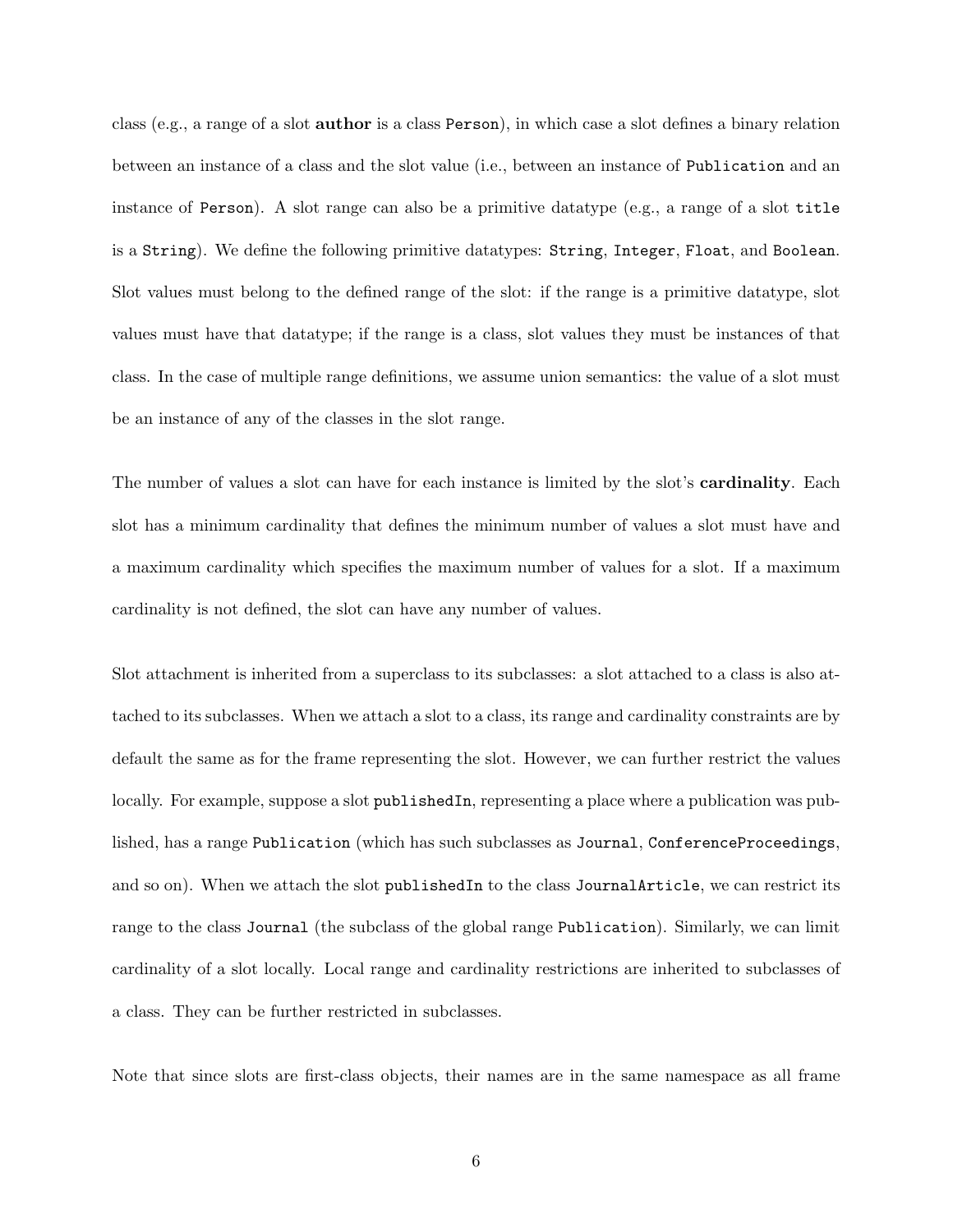class (e.g., a range of a slot **author** is a class `Person`), in which case a slot defines a binary relation between an instance of a class and the slot value (i.e., between an instance of `Publication` and an instance of `Person`). A slot range can also be a primitive datatype (e.g., a range of a slot `title` is a `String`). We define the following primitive datatypes: `String`, `Integer`, `Float`, and `Boolean`. Slot values must belong to the defined range of the slot: if the range is a primitive datatype, slot values must have that datatype; if the range is a class, slot values they must be instances of that class. In the case of multiple range definitions, we assume union semantics: the value of a slot must be an instance of any of the classes in the slot range.

The number of values a slot can have for each instance is limited by the slot's **cardinality**. Each slot has a minimum cardinality that defines the minimum number of values a slot must have and a maximum cardinality which specifies the maximum number of values for a slot. If a maximum cardinality is not defined, the slot can have any number of values.

Slot attachment is inherited from a superclass to its subclasses: a slot attached to a class is also attached to its subclasses. When we attach a slot to a class, its range and cardinality constraints are by default the same as for the frame representing the slot. However, we can further restrict the values locally. For example, suppose a slot `publishedIn`, representing a place where a publication was published, has a range `Publication` (which has such subclasses as `Journal`, `ConferenceProceedings`, and so on). When we attach the slot `publishedIn` to the class `JournalArticle`, we can restrict its range to the class `Journal` (the subclass of the global range `Publication`). Similarly, we can limit cardinality of a slot locally. Local range and cardinality restrictions are inherited to subclasses of a class. They can be further restricted in subclasses.

Note that since slots are first-class objects, their names are in the same namespace as all frame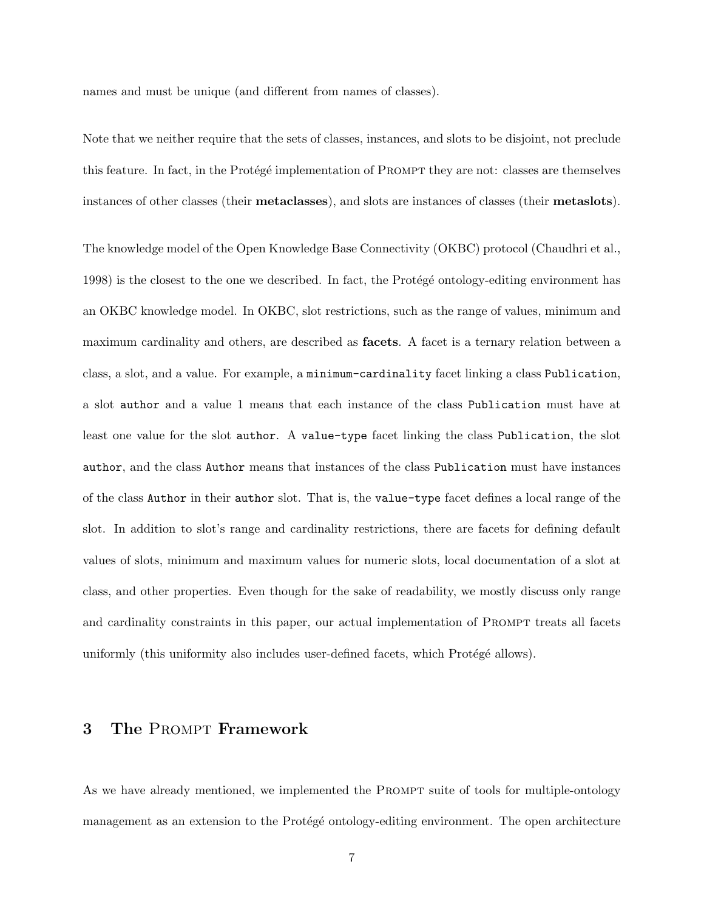names and must be unique (and different from names of classes).

Note that we neither require that the sets of classes, instances, and slots to be disjoint, not preclude this feature. In fact, in the Protégé implementation of PROMPT they are not: classes are themselves instances of other classes (their **metaclasses**), and slots are instances of classes (their **metaslots**).

The knowledge model of the Open Knowledge Base Connectivity (OKBC) protocol (Chaudhri et al., 1998) is the closest to the one we described. In fact, the Protégé ontology-editing environment has an OKBC knowledge model. In OKBC, slot restrictions, such as the range of values, minimum and maximum cardinality and others, are described as **facets**. A facet is a ternary relation between a class, a slot, and a value. For example, a `minimum-cardinality` facet linking a class `Publication`, a slot `author` and a value 1 means that each instance of the class `Publication` must have at least one value for the slot `author`. A `value-type` facet linking the class `Publication`, the slot `author`, and the class `Author` means that instances of the class `Publication` must have instances of the class `Author` in their `author` slot. That is, the `value-type` facet defines a local range of the slot. In addition to slot's range and cardinality restrictions, there are facets for defining default values of slots, minimum and maximum values for numeric slots, local documentation of a slot at class, and other properties. Even though for the sake of readability, we mostly discuss only range and cardinality constraints in this paper, our actual implementation of PROMPT treats all facets uniformly (this uniformity also includes user-defined facets, which Protégé allows).

## 3 The PROMPT Framework

As we have already mentioned, we implemented the PROMPT suite of tools for multiple-ontology management as an extension to the Protégé ontology-editing environment. The open architecture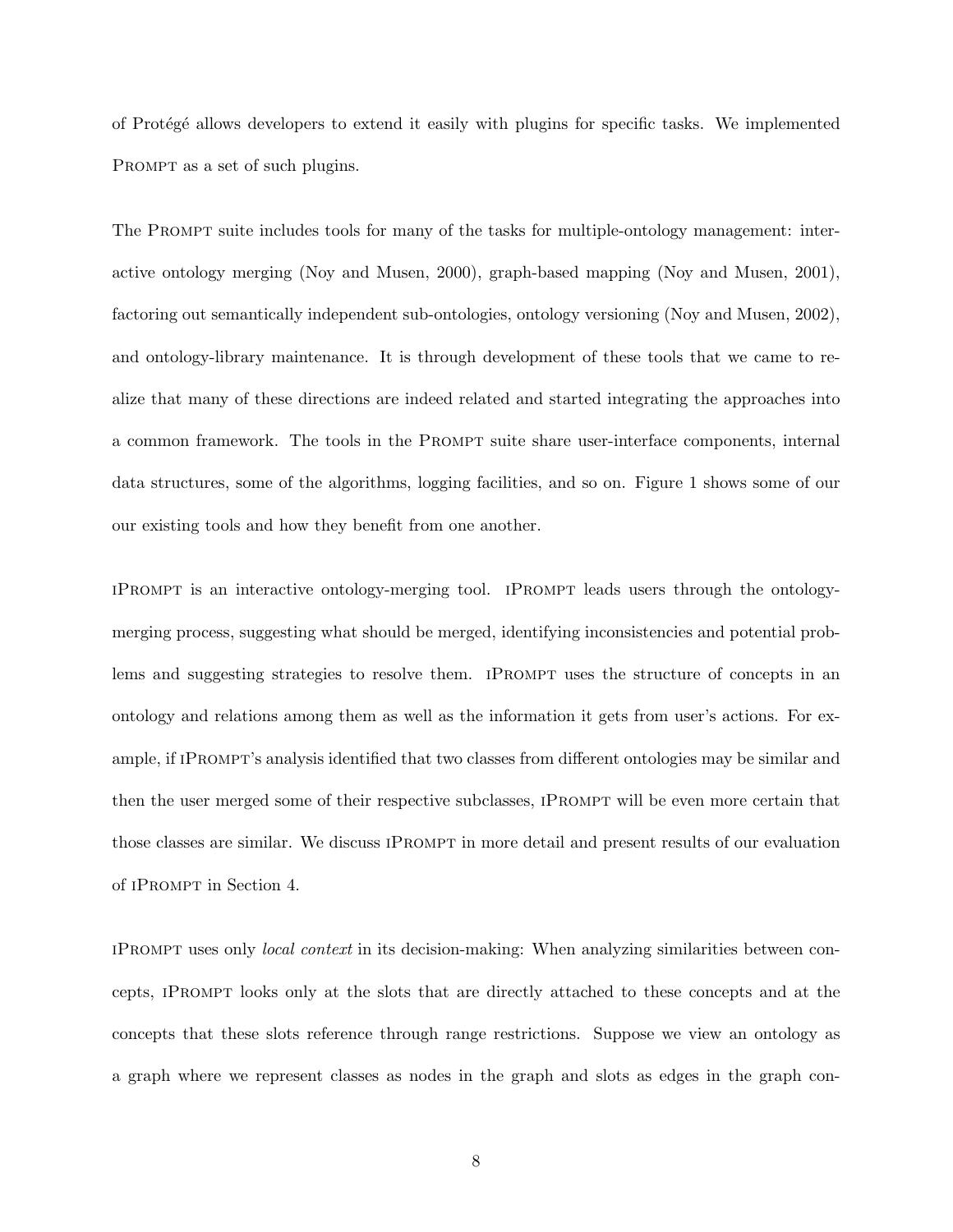of Protégé allows developers to extend it easily with plugins for specific tasks. We implemented PROMPT as a set of such plugins.

The PROMPT suite includes tools for many of the tasks for multiple-ontology management: interactive ontology merging (Noy and Musen, 2000), graph-based mapping (Noy and Musen, 2001), factoring out semantically independent sub-ontologies, ontology versioning (Noy and Musen, 2002), and ontology-library maintenance. It is through development of these tools that we came to realize that many of these directions are indeed related and started integrating the approaches into a common framework. The tools in the PROMPT suite share user-interface components, internal data structures, some of the algorithms, logging facilities, and so on. Figure 1 shows some of our our existing tools and how they benefit from one another.

iPROMPT is an interactive ontology-merging tool. iPROMPT leads users through the ontology-merging process, suggesting what should be merged, identifying inconsistencies and potential problems and suggesting strategies to resolve them. iPROMPT uses the structure of concepts in an ontology and relations among them as well as the information it gets from user's actions. For example, if iPROMPT's analysis identified that two classes from different ontologies may be similar and then the user merged some of their respective subclasses, iPROMPT will be even more certain that those classes are similar. We discuss iPROMPT in more detail and present results of our evaluation of iPROMPT in Section 4.

iPROMPT uses only *local context* in its decision-making: When analyzing similarities between concepts, iPROMPT looks only at the slots that are directly attached to these concepts and at the concepts that these slots reference through range restrictions. Suppose we view an ontology as a graph where we represent classes as nodes in the graph and slots as edges in the graph con-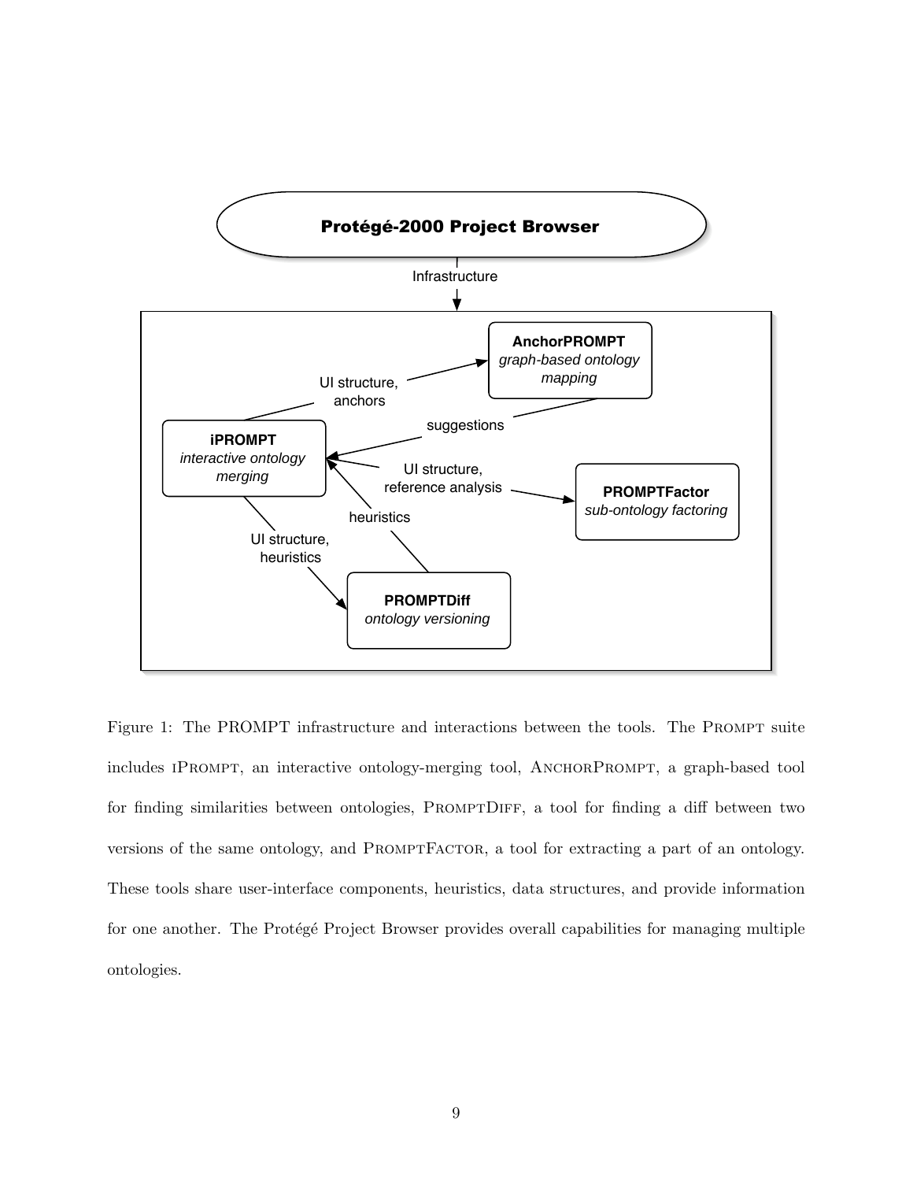Figure 1: The PROMPT infrastructure and interactions between the tools. The Prompt suite includes iPrompt, an interactive ontology-merging tool, AnchorPrompt, a graph-based tool for finding similarities between ontologies, PromptDiff, a tool for finding a diff between two versions of the same ontology, and PromptFactor, a tool for extracting a part of an ontology. These tools share user-interface components, heuristics, data structures, and provide information for one another. The Protégé Project Browser provides overall capabilities for managing multiple ontologies.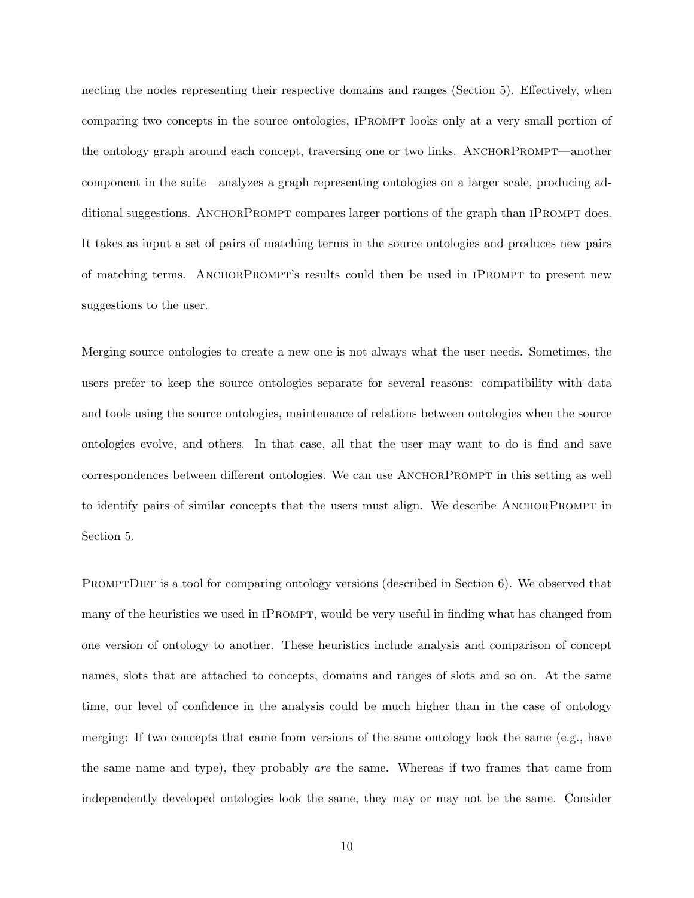necting the nodes representing their respective domains and ranges (Section 5). Effectively, when comparing two concepts in the source ontologies, iPrompt looks only at a very small portion of the ontology graph around each concept, traversing one or two links. AnchorPrompt—another component in the suite—analyzes a graph representing ontologies on a larger scale, producing additional suggestions. AnchorPrompt compares larger portions of the graph than iPrompt does. It takes as input a set of pairs of matching terms in the source ontologies and produces new pairs of matching terms. AnchorPrompt's results could then be used in iPrompt to present new suggestions to the user.

Merging source ontologies to create a new one is not always what the user needs. Sometimes, the users prefer to keep the source ontologies separate for several reasons: compatibility with data and tools using the source ontologies, maintenance of relations between ontologies when the source ontologies evolve, and others. In that case, all that the user may want to do is find and save correspondences between different ontologies. We can use AnchorPrompt in this setting as well to identify pairs of similar concepts that the users must align. We describe AnchorPrompt in Section 5.

PromptDiff is a tool for comparing ontology versions (described in Section 6). We observed that many of the heuristics we used in iPrompt, would be very useful in finding what has changed from one version of ontology to another. These heuristics include analysis and comparison of concept names, slots that are attached to concepts, domains and ranges of slots and so on. At the same time, our level of confidence in the analysis could be much higher than in the case of ontology merging: If two concepts that came from versions of the same ontology look the same (e.g., have the same name and type), they probably *are* the same. Whereas if two frames that came from independently developed ontologies look the same, they may or may not be the same. Consider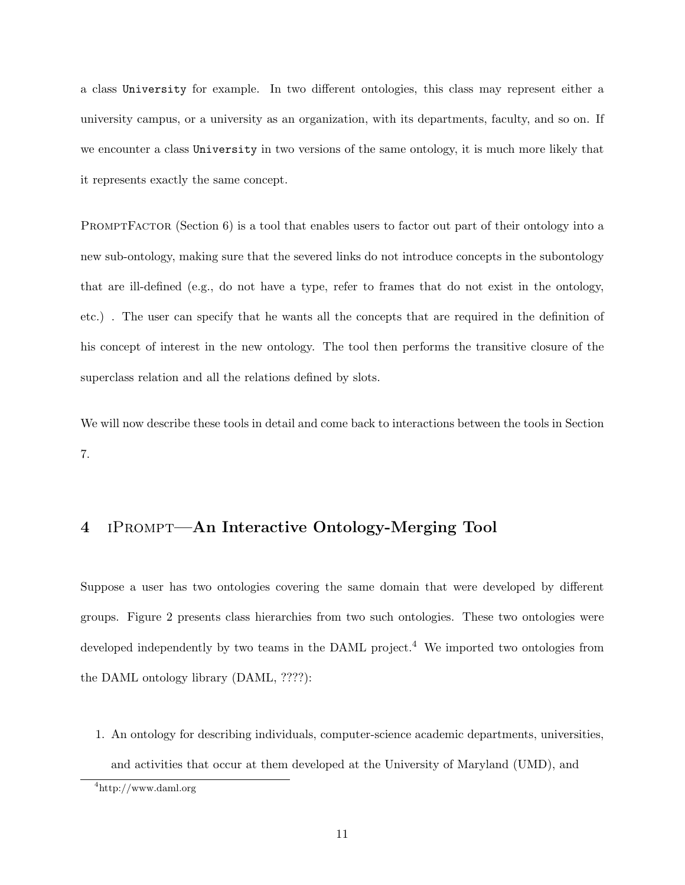a class `University` for example. In two different ontologies, this class may represent either a university campus, or a university as an organization, with its departments, faculty, and so on. If we encounter a class `University` in two versions of the same ontology, it is much more likely that it represents exactly the same concept.

PromptFactor (Section 6) is a tool that enables users to factor out part of their ontology into a new sub-ontology, making sure that the severed links do not introduce concepts in the subontology that are ill-defined (e.g., do not have a type, refer to frames that do not exist in the ontology, etc.) . The user can specify that he wants all the concepts that are required in the definition of his concept of interest in the new ontology. The tool then performs the transitive closure of the superclass relation and all the relations defined by slots.

We will now describe these tools in detail and come back to interactions between the tools in Section 7.

## 4 iPrompt—An Interactive Ontology-Merging Tool

Suppose a user has two ontologies covering the same domain that were developed by different groups. Figure 2 presents class hierarchies from two such ontologies. These two ontologies were developed independently by two teams in the DAML project.[4] We imported two ontologies from the DAML ontology library (DAML, ????):

1. An ontology for describing individuals, computer-science academic departments, universities, and activities that occur at them developed at the University of Maryland (UMD), and

[4] http://www.daml.org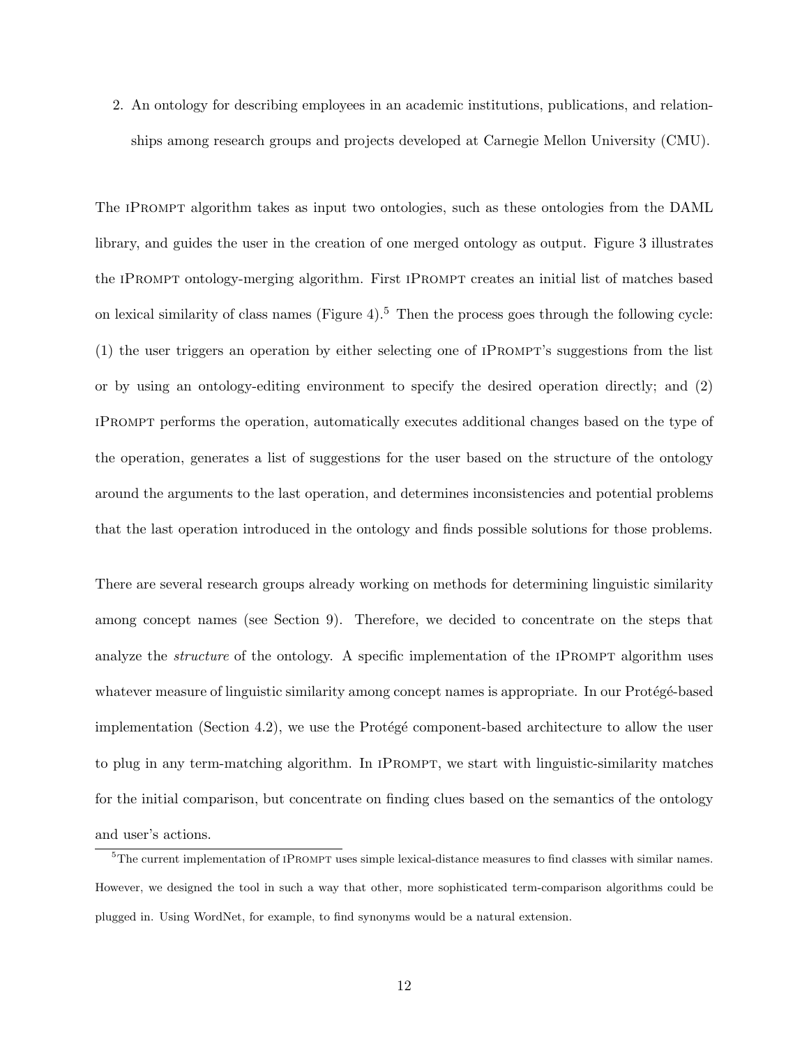2. An ontology for describing employees in an academic institutions, publications, and relationships among research groups and projects developed at Carnegie Mellon University (CMU).

The iPrompt algorithm takes as input two ontologies, such as these ontologies from the DAML library, and guides the user in the creation of one merged ontology as output. Figure 3 illustrates the iPrompt ontology-merging algorithm. First iPrompt creates an initial list of matches based on lexical similarity of class names (Figure 4).[5] Then the process goes through the following cycle: (1) the user triggers an operation by either selecting one of iPrompt's suggestions from the list or by using an ontology-editing environment to specify the desired operation directly; and (2) iPrompt performs the operation, automatically executes additional changes based on the type of the operation, generates a list of suggestions for the user based on the structure of the ontology around the arguments to the last operation, and determines inconsistencies and potential problems that the last operation introduced in the ontology and finds possible solutions for those problems.

There are several research groups already working on methods for determining linguistic similarity among concept names (see Section 9). Therefore, we decided to concentrate on the steps that analyze the *structure* of the ontology. A specific implementation of the iPrompt algorithm uses whatever measure of linguistic similarity among concept names is appropriate. In our Protégé-based implementation (Section 4.2), we use the Protégé component-based architecture to allow the user to plug in any term-matching algorithm. In iPrompt, we start with linguistic-similarity matches for the initial comparison, but concentrate on finding clues based on the semantics of the ontology and user's actions.

[5] The current implementation of iPrompt uses simple lexical-distance measures to find classes with similar names. However, we designed the tool in such a way that other, more sophisticated term-comparison algorithms could be plugged in. Using WordNet, for example, to find synonyms would be a natural extension.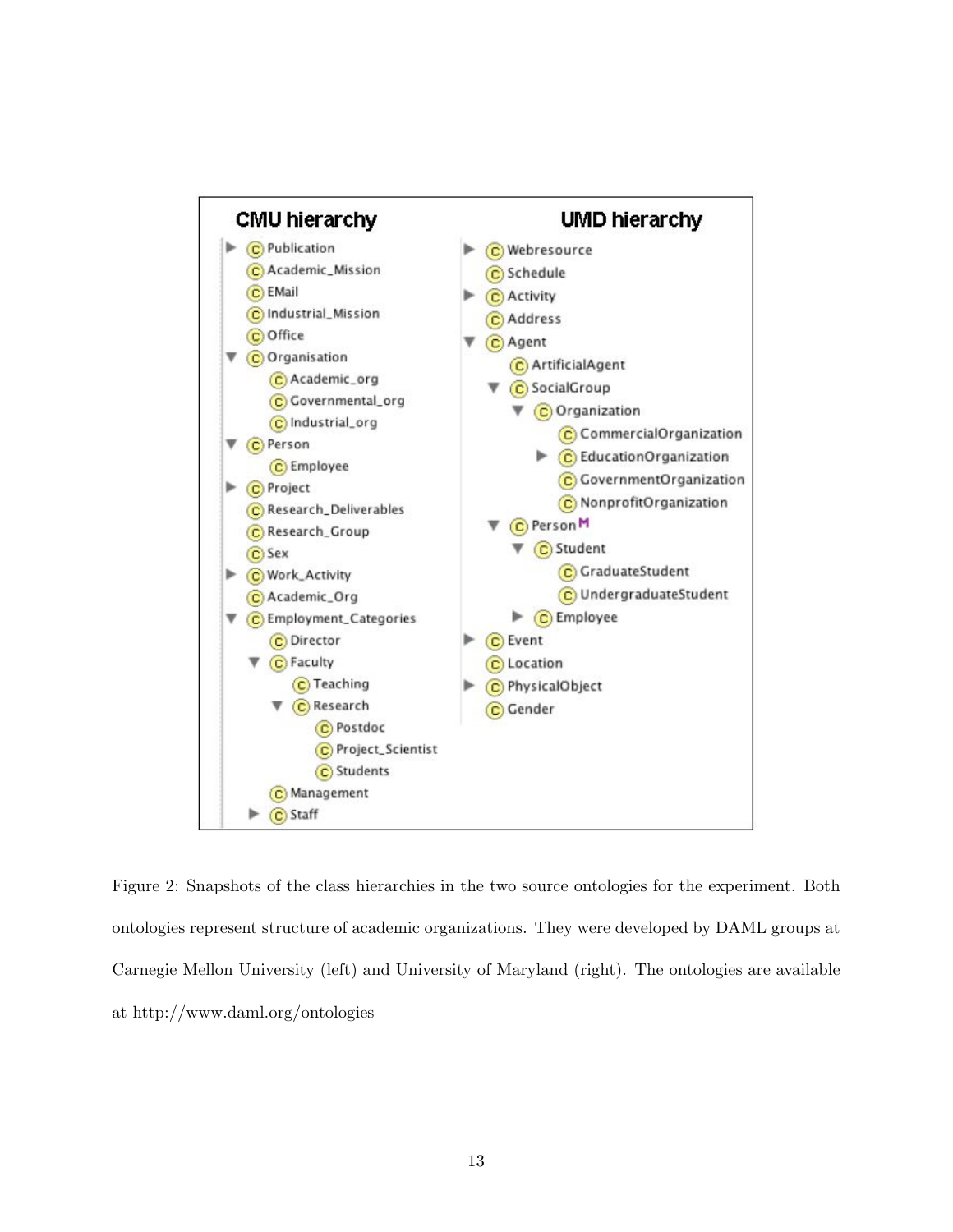| CMU hierarchy | UMD hierarchy |
| --- | --- |
| ▶ Publication | ▶ Webresource |
| Academic_Mission | Schedule |
| EMail | ▶ Activity |
| Industrial_Mission | Address |
| Office | ▼ Agent |
| ▼ Organisation | ArtificialAgent |
| Academic_org | ▼ SocialGroup |
| Governmental_org | ▼ Organization |
| Industrial_org | CommercialOrganization |
| ▼ Person | ▶ EducationOrganization |
| Employee | GovernmentOrganization |
| ▶ Project | NonprofitOrganization |
| Research_Deliverables | ▼ Person M |
| Research_Group | ▼ Student |
| Sex | GraduateStudent |
| ▶ Work_Activity | UndergraduateStudent |
| Academic_Org | ▶ Employee |
| ▼ Employment_Categories | ▶ Event |
| Director | Location |
| ▼ Faculty | ▶ PhysicalObject |
| Teaching | Gender |
| ▼ Research | |
| Postdoc | |
| Project_Scientist | |
| Students | |
| Management | |
| ▶ Staff | |

Figure 2: Snapshots of the class hierarchies in the two source ontologies for the experiment. Both ontologies represent structure of academic organizations. They were developed by DAML groups at Carnegie Mellon University (left) and University of Maryland (right). The ontologies are available at http://www.daml.org/ontologies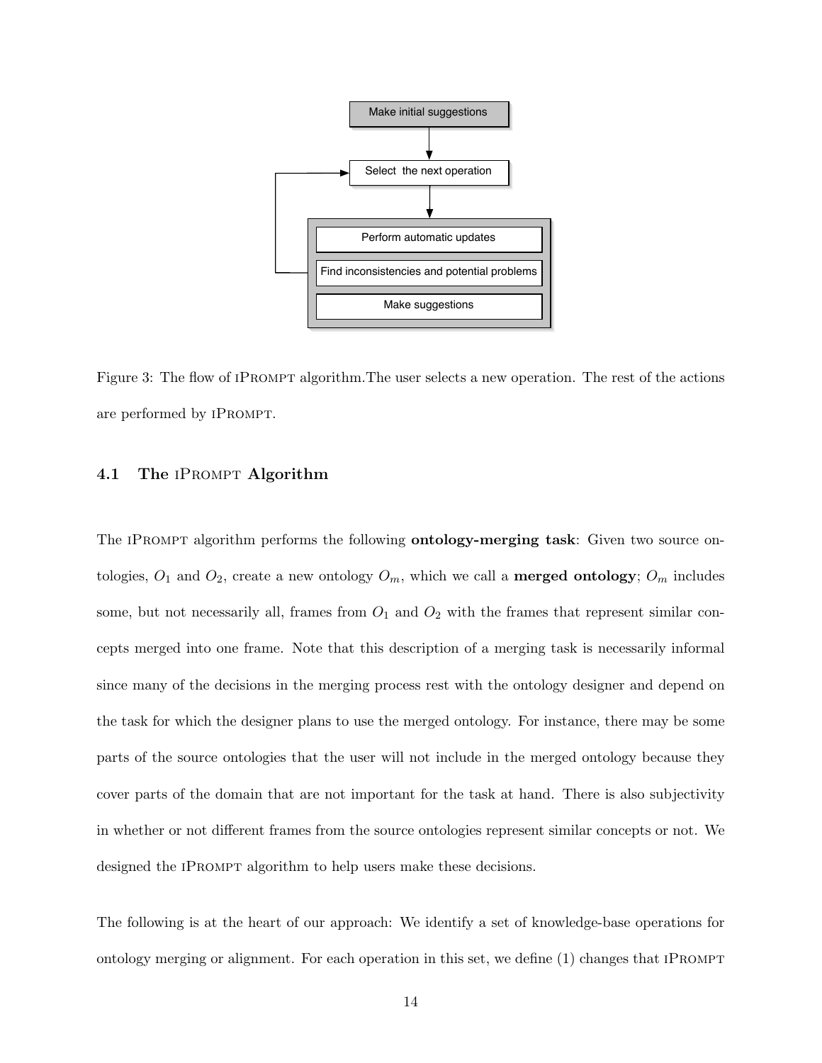Make initial suggestions

Select the next operation

Perform automatic updates

Find inconsistencies and potential problems

Make suggestions

Figure 3: The flow of iPrompt algorithm.The user selects a new operation. The rest of the actions are performed by iPrompt.

### 4.1 The iPrompt Algorithm

The iPrompt algorithm performs the following **ontology-merging task**: Given two source ontologies, $O_1$ and $O_2$, create a new ontology $O_m$, which we call a **merged ontology**; $O_m$ includes some, but not necessarily all, frames from $O_1$ and $O_2$ with the frames that represent similar concepts merged into one frame. Note that this description of a merging task is necessarily informal since many of the decisions in the merging process rest with the ontology designer and depend on the task for which the designer plans to use the merged ontology. For instance, there may be some parts of the source ontologies that the user will not include in the merged ontology because they cover parts of the domain that are not important for the task at hand. There is also subjectivity in whether or not different frames from the source ontologies represent similar concepts or not. We designed the iPrompt algorithm to help users make these decisions.

The following is at the heart of our approach: We identify a set of knowledge-base operations for ontology merging or alignment. For each operation in this set, we define (1) changes that iPrompt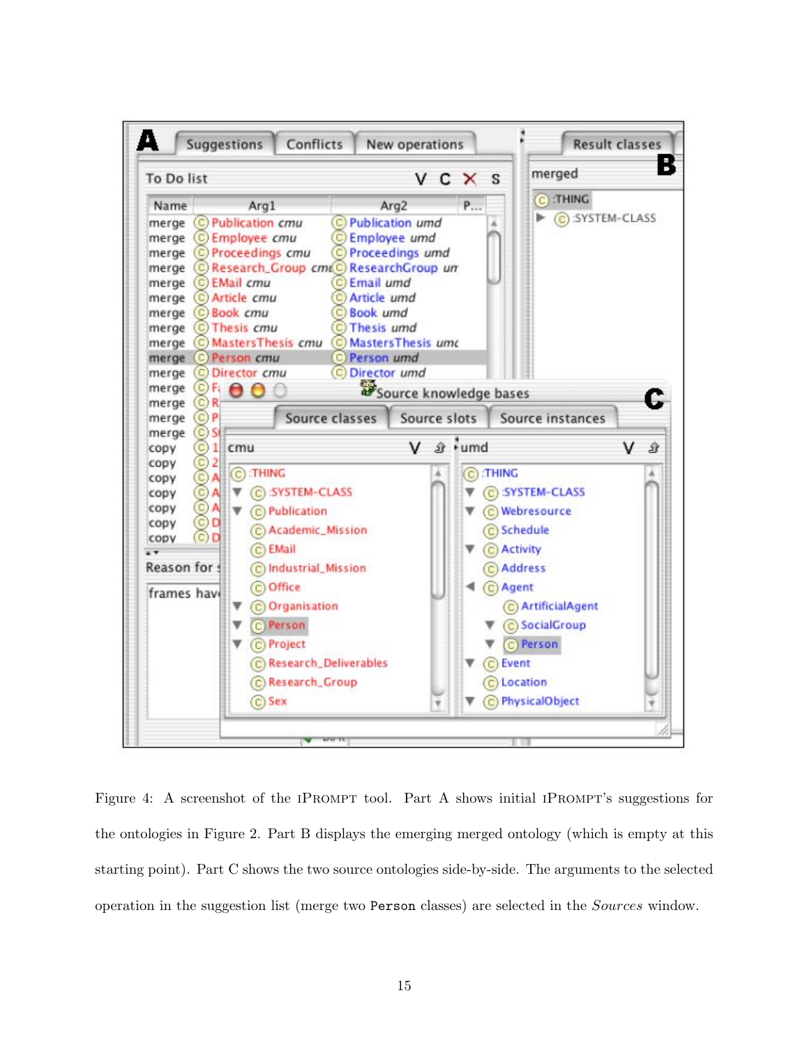Figure 4: A screenshot of the iPrompt tool. Part A shows initial iPrompt's suggestions for the ontologies in Figure 2. Part B displays the emerging merged ontology (which is empty at this starting point). Part C shows the two source ontologies side-by-side. The arguments to the selected operation in the suggestion list (merge two `Person` classes) are selected in the *Sources* window.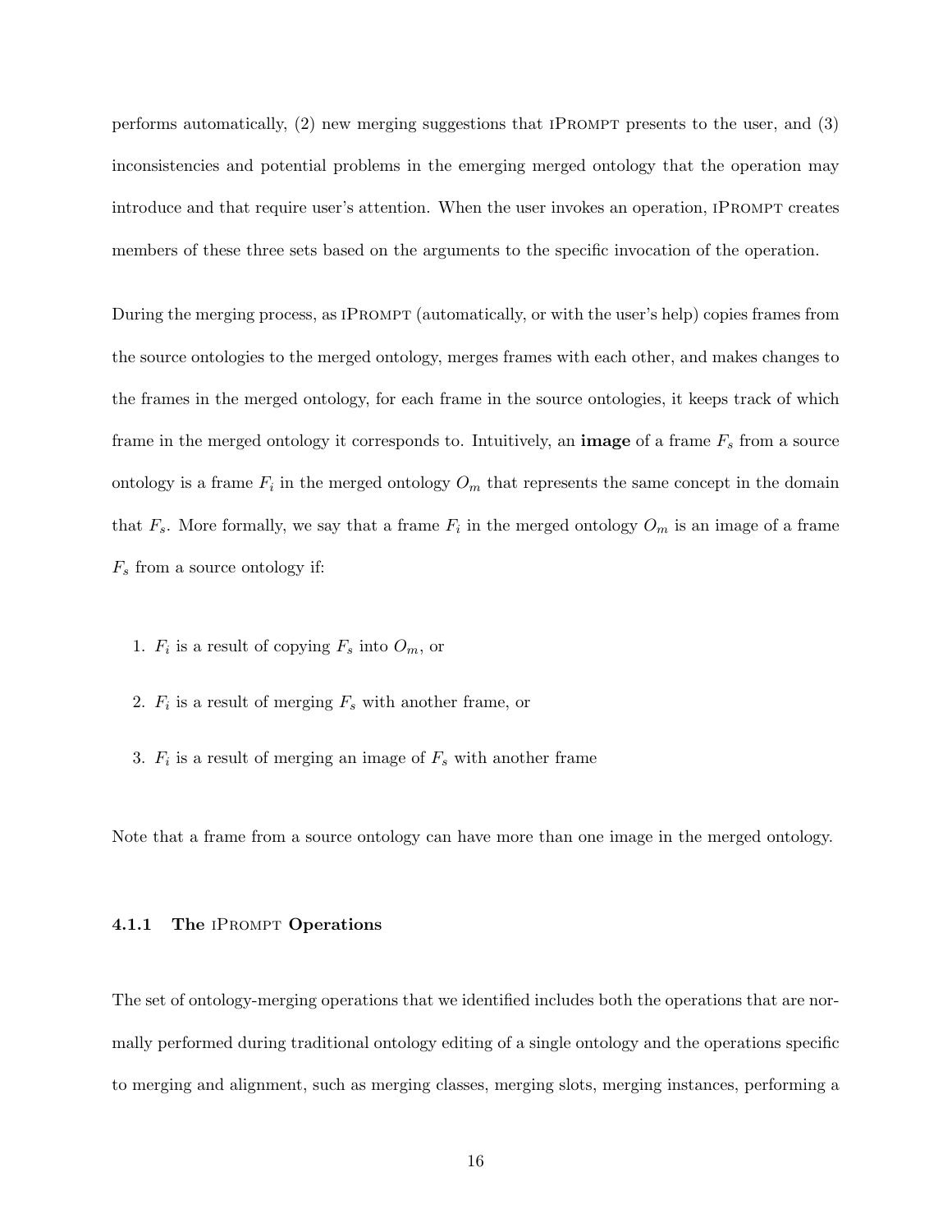performs automatically, (2) new merging suggestions that iPrompt presents to the user, and (3) inconsistencies and potential problems in the emerging merged ontology that the operation may introduce and that require user's attention. When the user invokes an operation, iPrompt creates members of these three sets based on the arguments to the specific invocation of the operation.

During the merging process, as iPrompt (automatically, or with the user's help) copies frames from the source ontologies to the merged ontology, merges frames with each other, and makes changes to the frames in the merged ontology, for each frame in the source ontologies, it keeps track of which frame in the merged ontology it corresponds to. Intuitively, an **image** of a frame $F_s$ from a source ontology is a frame $F_i$ in the merged ontology $O_m$ that represents the same concept in the domain that $F_s$. More formally, we say that a frame $F_i$ in the merged ontology $O_m$ is an image of a frame $F_s$ from a source ontology if:

1. $F_i$ is a result of copying $F_s$ into $O_m$, or
2. $F_i$ is a result of merging $F_s$ with another frame, or
3. $F_i$ is a result of merging an image of $F_s$ with another frame

Note that a frame from a source ontology can have more than one image in the merged ontology.

### 4.1.1 The iPrompt Operations

The set of ontology-merging operations that we identified includes both the operations that are normally performed during traditional ontology editing of a single ontology and the operations specific to merging and alignment, such as merging classes, merging slots, merging instances, performing a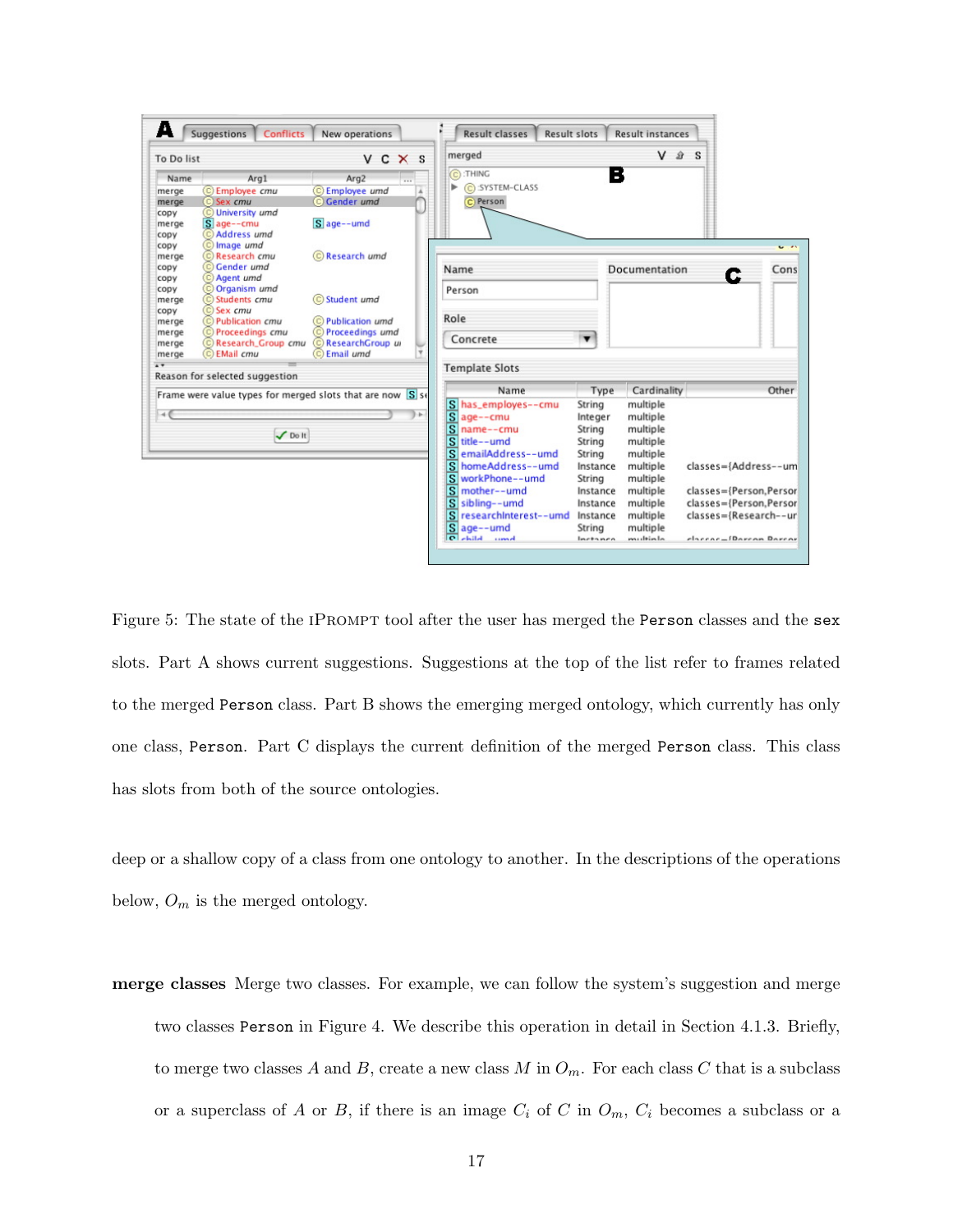Figure 5: The state of the IPROMPT tool after the user has merged the `Person` classes and the `sex` slots. Part A shows current suggestions. Suggestions at the top of the list refer to frames related to the merged `Person` class. Part B shows the emerging merged ontology, which currently has only one class, `Person`. Part C displays the current definition of the merged `Person` class. This class has slots from both of the source ontologies.

deep or a shallow copy of a class from one ontology to another. In the descriptions of the operations below, $O_m$ is the merged ontology.

**merge classes** Merge two classes. For example, we can follow the system's suggestion and merge two classes `Person` in Figure 4. We describe this operation in detail in Section 4.1.3. Briefly, to merge two classes $A$ and $B$, create a new class $M$ in $O_m$. For each class $C$ that is a subclass or a superclass of $A$ or $B$, if there is an image $C_i$ of $C$ in $O_m$, $C_i$ becomes a subclass or a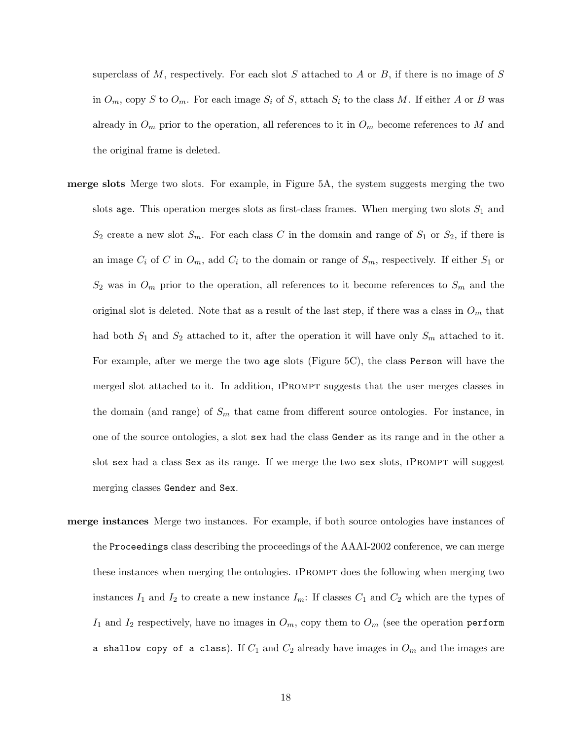superclass of $M$, respectively. For each slot $S$ attached to $A$ or $B$, if there is no image of $S$ in $O_m$, copy $S$ to $O_m$. For each image $S_i$ of $S$, attach $S_i$ to the class $M$. If either $A$ or $B$ was already in $O_m$ prior to the operation, all references to it in $O_m$ become references to $M$ and the original frame is deleted.

**merge slots** Merge two slots. For example, in Figure 5A, the system suggests merging the two slots `age`. This operation merges slots as first-class frames. When merging two slots $S_1$ and $S_2$ create a new slot $S_m$. For each class $C$ in the domain and range of $S_1$ or $S_2$, if there is an image $C_i$ of $C$ in $O_m$, add $C_i$ to the domain or range of $S_m$, respectively. If either $S_1$ or $S_2$ was in $O_m$ prior to the operation, all references to it become references to $S_m$ and the original slot is deleted. Note that as a result of the last step, if there was a class in $O_m$ that had both $S_1$ and $S_2$ attached to it, after the operation it will have only $S_m$ attached to it. For example, after we merge the two `age` slots (Figure 5C), the class `Person` will have the merged slot attached to it. In addition, iPrompt suggests that the user merges classes in the domain (and range) of $S_m$ that came from different source ontologies. For instance, in one of the source ontologies, a slot `sex` had the class `Gender` as its range and in the other a slot `sex` had a class `Sex` as its range. If we merge the two `sex` slots, iPrompt will suggest merging classes `Gender` and `Sex`.

**merge instances** Merge two instances. For example, if both source ontologies have instances of the `Proceedings` class describing the proceedings of the AAAI-2002 conference, we can merge these instances when merging the ontologies. iPrompt does the following when merging two instances $I_1$ and $I_2$ to create a new instance $I_m$: If classes $C_1$ and $C_2$ which are the types of $I_1$ and $I_2$ respectively, have no images in $O_m$, copy them to $O_m$ (see the operation `perform a shallow copy of a class`). If $C_1$ and $C_2$ already have images in $O_m$ and the images are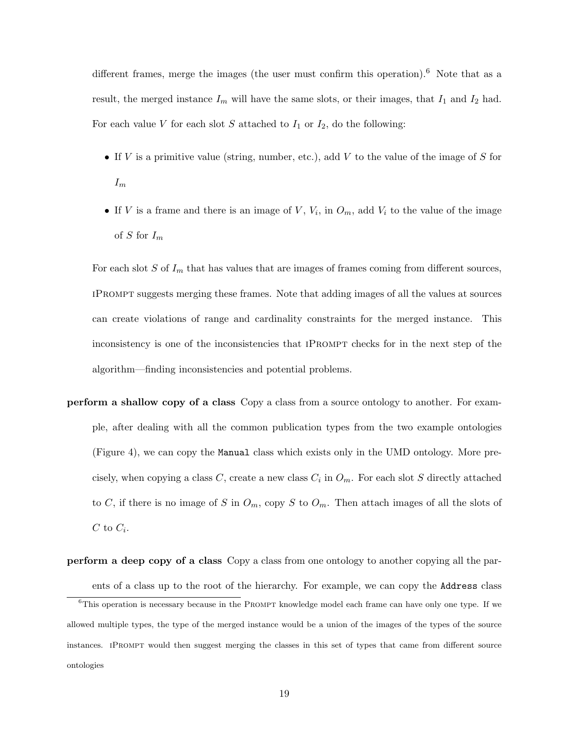different frames, merge the images (the user must confirm this operation).[6] Note that as a result, the merged instance $I_m$ will have the same slots, or their images, that $I_1$ and $I_2$ had. For each value $V$ for each slot $S$ attached to $I_1$ or $I_2$, do the following:

- If $V$ is a primitive value (string, number, etc.), add $V$ to the value of the image of $S$ for $I_m$
- If $V$ is a frame and there is an image of $V$, $V_i$, in $O_m$, add $V_i$ to the value of the image of $S$ for $I_m$

For each slot $S$ of $I_m$ that has values that are images of frames coming from different sources, iPrompt suggests merging these frames. Note that adding images of all the values at sources can create violations of range and cardinality constraints for the merged instance. This inconsistency is one of the inconsistencies that iPrompt checks for in the next step of the algorithm—finding inconsistencies and potential problems.

**perform a shallow copy of a class** Copy a class from a source ontology to another. For example, after dealing with all the common publication types from the two example ontologies (Figure 4), we can copy the `Manual` class which exists only in the UMD ontology. More precisely, when copying a class $C$, create a new class $C_i$ in $O_m$. For each slot $S$ directly attached to $C$, if there is no image of $S$ in $O_m$, copy $S$ to $O_m$. Then attach images of all the slots of $C$ to $C_i$.

**perform a deep copy of a class** Copy a class from one ontology to another copying all the parents of a class up to the root of the hierarchy. For example, we can copy the `Address` class

[6] This operation is necessary because in the Prompt knowledge model each frame can have only one type. If we allowed multiple types, the type of the merged instance would be a union of the images of the types of the source instances. iPrompt would then suggest merging the classes in this set of types that came from different source ontologies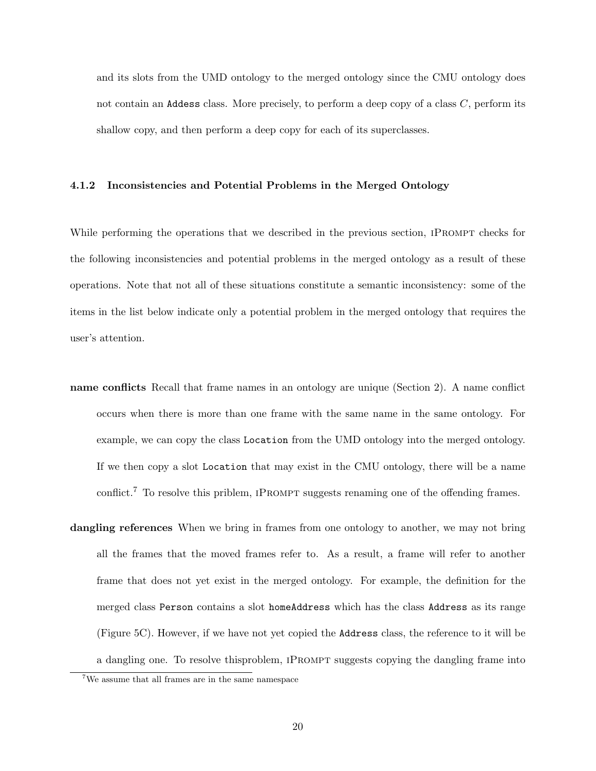and its slots from the UMD ontology to the merged ontology since the CMU ontology does not contain an `Addess` class. More precisely, to perform a deep copy of a class $C$, perform its shallow copy, and then perform a deep copy for each of its superclasses.

### 4.1.2 Inconsistencies and Potential Problems in the Merged Ontology

While performing the operations that we described in the previous section, iPrompt checks for the following inconsistencies and potential problems in the merged ontology as a result of these operations. Note that not all of these situations constitute a semantic inconsistency: some of the items in the list below indicate only a potential problem in the merged ontology that requires the user's attention.

**name conflicts** Recall that frame names in an ontology are unique (Section 2). A name conflict occurs when there is more than one frame with the same name in the same ontology. For example, we can copy the class `Location` from the UMD ontology into the merged ontology. If we then copy a slot `Location` that may exist in the CMU ontology, there will be a name conflict.[7] To resolve this priblem, iPrompt suggests renaming one of the offending frames.

**dangling references** When we bring in frames from one ontology to another, we may not bring all the frames that the moved frames refer to. As a result, a frame will refer to another frame that does not yet exist in the merged ontology. For example, the definition for the merged class `Person` contains a slot `homeAddress` which has the class `Address` as its range (Figure 5C). However, if we have not yet copied the `Address` class, the reference to it will be a dangling one. To resolve thisproblem, iPrompt suggests copying the dangling frame into

[7] We assume that all frames are in the same namespace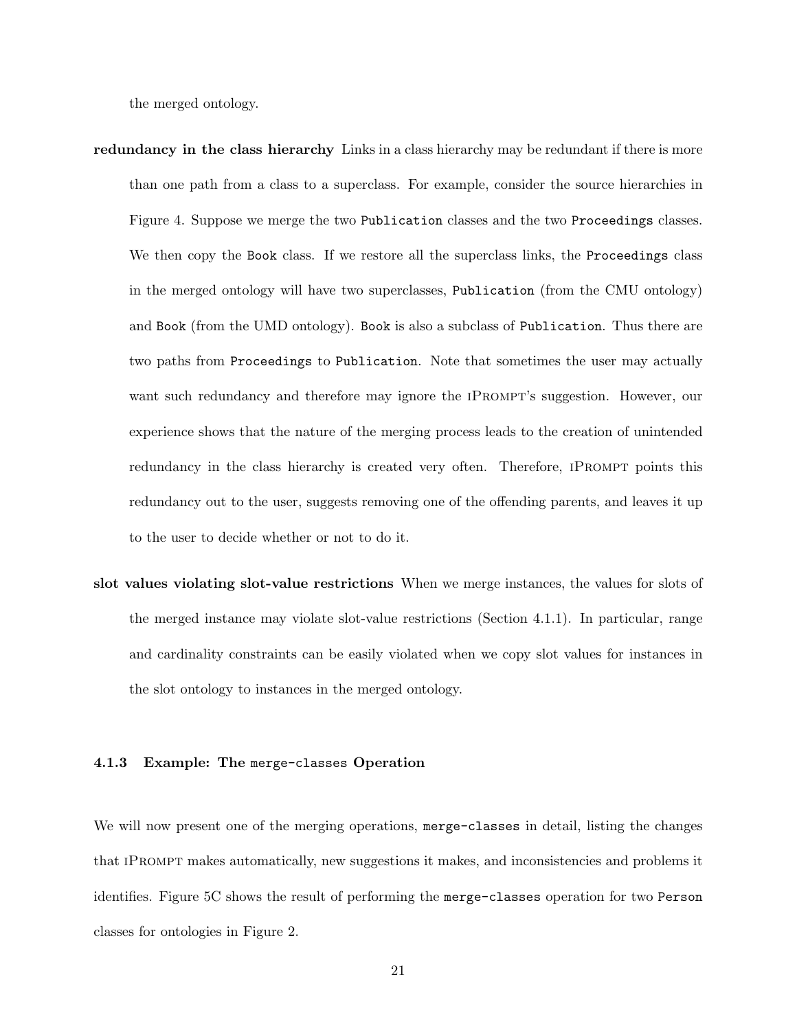the merged ontology.

**redundancy in the class hierarchy** Links in a class hierarchy may be redundant if there is more than one path from a class to a superclass. For example, consider the source hierarchies in Figure 4. Suppose we merge the two `Publication` classes and the two `Proceedings` classes. We then copy the `Book` class. If we restore all the superclass links, the `Proceedings` class in the merged ontology will have two superclasses, `Publication` (from the CMU ontology) and `Book` (from the UMD ontology). `Book` is also a subclass of `Publication`. Thus there are two paths from `Proceedings` to `Publication`. Note that sometimes the user may actually want such redundancy and therefore may ignore the iPrompt's suggestion. However, our experience shows that the nature of the merging process leads to the creation of unintended redundancy in the class hierarchy is created very often. Therefore, iPrompt points this redundancy out to the user, suggests removing one of the offending parents, and leaves it up to the user to decide whether or not to do it.

**slot values violating slot-value restrictions** When we merge instances, the values for slots of the merged instance may violate slot-value restrictions (Section 4.1.1). In particular, range and cardinality constraints can be easily violated when we copy slot values for instances in the slot ontology to instances in the merged ontology.

### 4.1.3 Example: The `merge-classes` Operation

We will now present one of the merging operations, `merge-classes` in detail, listing the changes that iPrompt makes automatically, new suggestions it makes, and inconsistencies and problems it identifies. Figure 5C shows the result of performing the `merge-classes` operation for two `Person` classes for ontologies in Figure 2.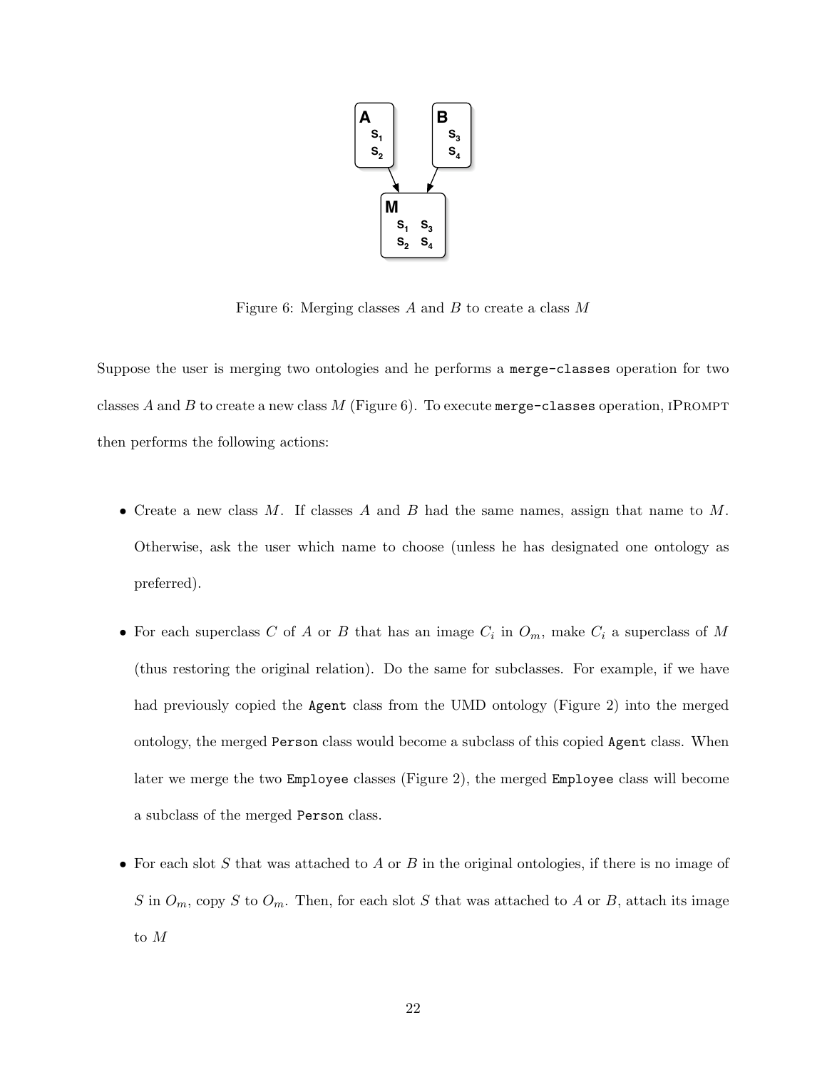Figure 6: Merging classes $A$ and $B$ to create a class $M$

Suppose the user is merging two ontologies and he performs a `merge-classes` operation for two classes $A$ and $B$ to create a new class $M$ (Figure 6). To execute `merge-classes` operation, iPrompt then performs the following actions:

- Create a new class $M$. If classes $A$ and $B$ had the same names, assign that name to $M$. Otherwise, ask the user which name to choose (unless he has designated one ontology as preferred).

- For each superclass $C$ of $A$ or $B$ that has an image $C_i$ in $O_m$, make $C_i$ a superclass of $M$ (thus restoring the original relation). Do the same for subclasses. For example, if we have had previously copied the `Agent` class from the UMD ontology (Figure 2) into the merged ontology, the merged `Person` class would become a subclass of this copied `Agent` class. When later we merge the two `Employee` classes (Figure 2), the merged `Employee` class will become a subclass of the merged `Person` class.

- For each slot $S$ that was attached to $A$ or $B$ in the original ontologies, if there is no image of $S$ in $O_m$, copy $S$ to $O_m$. Then, for each slot $S$ that was attached to $A$ or $B$, attach its image to $M$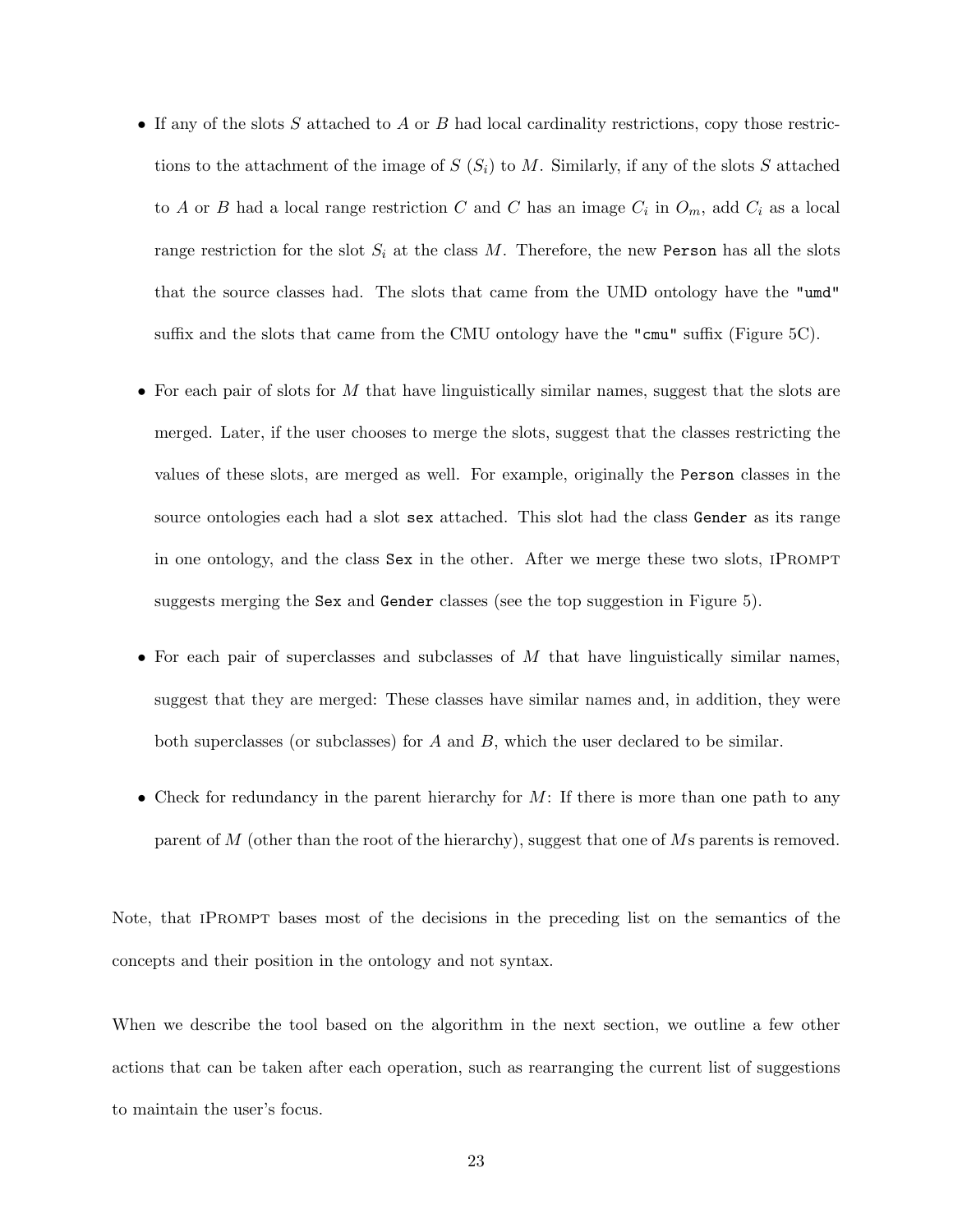- If any of the slots $S$ attached to $A$ or $B$ had local cardinality restrictions, copy those restrictions to the attachment of the image of $S$ ($S_i$) to $M$. Similarly, if any of the slots $S$ attached to $A$ or $B$ had a local range restriction $C$ and $C$ has an image $C_i$ in $O_m$, add $C_i$ as a local range restriction for the slot $S_i$ at the class $M$. Therefore, the new `Person` has all the slots that the source classes had. The slots that came from the UMD ontology have the `"umd"` suffix and the slots that came from the CMU ontology have the `"cmu"` suffix (Figure 5C).

- For each pair of slots for $M$ that have linguistically similar names, suggest that the slots are merged. Later, if the user chooses to merge the slots, suggest that the classes restricting the values of these slots, are merged as well. For example, originally the `Person` classes in the source ontologies each had a slot `sex` attached. This slot had the class `Gender` as its range in one ontology, and the class `Sex` in the other. After we merge these two slots, iPrompt suggests merging the `Sex` and `Gender` classes (see the top suggestion in Figure 5).

- For each pair of superclasses and subclasses of $M$ that have linguistically similar names, suggest that they are merged: These classes have similar names and, in addition, they were both superclasses (or subclasses) for $A$ and $B$, which the user declared to be similar.

- Check for redundancy in the parent hierarchy for $M$: If there is more than one path to any parent of $M$ (other than the root of the hierarchy), suggest that one of $M$s parents is removed.

Note, that iPrompt bases most of the decisions in the preceding list on the semantics of the concepts and their position in the ontology and not syntax.

When we describe the tool based on the algorithm in the next section, we outline a few other actions that can be taken after each operation, such as rearranging the current list of suggestions to maintain the user's focus.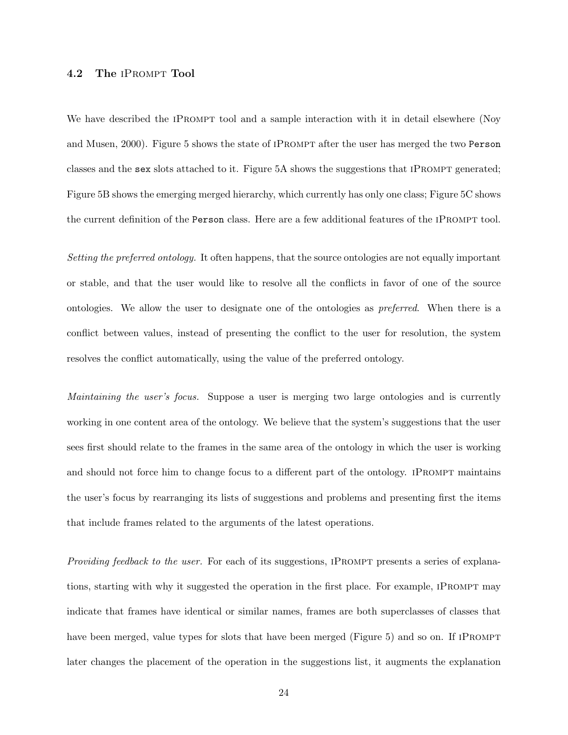### 4.2 The iPrompt Tool

We have described the iPrompt tool and a sample interaction with it in detail elsewhere (Noy and Musen, 2000). Figure 5 shows the state of iPrompt after the user has merged the two `Person` classes and the `sex` slots attached to it. Figure 5A shows the suggestions that iPrompt generated; Figure 5B shows the emerging merged hierarchy, which currently has only one class; Figure 5C shows the current definition of the `Person` class. Here are a few additional features of the iPrompt tool.

*Setting the preferred ontology.* It often happens, that the source ontologies are not equally important or stable, and that the user would like to resolve all the conflicts in favor of one of the source ontologies. We allow the user to designate one of the ontologies as *preferred*. When there is a conflict between values, instead of presenting the conflict to the user for resolution, the system resolves the conflict automatically, using the value of the preferred ontology.

*Maintaining the user's focus.* Suppose a user is merging two large ontologies and is currently working in one content area of the ontology. We believe that the system's suggestions that the user sees first should relate to the frames in the same area of the ontology in which the user is working and should not force him to change focus to a different part of the ontology. iPrompt maintains the user's focus by rearranging its lists of suggestions and problems and presenting first the items that include frames related to the arguments of the latest operations.

*Providing feedback to the user.* For each of its suggestions, iPrompt presents a series of explanations, starting with why it suggested the operation in the first place. For example, iPrompt may indicate that frames have identical or similar names, frames are both superclasses of classes that have been merged, value types for slots that have been merged (Figure 5) and so on. If iPrompt later changes the placement of the operation in the suggestions list, it augments the explanation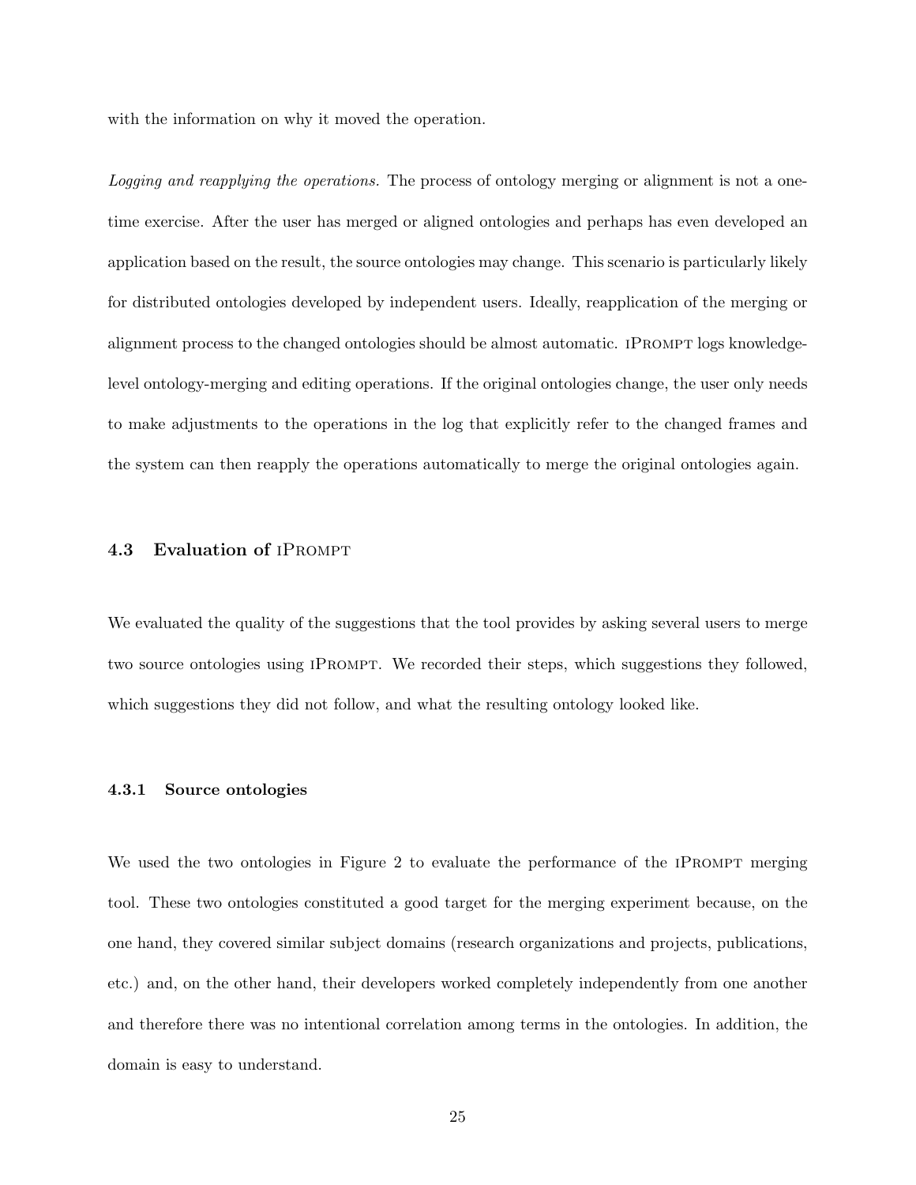with the information on why it moved the operation.

*Logging and reapplying the operations.* The process of ontology merging or alignment is not a one-time exercise. After the user has merged or aligned ontologies and perhaps has even developed an application based on the result, the source ontologies may change. This scenario is particularly likely for distributed ontologies developed by independent users. Ideally, reapplication of the merging or alignment process to the changed ontologies should be almost automatic. iPrompt logs knowledge-level ontology-merging and editing operations. If the original ontologies change, the user only needs to make adjustments to the operations in the log that explicitly refer to the changed frames and the system can then reapply the operations automatically to merge the original ontologies again.

## 4.3 Evaluation of iPrompt

We evaluated the quality of the suggestions that the tool provides by asking several users to merge two source ontologies using iPrompt. We recorded their steps, which suggestions they followed, which suggestions they did not follow, and what the resulting ontology looked like.

### 4.3.1 Source ontologies

We used the two ontologies in Figure 2 to evaluate the performance of the iPrompt merging tool. These two ontologies constituted a good target for the merging experiment because, on the one hand, they covered similar subject domains (research organizations and projects, publications, etc.) and, on the other hand, their developers worked completely independently from one another and therefore there was no intentional correlation among terms in the ontologies. In addition, the domain is easy to understand.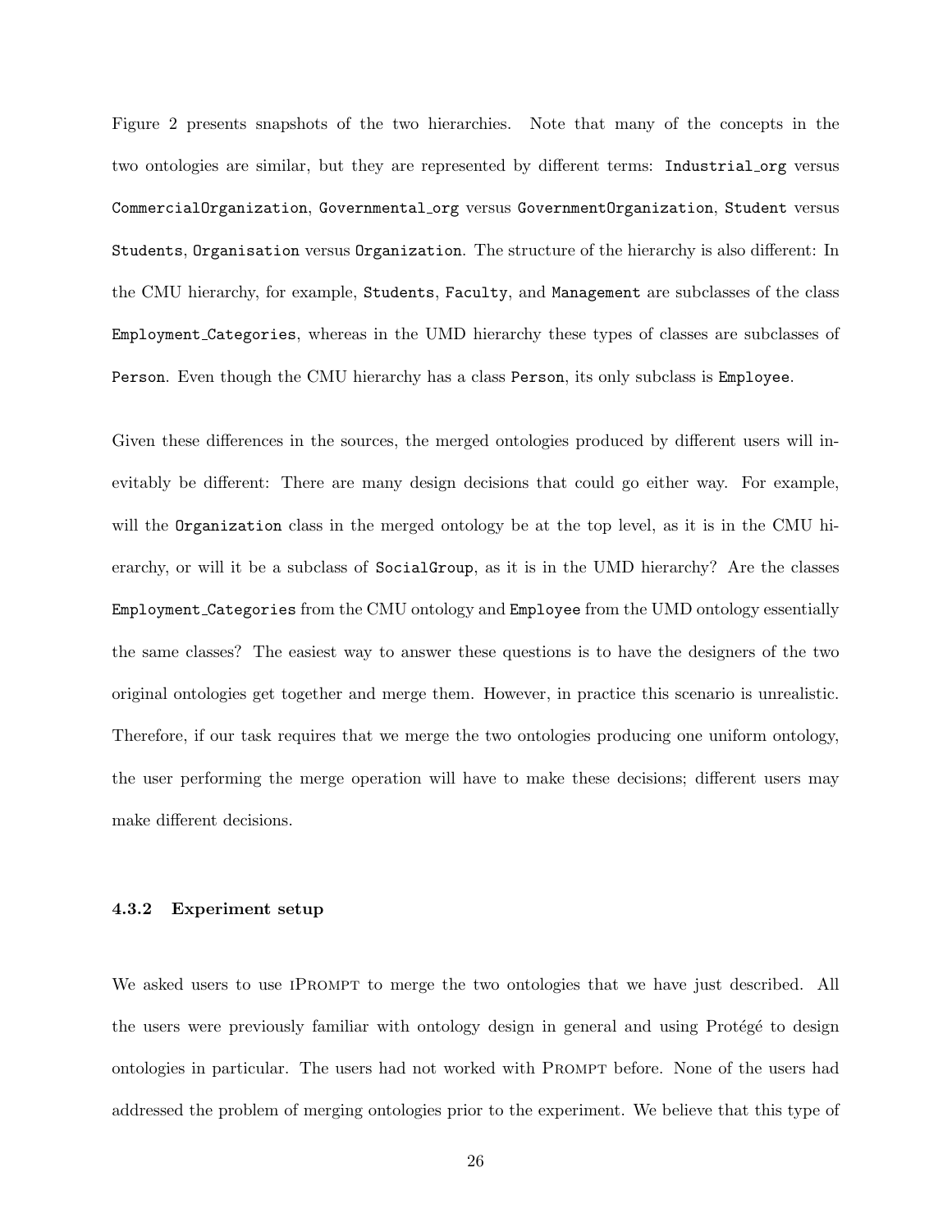Figure 2 presents snapshots of the two hierarchies. Note that many of the concepts in the two ontologies are similar, but they are represented by different terms: `Industrial_org` versus `CommercialOrganization`, `Governmental_org` versus `GovernmentOrganization`, `Student` versus `Students`, `Organisation` versus `Organization`. The structure of the hierarchy is also different: In the CMU hierarchy, for example, `Students`, `Faculty`, and `Management` are subclasses of the class `Employment_Categories`, whereas in the UMD hierarchy these types of classes are subclasses of `Person`. Even though the CMU hierarchy has a class `Person`, its only subclass is `Employee`.

Given these differences in the sources, the merged ontologies produced by different users will inevitably be different: There are many design decisions that could go either way. For example, will the `Organization` class in the merged ontology be at the top level, as it is in the CMU hierarchy, or will it be a subclass of `SocialGroup`, as it is in the UMD hierarchy? Are the classes `Employment_Categories` from the CMU ontology and `Employee` from the UMD ontology essentially the same classes? The easiest way to answer these questions is to have the designers of the two original ontologies get together and merge them. However, in practice this scenario is unrealistic. Therefore, if our task requires that we merge the two ontologies producing one uniform ontology, the user performing the merge operation will have to make these decisions; different users may make different decisions.

#### 4.3.2 Experiment setup

We asked users to use iPrompt to merge the two ontologies that we have just described. All the users were previously familiar with ontology design in general and using Protégé to design ontologies in particular. The users had not worked with Prompt before. None of the users had addressed the problem of merging ontologies prior to the experiment. We believe that this type of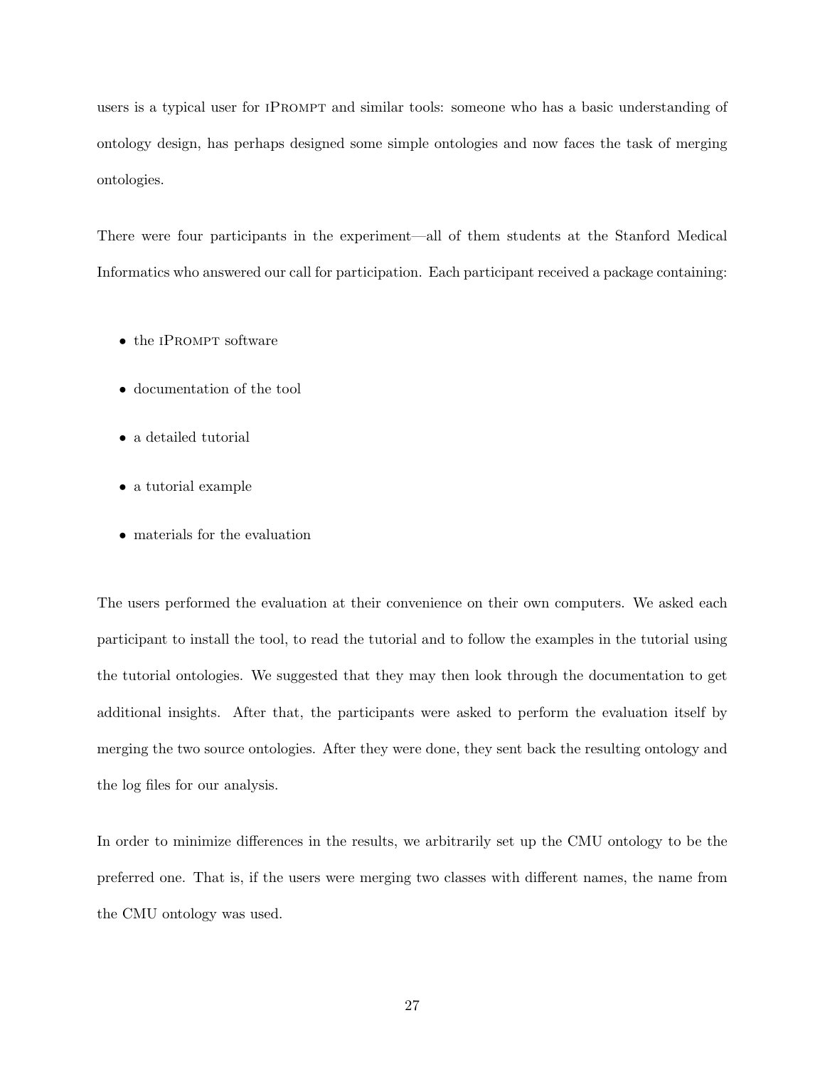users is a typical user for iPrompt and similar tools: someone who has a basic understanding of ontology design, has perhaps designed some simple ontologies and now faces the task of merging ontologies.

There were four participants in the experiment—all of them students at the Stanford Medical Informatics who answered our call for participation. Each participant received a package containing:

- the iPrompt software
- documentation of the tool
- a detailed tutorial
- a tutorial example
- materials for the evaluation

The users performed the evaluation at their convenience on their own computers. We asked each participant to install the tool, to read the tutorial and to follow the examples in the tutorial using the tutorial ontologies. We suggested that they may then look through the documentation to get additional insights. After that, the participants were asked to perform the evaluation itself by merging the two source ontologies. After they were done, they sent back the resulting ontology and the log files for our analysis.

In order to minimize differences in the results, we arbitrarily set up the CMU ontology to be the preferred one. That is, if the users were merging two classes with different names, the name from the CMU ontology was used.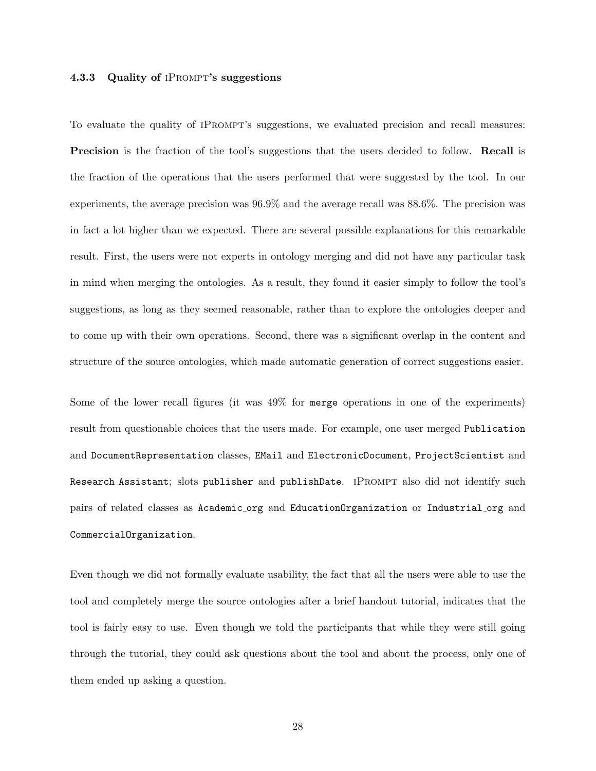### 4.3.3 Quality of iPrompt's suggestions

To evaluate the quality of iPrompt's suggestions, we evaluated precision and recall measures: **Precision** is the fraction of the tool's suggestions that the users decided to follow. **Recall** is the fraction of the operations that the users performed that were suggested by the tool. In our experiments, the average precision was 96.9% and the average recall was 88.6%. The precision was in fact a lot higher than we expected. There are several possible explanations for this remarkable result. First, the users were not experts in ontology merging and did not have any particular task in mind when merging the ontologies. As a result, they found it easier simply to follow the tool's suggestions, as long as they seemed reasonable, rather than to explore the ontologies deeper and to come up with their own operations. Second, there was a significant overlap in the content and structure of the source ontologies, which made automatic generation of correct suggestions easier.

Some of the lower recall figures (it was 49% for `merge` operations in one of the experiments) result from questionable choices that the users made. For example, one user merged `Publication` and `DocumentRepresentation` classes, `EMail` and `ElectronicDocument`, `ProjectScientist` and `Research_Assistant`; slots `publisher` and `publishDate`. iPrompt also did not identify such pairs of related classes as `Academic_org` and `EducationOrganization` or `Industrial_org` and `CommercialOrganization`.

Even though we did not formally evaluate usability, the fact that all the users were able to use the tool and completely merge the source ontologies after a brief handout tutorial, indicates that the tool is fairly easy to use. Even though we told the participants that while they were still going through the tutorial, they could ask questions about the tool and about the process, only one of them ended up asking a question.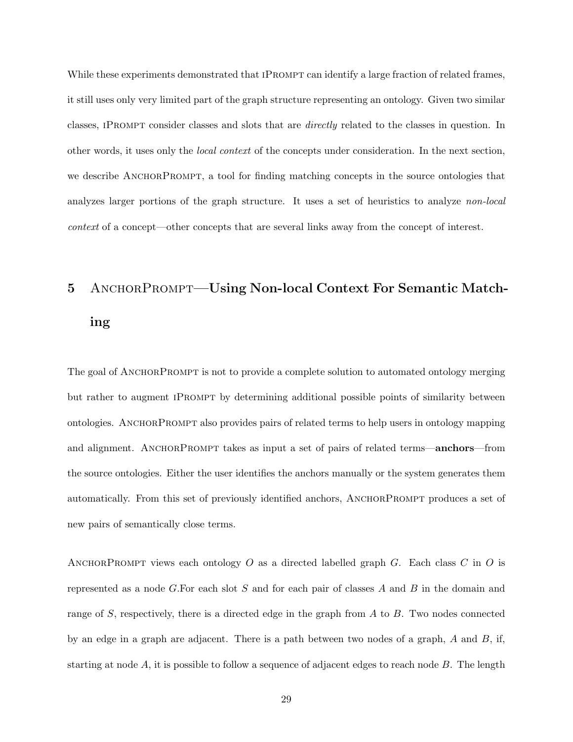While these experiments demonstrated that iPrompt can identify a large fraction of related frames, it still uses only very limited part of the graph structure representing an ontology. Given two similar classes, iPrompt consider classes and slots that are *directly* related to the classes in question. In other words, it uses only the *local context* of the concepts under consideration. In the next section, we describe AnchorPrompt, a tool for finding matching concepts in the source ontologies that analyzes larger portions of the graph structure. It uses a set of heuristics to analyze *non-local context* of a concept—other concepts that are several links away from the concept of interest.

## 5 AnchorPrompt—Using Non-local Context For Semantic Matching

The goal of AnchorPrompt is not to provide a complete solution to automated ontology merging but rather to augment iPrompt by determining additional possible points of similarity between ontologies. AnchorPrompt also provides pairs of related terms to help users in ontology mapping and alignment. AnchorPrompt takes as input a set of pairs of related terms—**anchors**—from the source ontologies. Either the user identifies the anchors manually or the system generates them automatically. From this set of previously identified anchors, AnchorPrompt produces a set of new pairs of semantically close terms.

AnchorPrompt views each ontology $O$ as a directed labelled graph $G$. Each class $C$ in $O$ is represented as a node $G$.For each slot $S$ and for each pair of classes $A$ and $B$ in the domain and range of $S$, respectively, there is a directed edge in the graph from $A$ to $B$. Two nodes connected by an edge in a graph are adjacent. There is a path between two nodes of a graph, $A$ and $B$, if, starting at node $A$, it is possible to follow a sequence of adjacent edges to reach node $B$. The length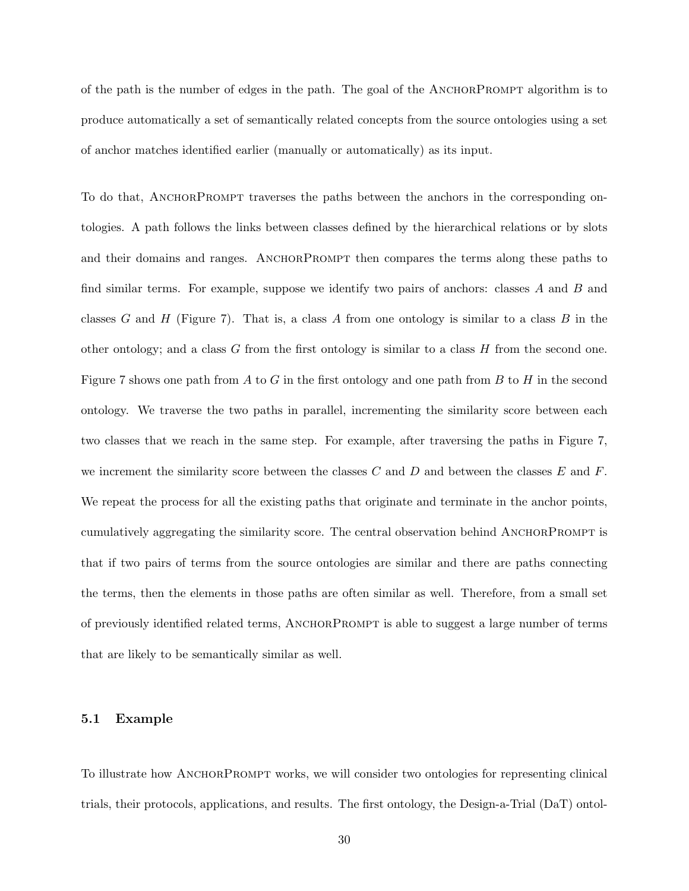of the path is the number of edges in the path. The goal of the AnchorPrompt algorithm is to produce automatically a set of semantically related concepts from the source ontologies using a set of anchor matches identified earlier (manually or automatically) as its input.

To do that, AnchorPrompt traverses the paths between the anchors in the corresponding ontologies. A path follows the links between classes defined by the hierarchical relations or by slots and their domains and ranges. AnchorPrompt then compares the terms along these paths to find similar terms. For example, suppose we identify two pairs of anchors: classes $A$ and $B$ and classes $G$ and $H$ (Figure 7). That is, a class $A$ from one ontology is similar to a class $B$ in the other ontology; and a class $G$ from the first ontology is similar to a class $H$ from the second one. Figure 7 shows one path from $A$ to $G$ in the first ontology and one path from $B$ to $H$ in the second ontology. We traverse the two paths in parallel, incrementing the similarity score between each two classes that we reach in the same step. For example, after traversing the paths in Figure 7, we increment the similarity score between the classes $C$ and $D$ and between the classes $E$ and $F$. We repeat the process for all the existing paths that originate and terminate in the anchor points, cumulatively aggregating the similarity score. The central observation behind AnchorPrompt is that if two pairs of terms from the source ontologies are similar and there are paths connecting the terms, then the elements in those paths are often similar as well. Therefore, from a small set of previously identified related terms, AnchorPrompt is able to suggest a large number of terms that are likely to be semantically similar as well.

### 5.1 Example

To illustrate how AnchorPrompt works, we will consider two ontologies for representing clinical trials, their protocols, applications, and results. The first ontology, the Design-a-Trial (DaT) ontol-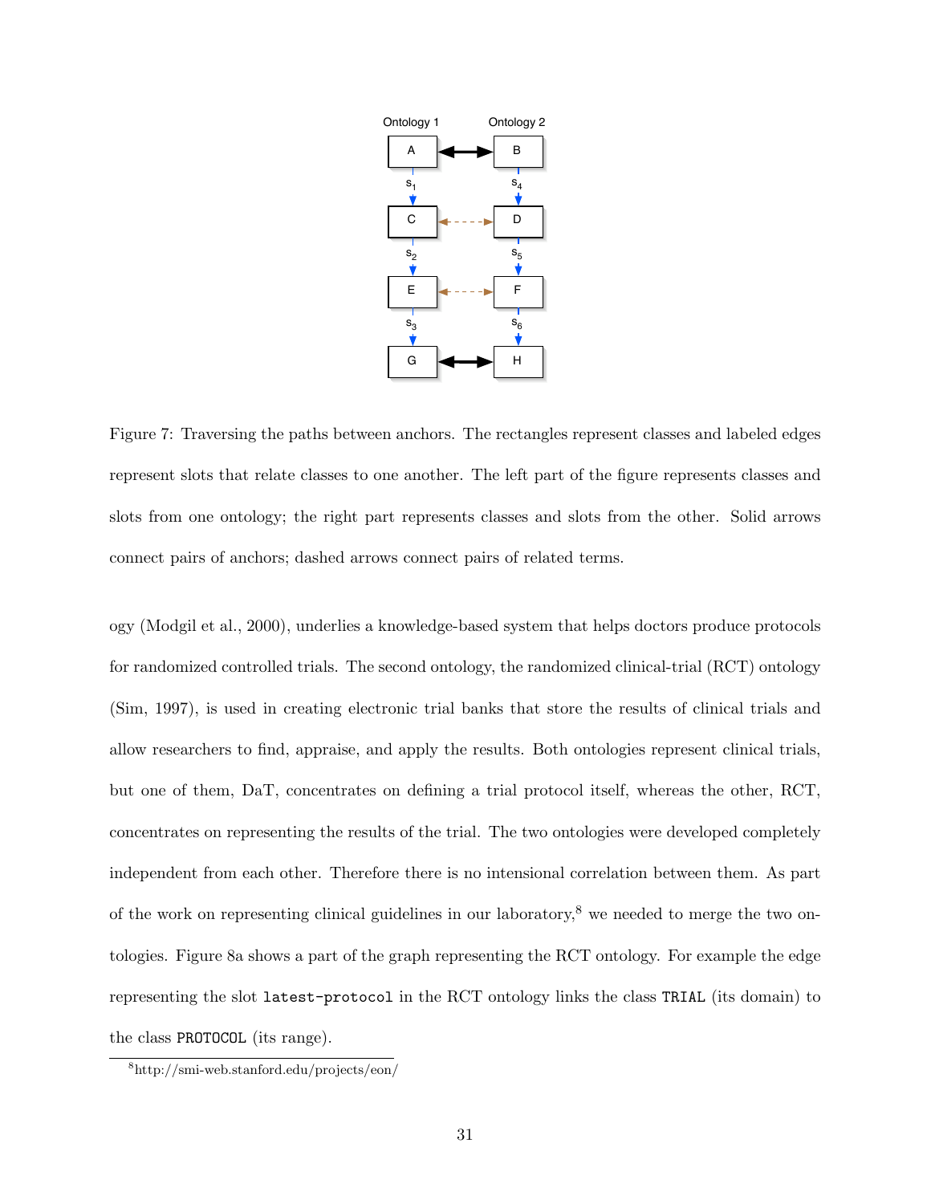Figure 7: Traversing the paths between anchors. The rectangles represent classes and labeled edges represent slots that relate classes to one another. The left part of the figure represents classes and slots from one ontology; the right part represents classes and slots from the other. Solid arrows connect pairs of anchors; dashed arrows connect pairs of related terms.

ogy (Modgil et al., 2000), underlies a knowledge-based system that helps doctors produce protocols for randomized controlled trials. The second ontology, the randomized clinical-trial (RCT) ontology (Sim, 1997), is used in creating electronic trial banks that store the results of clinical trials and allow researchers to find, appraise, and apply the results. Both ontologies represent clinical trials, but one of them, DaT, concentrates on defining a trial protocol itself, whereas the other, RCT, concentrates on representing the results of the trial. The two ontologies were developed completely independent from each other. Therefore there is no intensional correlation between them. As part of the work on representing clinical guidelines in our laboratory,[8] we needed to merge the two ontologies. Figure 8a shows a part of the graph representing the RCT ontology. For example the edge representing the slot `latest-protocol` in the RCT ontology links the class `TRIAL` (its domain) to the class `PROTOCOL` (its range).

[8] http://smi-web.stanford.edu/projects/eon/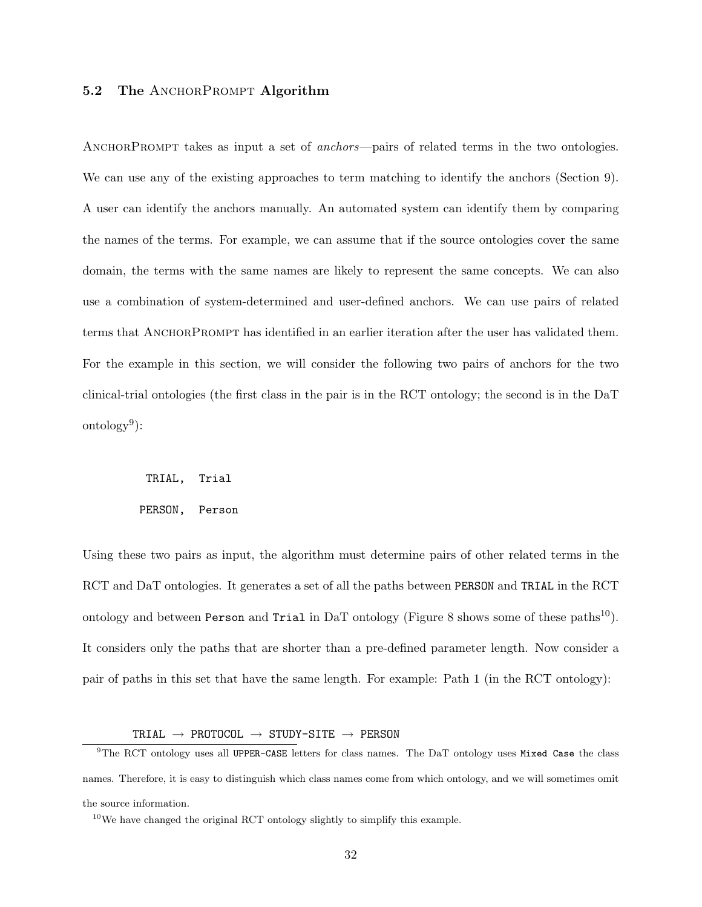### 5.2 The AnchorPrompt Algorithm

AnchorPrompt takes as input a set of *anchors*—pairs of related terms in the two ontologies. We can use any of the existing approaches to term matching to identify the anchors (Section 9). A user can identify the anchors manually. An automated system can identify them by comparing the names of the terms. For example, we can assume that if the source ontologies cover the same domain, the terms with the same names are likely to represent the same concepts. We can also use a combination of system-determined and user-defined anchors. We can use pairs of related terms that AnchorPrompt has identified in an earlier iteration after the user has validated them. For the example in this section, we will consider the following two pairs of anchors for the two clinical-trial ontologies (the first class in the pair is in the RCT ontology; the second is in the DaT ontology[9]):

```
 TRIAL,  Trial
PERSON,  Person
```

Using these two pairs as input, the algorithm must determine pairs of other related terms in the RCT and DaT ontologies. It generates a set of all the paths between `PERSON` and `TRIAL` in the RCT ontology and between `Person` and `Trial` in DaT ontology (Figure 8 shows some of these paths[10]). It considers only the paths that are shorter than a pre-defined parameter length. Now consider a pair of paths in this set that have the same length. For example: Path 1 (in the RCT ontology):

```
TRIAL → PROTOCOL → STUDY-SITE → PERSON
```

[9] The RCT ontology uses all `UPPER-CASE` letters for class names. The DaT ontology uses `Mixed Case` the class names. Therefore, it is easy to distinguish which class names come from which ontology, and we will sometimes omit the source information.

[10] We have changed the original RCT ontology slightly to simplify this example.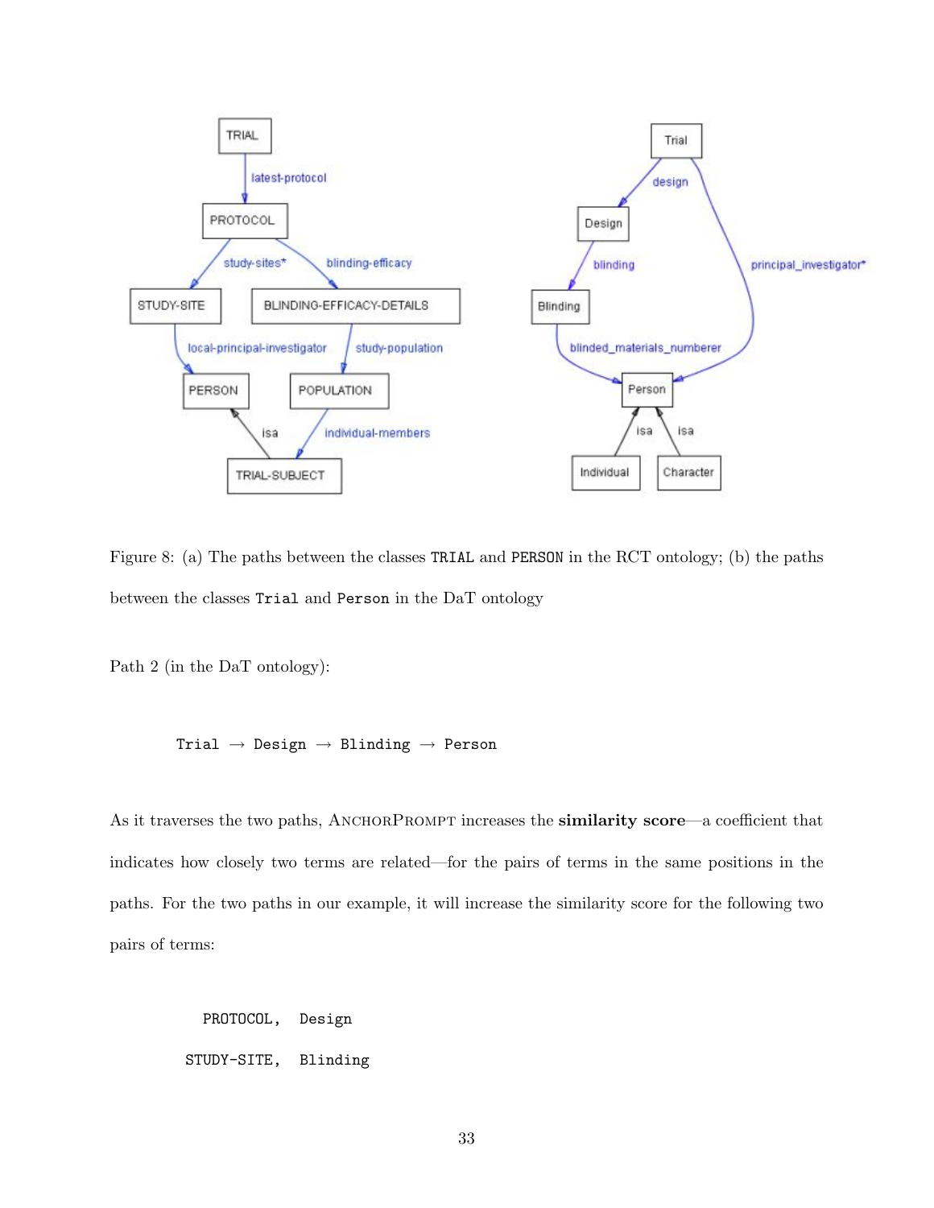Figure 8: (a) The paths between the classes `TRIAL` and `PERSON` in the RCT ontology; (b) the paths between the classes `Trial` and `Person` in the DaT ontology

Path 2 (in the DaT ontology):

```
Trial → Design → Blinding → Person
```

As it traverses the two paths, AnchorPrompt increases the **similarity score**—a coefficient that indicates how closely two terms are related—for the pairs of terms in the same positions in the paths. For the two paths in our example, it will increase the similarity score for the following two pairs of terms:

```
  PROTOCOL,  Design
STUDY-SITE,  Blinding
```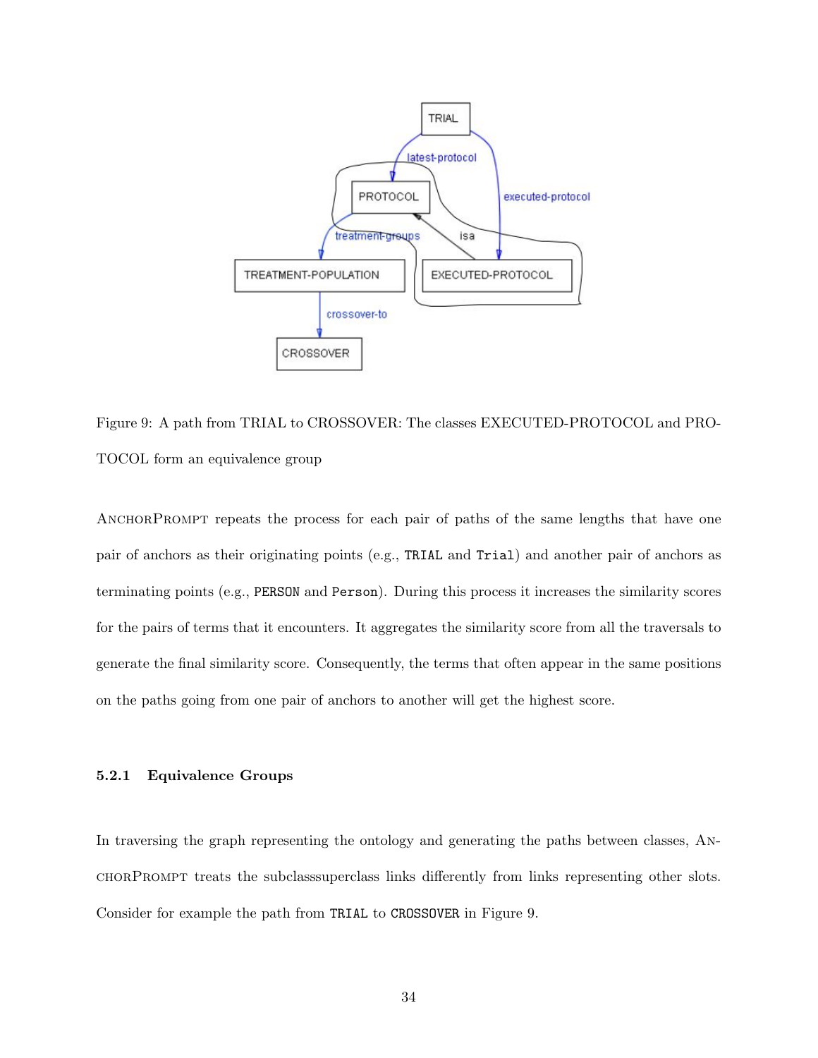Figure 9: A path from TRIAL to CROSSOVER: The classes EXECUTED-PROTOCOL and PROTOCOL form an equivalence group

AnchorPrompt repeats the process for each pair of paths of the same lengths that have one pair of anchors as their originating points (e.g., `TRIAL` and `Trial`) and another pair of anchors as terminating points (e.g., `PERSON` and `Person`). During this process it increases the similarity scores for the pairs of terms that it encounters. It aggregates the similarity score from all the traversals to generate the final similarity score. Consequently, the terms that often appear in the same positions on the paths going from one pair of anchors to another will get the highest score.

#### 5.2.1 Equivalence Groups

In traversing the graph representing the ontology and generating the paths between classes, AnchorPrompt treats the subclasssuperclass links differently from links representing other slots. Consider for example the path from `TRIAL` to `CROSSOVER` in Figure 9.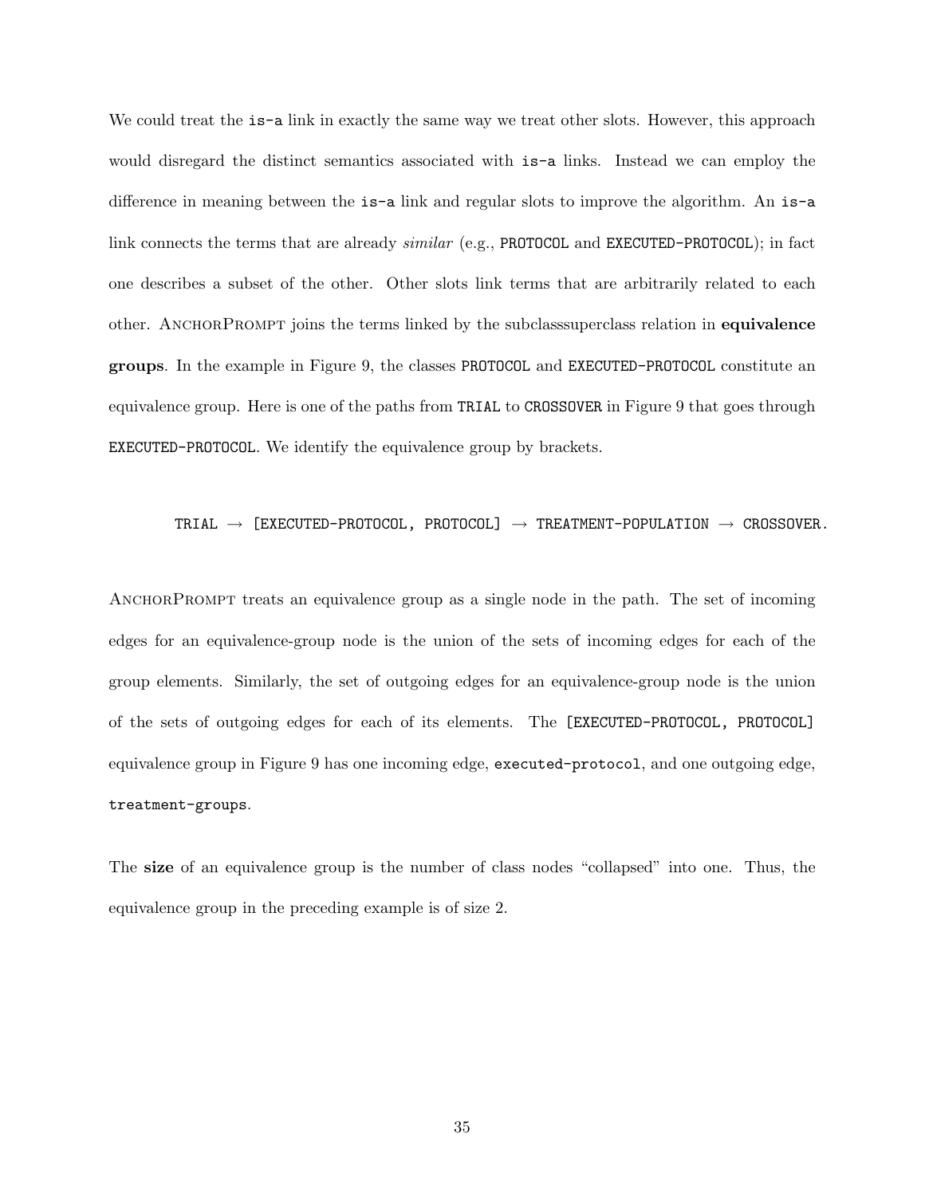We could treat the `is-a` link in exactly the same way we treat other slots. However, this approach would disregard the distinct semantics associated with `is-a` links. Instead we can employ the difference in meaning between the `is-a` link and regular slots to improve the algorithm. An `is-a` link connects the terms that are already *similar* (e.g., `PROTOCOL` and `EXECUTED-PROTOCOL`); in fact one describes a subset of the other. Other slots link terms that are arbitrarily related to each other. AnchorPrompt joins the terms linked by the subclasssuperclass relation in **equivalence groups**. In the example in Figure 9, the classes `PROTOCOL` and `EXECUTED-PROTOCOL` constitute an equivalence group. Here is one of the paths from `TRIAL` to `CROSSOVER` in Figure 9 that goes through `EXECUTED-PROTOCOL`. We identify the equivalence group by brackets.

```
TRIAL → [EXECUTED-PROTOCOL, PROTOCOL] → TREATMENT-POPULATION → CROSSOVER.
```

AnchorPrompt treats an equivalence group as a single node in the path. The set of incoming edges for an equivalence-group node is the union of the sets of incoming edges for each of the group elements. Similarly, the set of outgoing edges for an equivalence-group node is the union of the sets of outgoing edges for each of its elements. The `[EXECUTED-PROTOCOL, PROTOCOL]` equivalence group in Figure 9 has one incoming edge, `executed-protocol`, and one outgoing edge, `treatment-groups`.

The **size** of an equivalence group is the number of class nodes "collapsed" into one. Thus, the equivalence group in the preceding example is of size 2.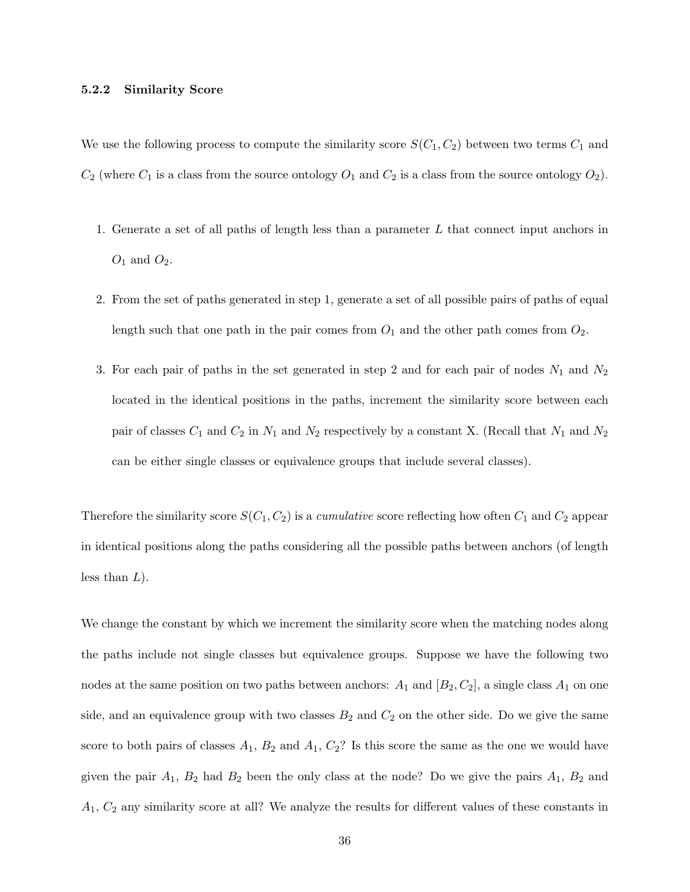### 5.2.2 Similarity Score

We use the following process to compute the similarity score $S(C_1, C_2)$ between two terms $C_1$ and $C_2$ (where $C_1$ is a class from the source ontology $O_1$ and $C_2$ is a class from the source ontology $O_2$).

1. Generate a set of all paths of length less than a parameter $L$ that connect input anchors in $O_1$ and $O_2$.
2. From the set of paths generated in step 1, generate a set of all possible pairs of paths of equal length such that one path in the pair comes from $O_1$ and the other path comes from $O_2$.
3. For each pair of paths in the set generated in step 2 and for each pair of nodes $N_1$ and $N_2$ located in the identical positions in the paths, increment the similarity score between each pair of classes $C_1$ and $C_2$ in $N_1$ and $N_2$ respectively by a constant X. (Recall that $N_1$ and $N_2$ can be either single classes or equivalence groups that include several classes).

Therefore the similarity score $S(C_1, C_2)$ is a *cumulative* score reflecting how often $C_1$ and $C_2$ appear in identical positions along the paths considering all the possible paths between anchors (of length less than $L$).

We change the constant by which we increment the similarity score when the matching nodes along the paths include not single classes but equivalence groups. Suppose we have the following two nodes at the same position on two paths between anchors: $A_1$ and $[B_2, C_2]$, a single class $A_1$ on one side, and an equivalence group with two classes $B_2$ and $C_2$ on the other side. Do we give the same score to both pairs of classes $A_1$, $B_2$ and $A_1$, $C_2$? Is this score the same as the one we would have given the pair $A_1$, $B_2$ had $B_2$ been the only class at the node? Do we give the pairs $A_1$, $B_2$ and $A_1$, $C_2$ any similarity score at all? We analyze the results for different values of these constants in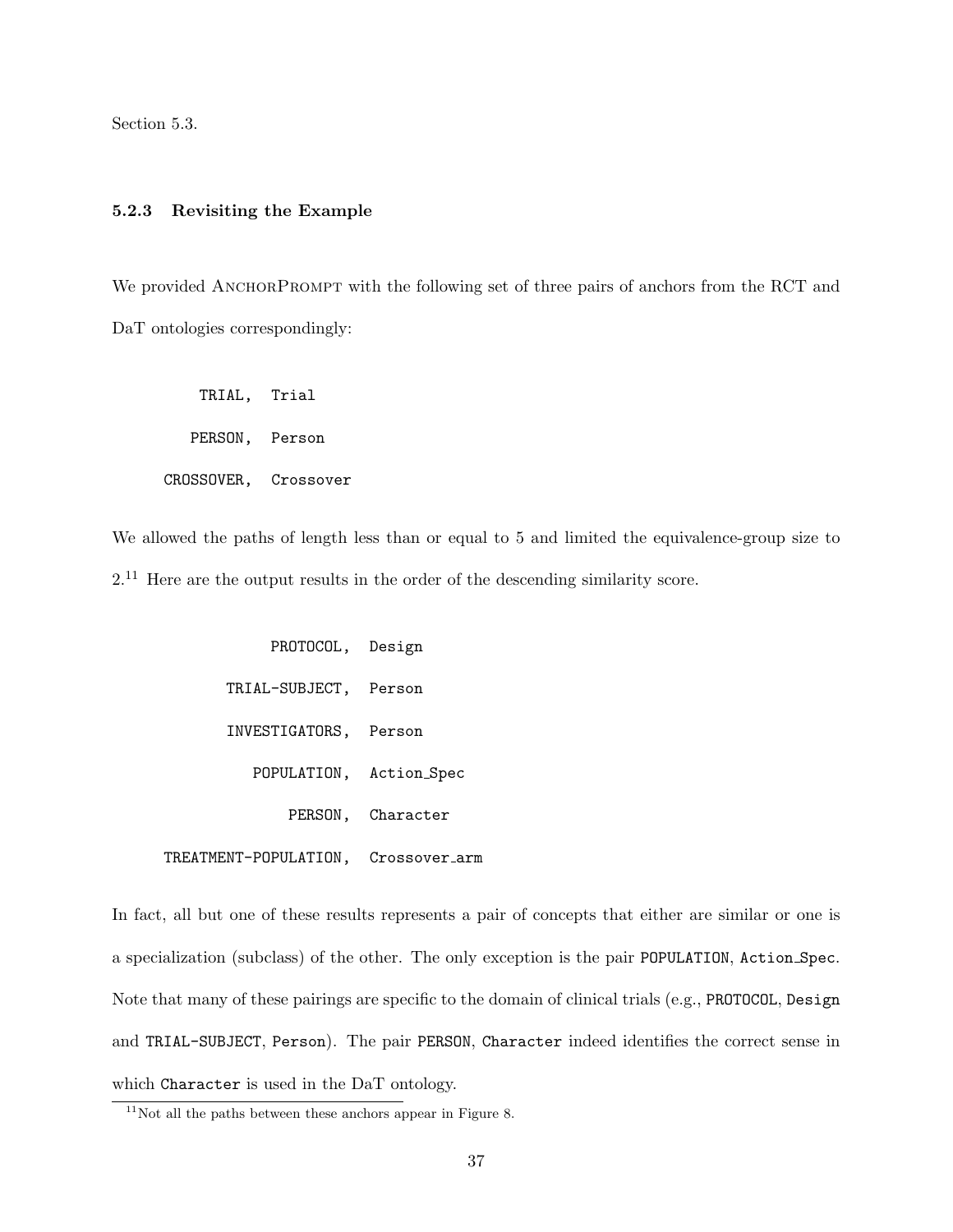Section 5.3.

### 5.2.3 Revisiting the Example

We provided AnchorPrompt with the following set of three pairs of anchors from the RCT and DaT ontologies correspondingly:

```
    TRIAL,  Trial
   PERSON,  Person
CROSSOVER,  Crossover
```

We allowed the paths of length less than or equal to 5 and limited the equivalence-group size to 2.[11] Here are the output results in the order of the descending similarity score.

```
           PROTOCOL,  Design
      TRIAL-SUBJECT,  Person
      INVESTIGATORS,  Person
         POPULATION,  Action_Spec
             PERSON,  Character
TREATMENT-POPULATION,  Crossover_arm
```

In fact, all but one of these results represents a pair of concepts that either are similar or one is a specialization (subclass) of the other. The only exception is the pair `POPULATION`, `Action_Spec`. Note that many of these pairings are specific to the domain of clinical trials (e.g., `PROTOCOL`, `Design` and `TRIAL-SUBJECT`, `Person`). The pair `PERSON`, `Character` indeed identifies the correct sense in which `Character` is used in the DaT ontology.

[11] Not all the paths between these anchors appear in Figure 8.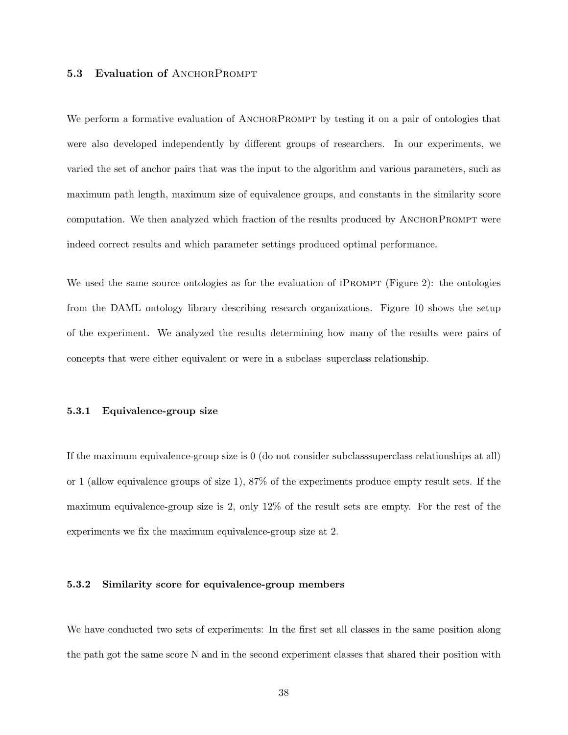### 5.3 Evaluation of AnchorPrompt

We perform a formative evaluation of AnchorPrompt by testing it on a pair of ontologies that were also developed independently by different groups of researchers. In our experiments, we varied the set of anchor pairs that was the input to the algorithm and various parameters, such as maximum path length, maximum size of equivalence groups, and constants in the similarity score computation. We then analyzed which fraction of the results produced by AnchorPrompt were indeed correct results and which parameter settings produced optimal performance.

We used the same source ontologies as for the evaluation of iPrompt (Figure 2): the ontologies from the DAML ontology library describing research organizations. Figure 10 shows the setup of the experiment. We analyzed the results determining how many of the results were pairs of concepts that were either equivalent or were in a subclass–superclass relationship.

#### 5.3.1 Equivalence-group size

If the maximum equivalence-group size is 0 (do not consider subclasssuperclass relationships at all) or 1 (allow equivalence groups of size 1), 87% of the experiments produce empty result sets. If the maximum equivalence-group size is 2, only 12% of the result sets are empty. For the rest of the experiments we fix the maximum equivalence-group size at 2.

#### 5.3.2 Similarity score for equivalence-group members

We have conducted two sets of experiments: In the first set all classes in the same position along the path got the same score N and in the second experiment classes that shared their position with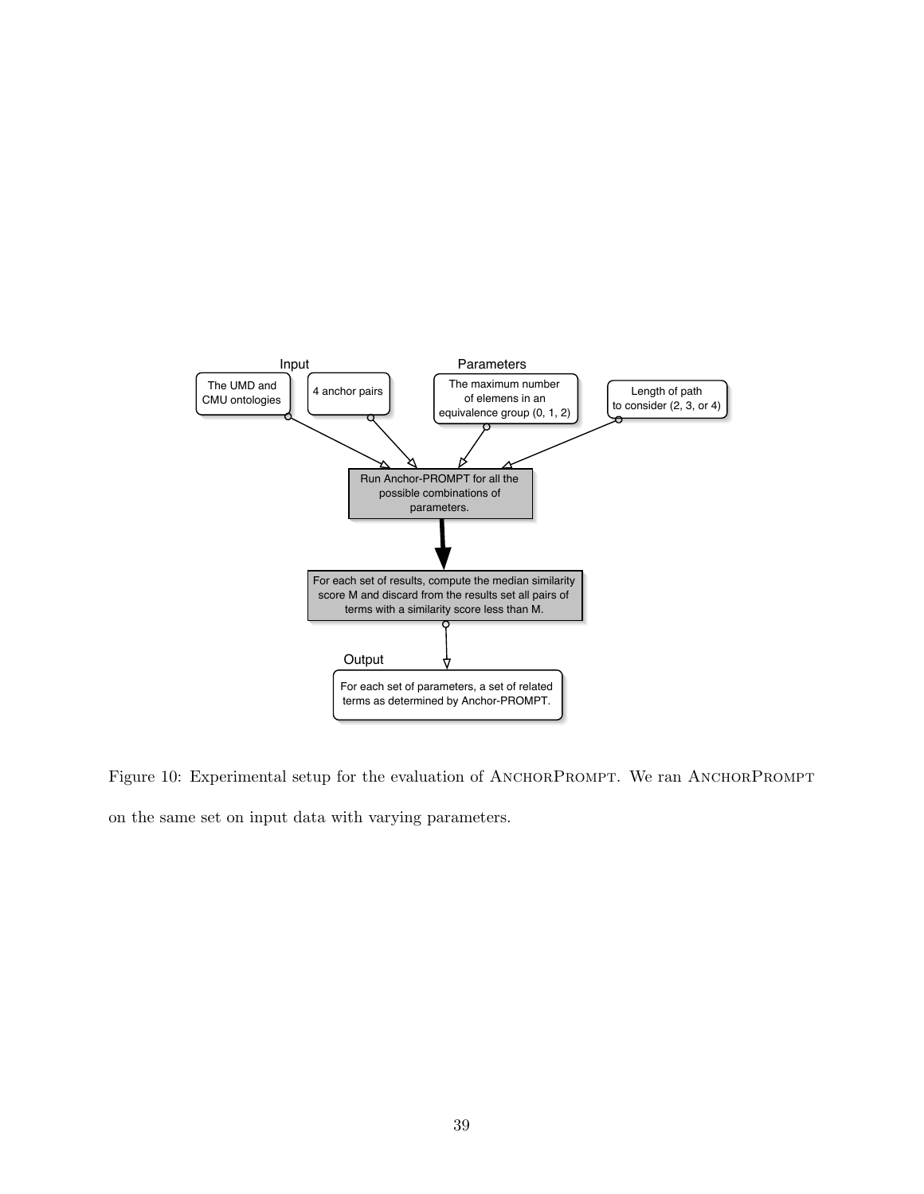Input

The UMD and CMU ontologies

4 anchor pairs

Parameters

The maximum number of elemens in an equivalence group (0, 1, 2)

Length of path to consider (2, 3, or 4)

Run Anchor-PROMPT for all the possible combinations of parameters.

For each set of results, compute the median similarity score M and discard from the results set all pairs of terms with a similarity score less than M.

Output

For each set of parameters, a set of related terms as determined by Anchor-PROMPT.

Figure 10: Experimental setup for the evaluation of AnchorPrompt. We ran AnchorPrompt on the same set on input data with varying parameters.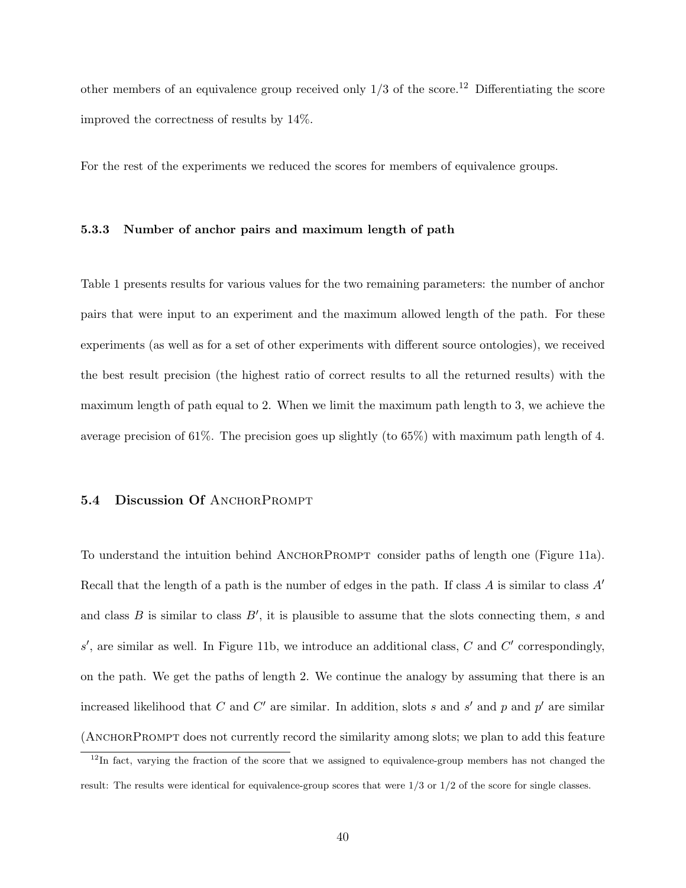other members of an equivalence group received only 1/3 of the score.[12] Differentiating the score improved the correctness of results by 14%.

For the rest of the experiments we reduced the scores for members of equivalence groups.

#### 5.3.3 Number of anchor pairs and maximum length of path

Table 1 presents results for various values for the two remaining parameters: the number of anchor pairs that were input to an experiment and the maximum allowed length of the path. For these experiments (as well as for a set of other experiments with different source ontologies), we received the best result precision (the highest ratio of correct results to all the returned results) with the maximum length of path equal to 2. When we limit the maximum path length to 3, we achieve the average precision of 61%. The precision goes up slightly (to 65%) with maximum path length of 4.

### 5.4 Discussion Of AnchorPrompt

To understand the intuition behind AnchorPrompt consider paths of length one (Figure 11a). Recall that the length of a path is the number of edges in the path. If class $A$ is similar to class $A'$ and class $B$ is similar to class $B'$, it is plausible to assume that the slots connecting them, $s$ and $s'$, are similar as well. In Figure 11b, we introduce an additional class, $C$ and $C'$ correspondingly, on the path. We get the paths of length 2. We continue the analogy by assuming that there is an increased likelihood that $C$ and $C'$ are similar. In addition, slots $s$ and $s'$ and $p$ and $p'$ are similar (AnchorPrompt does not currently record the similarity among slots; we plan to add this feature

[12] In fact, varying the fraction of the score that we assigned to equivalence-group members has not changed the result: The results were identical for equivalence-group scores that were 1/3 or 1/2 of the score for single classes.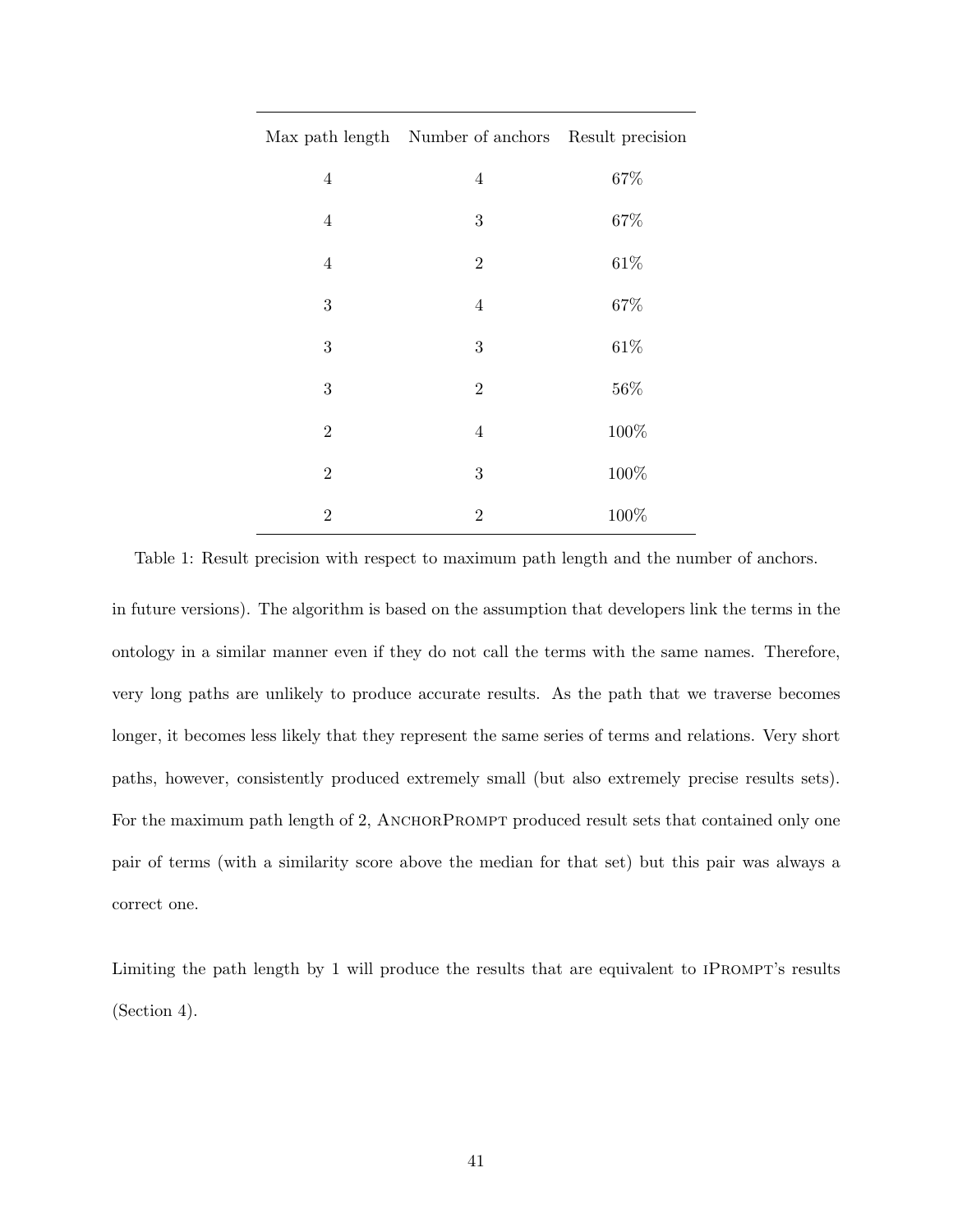| Max path length | Number of anchors | Result precision |
|---|---|---|
| 4 | 4 | 67% |
| 4 | 3 | 67% |
| 4 | 2 | 61% |
| 3 | 4 | 67% |
| 3 | 3 | 61% |
| 3 | 2 | 56% |
| 2 | 4 | 100% |
| 2 | 3 | 100% |
| 2 | 2 | 100% |

Table 1: Result precision with respect to maximum path length and the number of anchors.

in future versions). The algorithm is based on the assumption that developers link the terms in the ontology in a similar manner even if they do not call the terms with the same names. Therefore, very long paths are unlikely to produce accurate results. As the path that we traverse becomes longer, it becomes less likely that they represent the same series of terms and relations. Very short paths, however, consistently produced extremely small (but also extremely precise results sets). For the maximum path length of 2, AnchorPrompt produced result sets that contained only one pair of terms (with a similarity score above the median for that set) but this pair was always a correct one.

Limiting the path length by 1 will produce the results that are equivalent to iPrompt's results (Section 4).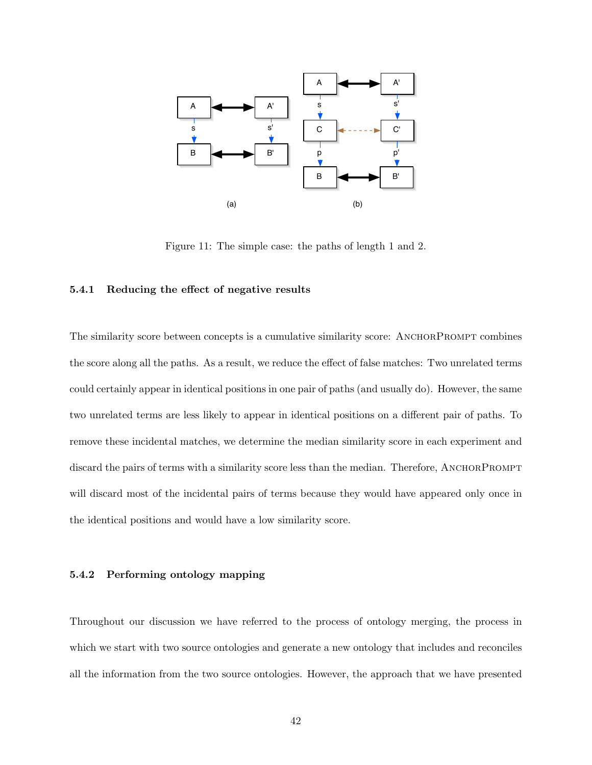Figure 11: The simple case: the paths of length 1 and 2.

#### 5.4.1 Reducing the effect of negative results

The similarity score between concepts is a cumulative similarity score: AnchorPrompt combines the score along all the paths. As a result, we reduce the effect of false matches: Two unrelated terms could certainly appear in identical positions in one pair of paths (and usually do). However, the same two unrelated terms are less likely to appear in identical positions on a different pair of paths. To remove these incidental matches, we determine the median similarity score in each experiment and discard the pairs of terms with a similarity score less than the median. Therefore, AnchorPrompt will discard most of the incidental pairs of terms because they would have appeared only once in the identical positions and would have a low similarity score.

#### 5.4.2 Performing ontology mapping

Throughout our discussion we have referred to the process of ontology merging, the process in which we start with two source ontologies and generate a new ontology that includes and reconciles all the information from the two source ontologies. However, the approach that we have presented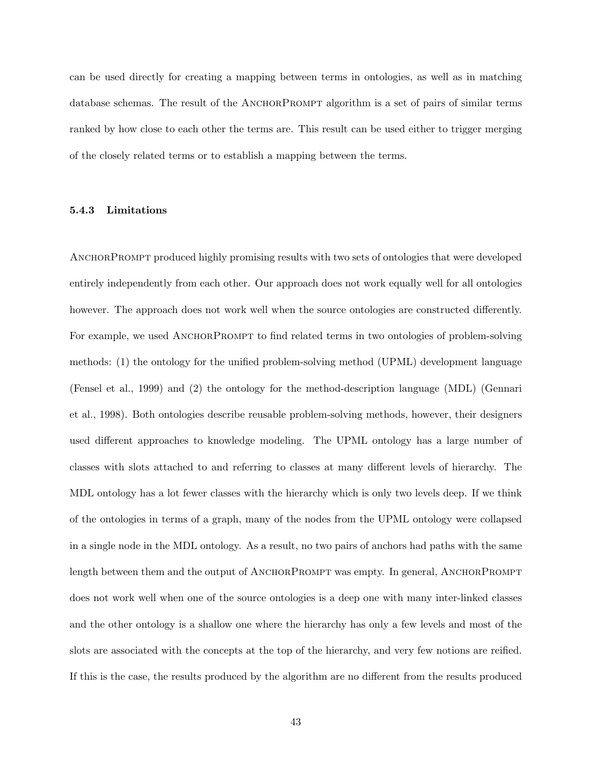can be used directly for creating a mapping between terms in ontologies, as well as in matching database schemas. The result of the AnchorPrompt algorithm is a set of pairs of similar terms ranked by how close to each other the terms are. This result can be used either to trigger merging of the closely related terms or to establish a mapping between the terms.

### 5.4.3 Limitations

AnchorPrompt produced highly promising results with two sets of ontologies that were developed entirely independently from each other. Our approach does not work equally well for all ontologies however. The approach does not work well when the source ontologies are constructed differently. For example, we used AnchorPrompt to find related terms in two ontologies of problem-solving methods: (1) the ontology for the unified problem-solving method (UPML) development language (Fensel et al., 1999) and (2) the ontology for the method-description language (MDL) (Gennari et al., 1998). Both ontologies describe reusable problem-solving methods, however, their designers used different approaches to knowledge modeling. The UPML ontology has a large number of classes with slots attached to and referring to classes at many different levels of hierarchy. The MDL ontology has a lot fewer classes with the hierarchy which is only two levels deep. If we think of the ontologies in terms of a graph, many of the nodes from the UPML ontology were collapsed in a single node in the MDL ontology. As a result, no two pairs of anchors had paths with the same length between them and the output of AnchorPrompt was empty. In general, AnchorPrompt does not work well when one of the source ontologies is a deep one with many inter-linked classes and the other ontology is a shallow one where the hierarchy has only a few levels and most of the slots are associated with the concepts at the top of the hierarchy, and very few notions are reified. If this is the case, the results produced by the algorithm are no different from the results produced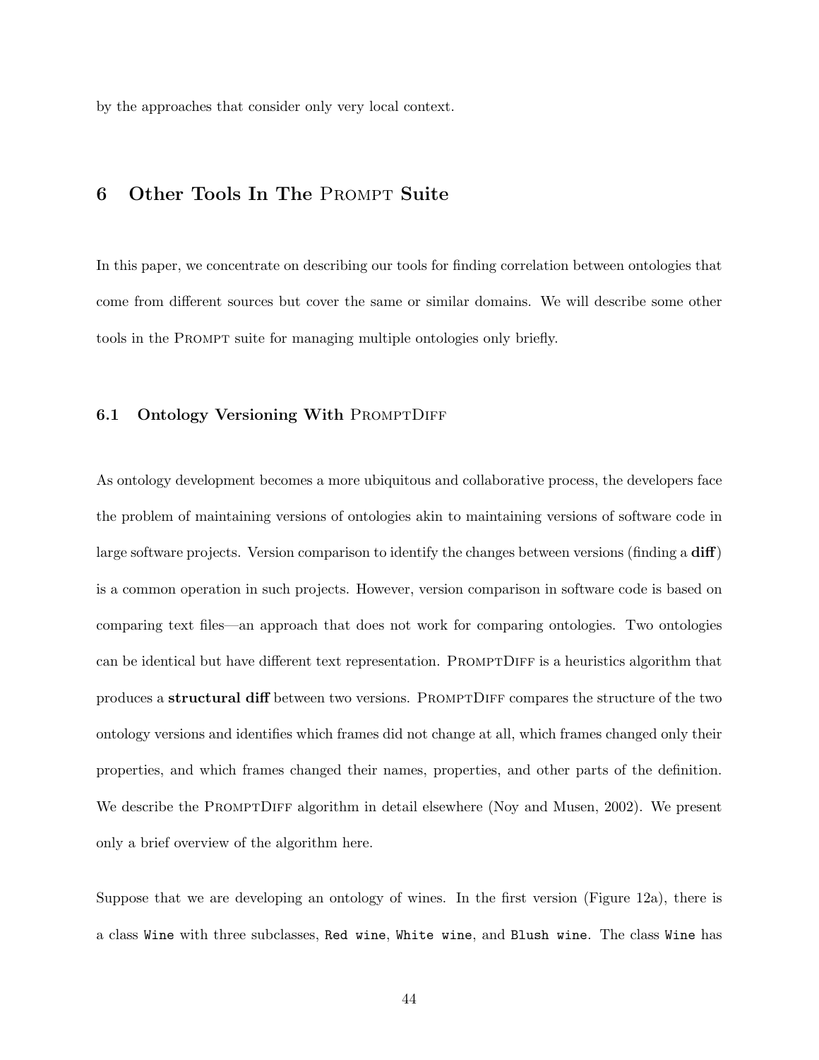by the approaches that consider only very local context.

## 6 Other Tools In The Prompt Suite

In this paper, we concentrate on describing our tools for finding correlation between ontologies that come from different sources but cover the same or similar domains. We will describe some other tools in the Prompt suite for managing multiple ontologies only briefly.

### 6.1 Ontology Versioning With PromptDiff

As ontology development becomes a more ubiquitous and collaborative process, the developers face the problem of maintaining versions of ontologies akin to maintaining versions of software code in large software projects. Version comparison to identify the changes between versions (finding a **diff**) is a common operation in such projects. However, version comparison in software code is based on comparing text files—an approach that does not work for comparing ontologies. Two ontologies can be identical but have different text representation. PromptDiff is a heuristics algorithm that produces a **structural diff** between two versions. PromptDiff compares the structure of the two ontology versions and identifies which frames did not change at all, which frames changed only their properties, and which frames changed their names, properties, and other parts of the definition. We describe the PromptDiff algorithm in detail elsewhere (Noy and Musen, 2002). We present only a brief overview of the algorithm here.

Suppose that we are developing an ontology of wines. In the first version (Figure 12a), there is a class `Wine` with three subclasses, `Red wine`, `White wine`, and `Blush wine`. The class `Wine` has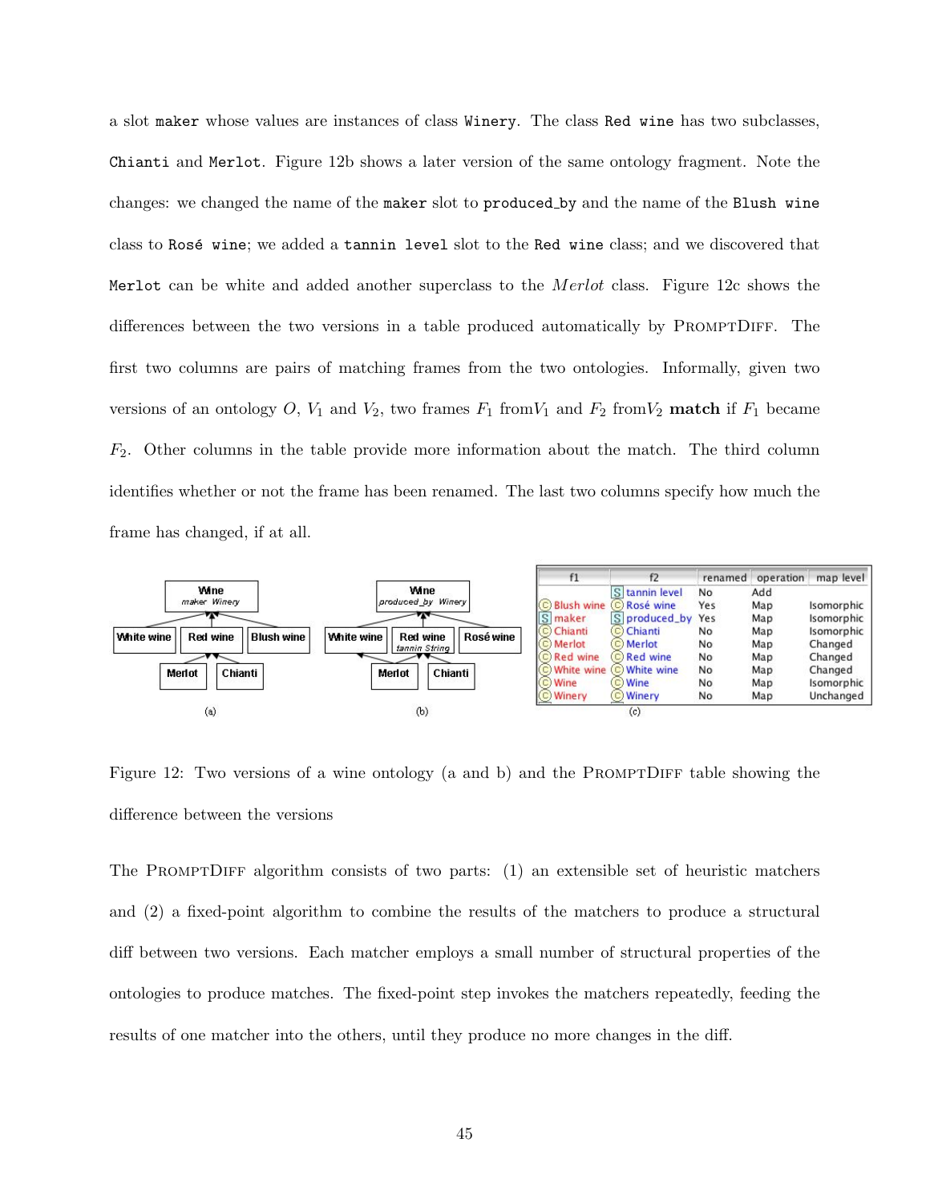a slot `maker` whose values are instances of class `Winery`. The class `Red wine` has two subclasses, `Chianti` and `Merlot`. Figure 12b shows a later version of the same ontology fragment. Note the changes: we changed the name of the `maker` slot to `produced_by` and the name of the `Blush wine` class to `Rosé wine`; we added a `tannin level` slot to the `Red wine` class; and we discovered that `Merlot` can be white and added another superclass to the *Merlot* class. Figure 12c shows the differences between the two versions in a table produced automatically by PROMPTDIFF. The first two columns are pairs of matching frames from the two ontologies. Informally, given two versions of an ontology $O$, $V_1$ and $V_2$, two frames $F_1$ from$V_1$ and $F_2$ from$V_2$ **match** if $F_1$ became $F_2$. Other columns in the table provide more information about the match. The third column identifies whether or not the frame has been renamed. The last two columns specify how much the frame has changed, if at all.

| f1 | f2 | renamed | operation | map level |
|---|---|---|---|---|
| | tannin level | No | Add | |
| Blush wine | Rosé wine | Yes | Map | Isomorphic |
| maker | produced_by | Yes | Map | Isomorphic |
| Chianti | Chianti | No | Map | Isomorphic |
| Merlot | Merlot | No | Map | Changed |
| Red wine | Red wine | No | Map | Changed |
| White wine | White wine | No | Map | Changed |
| Wine | Wine | No | Map | Isomorphic |
| Winery | Winery | No | Map | Unchanged |

Figure 12: Two versions of a wine ontology (a and b) and the PROMPTDIFF table showing the difference between the versions

The PROMPTDIFF algorithm consists of two parts: (1) an extensible set of heuristic matchers and (2) a fixed-point algorithm to combine the results of the matchers to produce a structural diff between two versions. Each matcher employs a small number of structural properties of the ontologies to produce matches. The fixed-point step invokes the matchers repeatedly, feeding the results of one matcher into the others, until they produce no more changes in the diff.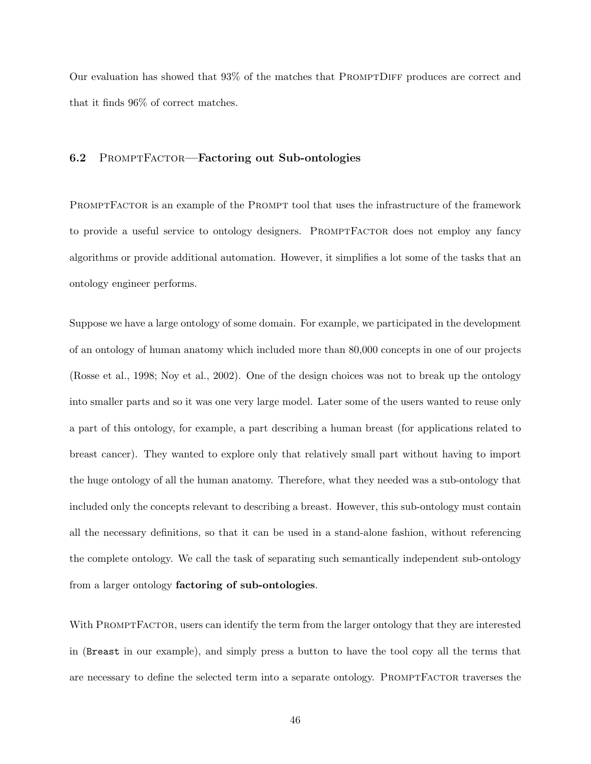Our evaluation has showed that 93% of the matches that PromptDiff produces are correct and that it finds 96% of correct matches.

## 6.2 PromptFactor—Factoring out Sub-ontologies

PromptFactor is an example of the Prompt tool that uses the infrastructure of the framework to provide a useful service to ontology designers. PromptFactor does not employ any fancy algorithms or provide additional automation. However, it simplifies a lot some of the tasks that an ontology engineer performs.

Suppose we have a large ontology of some domain. For example, we participated in the development of an ontology of human anatomy which included more than 80,000 concepts in one of our projects (Rosse et al., 1998; Noy et al., 2002). One of the design choices was not to break up the ontology into smaller parts and so it was one very large model. Later some of the users wanted to reuse only a part of this ontology, for example, a part describing a human breast (for applications related to breast cancer). They wanted to explore only that relatively small part without having to import the huge ontology of all the human anatomy. Therefore, what they needed was a sub-ontology that included only the concepts relevant to describing a breast. However, this sub-ontology must contain all the necessary definitions, so that it can be used in a stand-alone fashion, without referencing the complete ontology. We call the task of separating such semantically independent sub-ontology from a larger ontology **factoring of sub-ontologies**.

With PromptFactor, users can identify the term from the larger ontology that they are interested in (`Breast` in our example), and simply press a button to have the tool copy all the terms that are necessary to define the selected term into a separate ontology. PromptFactor traverses the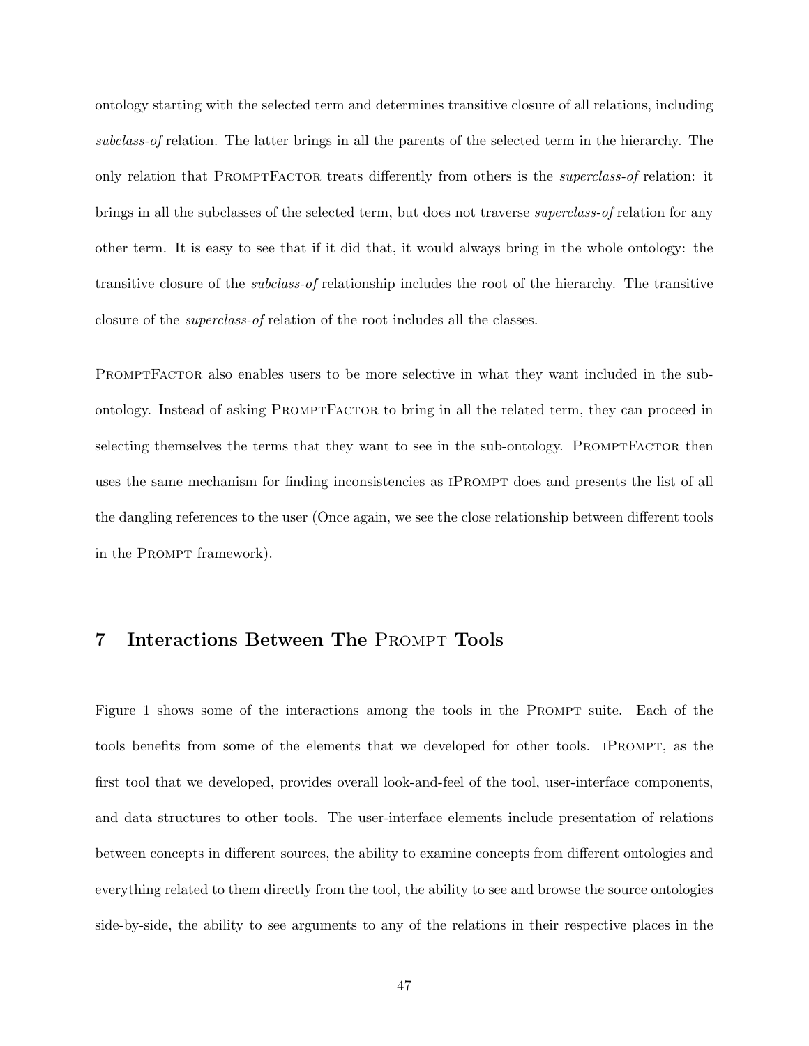ontology starting with the selected term and determines transitive closure of all relations, including *subclass-of* relation. The latter brings in all the parents of the selected term in the hierarchy. The only relation that PromptFactor treats differently from others is the *superclass-of* relation: it brings in all the subclasses of the selected term, but does not traverse *superclass-of* relation for any other term. It is easy to see that if it did that, it would always bring in the whole ontology: the transitive closure of the *subclass-of* relationship includes the root of the hierarchy. The transitive closure of the *superclass-of* relation of the root includes all the classes.

PromptFactor also enables users to be more selective in what they want included in the sub-ontology. Instead of asking PromptFactor to bring in all the related term, they can proceed in selecting themselves the terms that they want to see in the sub-ontology. PromptFactor then uses the same mechanism for finding inconsistencies as iPrompt does and presents the list of all the dangling references to the user (Once again, we see the close relationship between different tools in the Prompt framework).

## 7 Interactions Between The Prompt Tools

Figure 1 shows some of the interactions among the tools in the Prompt suite. Each of the tools benefits from some of the elements that we developed for other tools. iPrompt, as the first tool that we developed, provides overall look-and-feel of the tool, user-interface components, and data structures to other tools. The user-interface elements include presentation of relations between concepts in different sources, the ability to examine concepts from different ontologies and everything related to them directly from the tool, the ability to see and browse the source ontologies side-by-side, the ability to see arguments to any of the relations in their respective places in the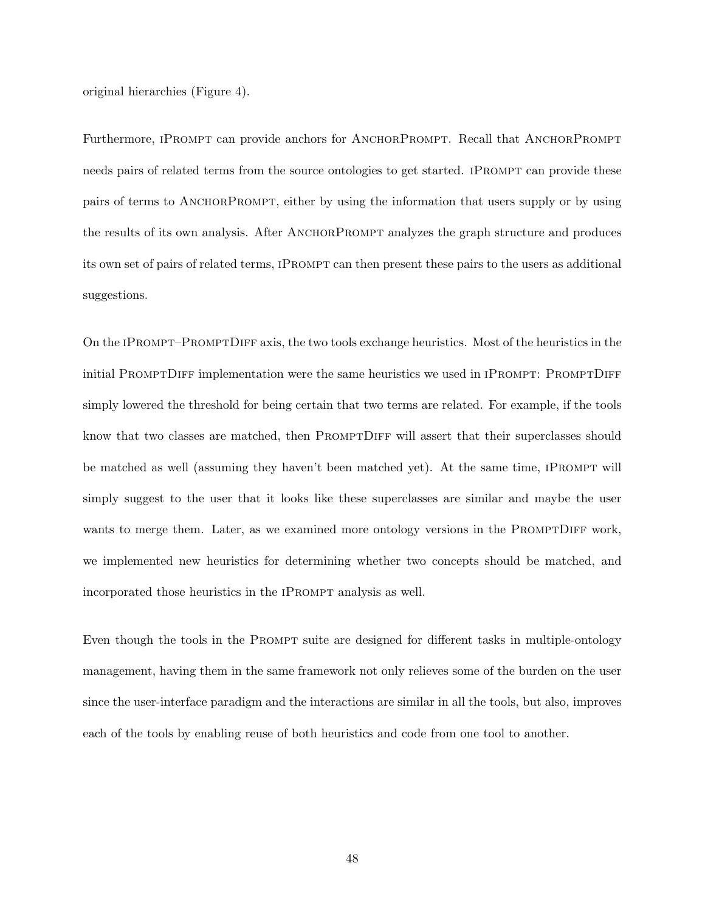original hierarchies (Figure 4).

Furthermore, iPrompt can provide anchors for AnchorPrompt. Recall that AnchorPrompt needs pairs of related terms from the source ontologies to get started. iPrompt can provide these pairs of terms to AnchorPrompt, either by using the information that users supply or by using the results of its own analysis. After AnchorPrompt analyzes the graph structure and produces its own set of pairs of related terms, iPrompt can then present these pairs to the users as additional suggestions.

On the iPrompt–PromptDiff axis, the two tools exchange heuristics. Most of the heuristics in the initial PromptDiff implementation were the same heuristics we used in iPrompt: PromptDiff simply lowered the threshold for being certain that two terms are related. For example, if the tools know that two classes are matched, then PromptDiff will assert that their superclasses should be matched as well (assuming they haven't been matched yet). At the same time, iPrompt will simply suggest to the user that it looks like these superclasses are similar and maybe the user wants to merge them. Later, as we examined more ontology versions in the PromptDiff work, we implemented new heuristics for determining whether two concepts should be matched, and incorporated those heuristics in the iPrompt analysis as well.

Even though the tools in the Prompt suite are designed for different tasks in multiple-ontology management, having them in the same framework not only relieves some of the burden on the user since the user-interface paradigm and the interactions are similar in all the tools, but also, improves each of the tools by enabling reuse of both heuristics and code from one tool to another.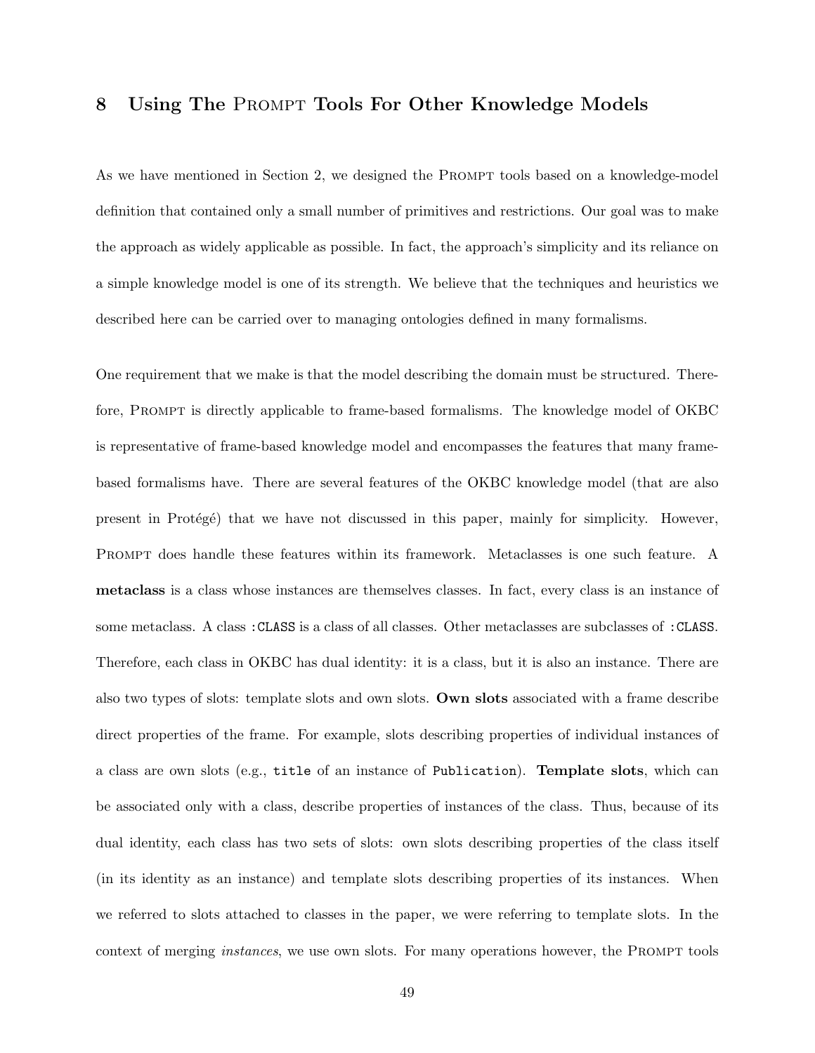## 8 Using The PROMPT Tools For Other Knowledge Models

As we have mentioned in Section 2, we designed the PROMPT tools based on a knowledge-model definition that contained only a small number of primitives and restrictions. Our goal was to make the approach as widely applicable as possible. In fact, the approach's simplicity and its reliance on a simple knowledge model is one of its strength. We believe that the techniques and heuristics we described here can be carried over to managing ontologies defined in many formalisms.

One requirement that we make is that the model describing the domain must be structured. Therefore, PROMPT is directly applicable to frame-based formalisms. The knowledge model of OKBC is representative of frame-based knowledge model and encompasses the features that many frame-based formalisms have. There are several features of the OKBC knowledge model (that are also present in Protégé) that we have not discussed in this paper, mainly for simplicity. However, PROMPT does handle these features within its framework. Metaclasses is one such feature. A **metaclass** is a class whose instances are themselves classes. In fact, every class is an instance of some metaclass. A class `:CLASS` is a class of all classes. Other metaclasses are subclasses of `:CLASS`. Therefore, each class in OKBC has dual identity: it is a class, but it is also an instance. There are also two types of slots: template slots and own slots. **Own slots** associated with a frame describe direct properties of the frame. For example, slots describing properties of individual instances of a class are own slots (e.g., `title` of an instance of `Publication`). **Template slots**, which can be associated only with a class, describe properties of instances of the class. Thus, because of its dual identity, each class has two sets of slots: own slots describing properties of the class itself (in its identity as an instance) and template slots describing properties of its instances. When we referred to slots attached to classes in the paper, we were referring to template slots. In the context of merging *instances*, we use own slots. For many operations however, the PROMPT tools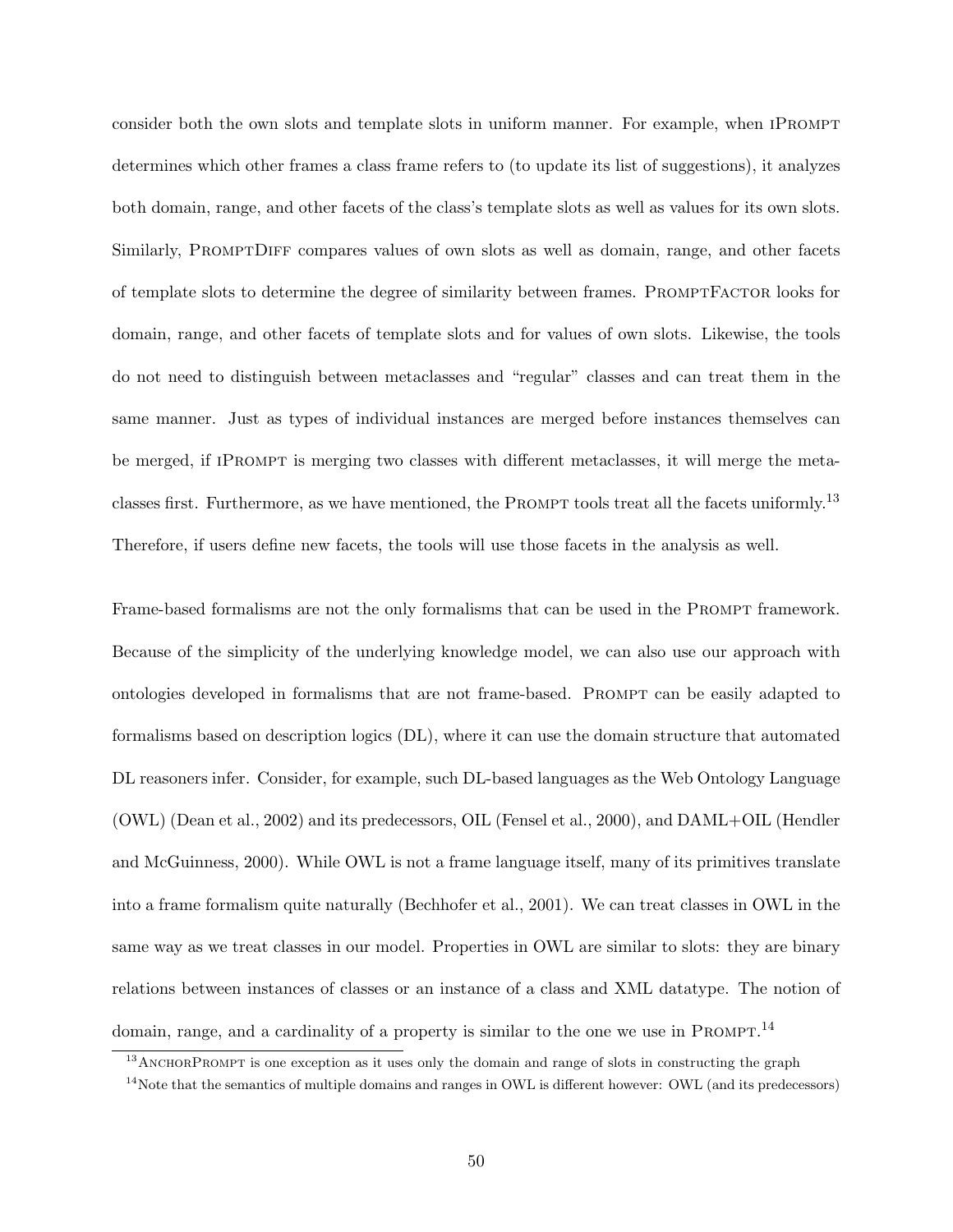consider both the own slots and template slots in uniform manner. For example, when iPrompt determines which other frames a class frame refers to (to update its list of suggestions), it analyzes both domain, range, and other facets of the class's template slots as well as values for its own slots. Similarly, PromptDiff compares values of own slots as well as domain, range, and other facets of template slots to determine the degree of similarity between frames. PromptFactor looks for domain, range, and other facets of template slots and for values of own slots. Likewise, the tools do not need to distinguish between metaclasses and "regular" classes and can treat them in the same manner. Just as types of individual instances are merged before instances themselves can be merged, if iPrompt is merging two classes with different metaclasses, it will merge the metaclasses first. Furthermore, as we have mentioned, the Prompt tools treat all the facets uniformly.[13] Therefore, if users define new facets, the tools will use those facets in the analysis as well.

Frame-based formalisms are not the only formalisms that can be used in the Prompt framework. Because of the simplicity of the underlying knowledge model, we can also use our approach with ontologies developed in formalisms that are not frame-based. Prompt can be easily adapted to formalisms based on description logics (DL), where it can use the domain structure that automated DL reasoners infer. Consider, for example, such DL-based languages as the Web Ontology Language (OWL) (Dean et al., 2002) and its predecessors, OIL (Fensel et al., 2000), and DAML+OIL (Hendler and McGuinness, 2000). While OWL is not a frame language itself, many of its primitives translate into a frame formalism quite naturally (Bechhofer et al., 2001). We can treat classes in OWL in the same way as we treat classes in our model. Properties in OWL are similar to slots: they are binary relations between instances of classes or an instance of a class and XML datatype. The notion of domain, range, and a cardinality of a property is similar to the one we use in Prompt.[14]

[13] AnchorPrompt is one exception as it uses only the domain and range of slots in constructing the graph

[14] Note that the semantics of multiple domains and ranges in OWL is different however: OWL (and its predecessors)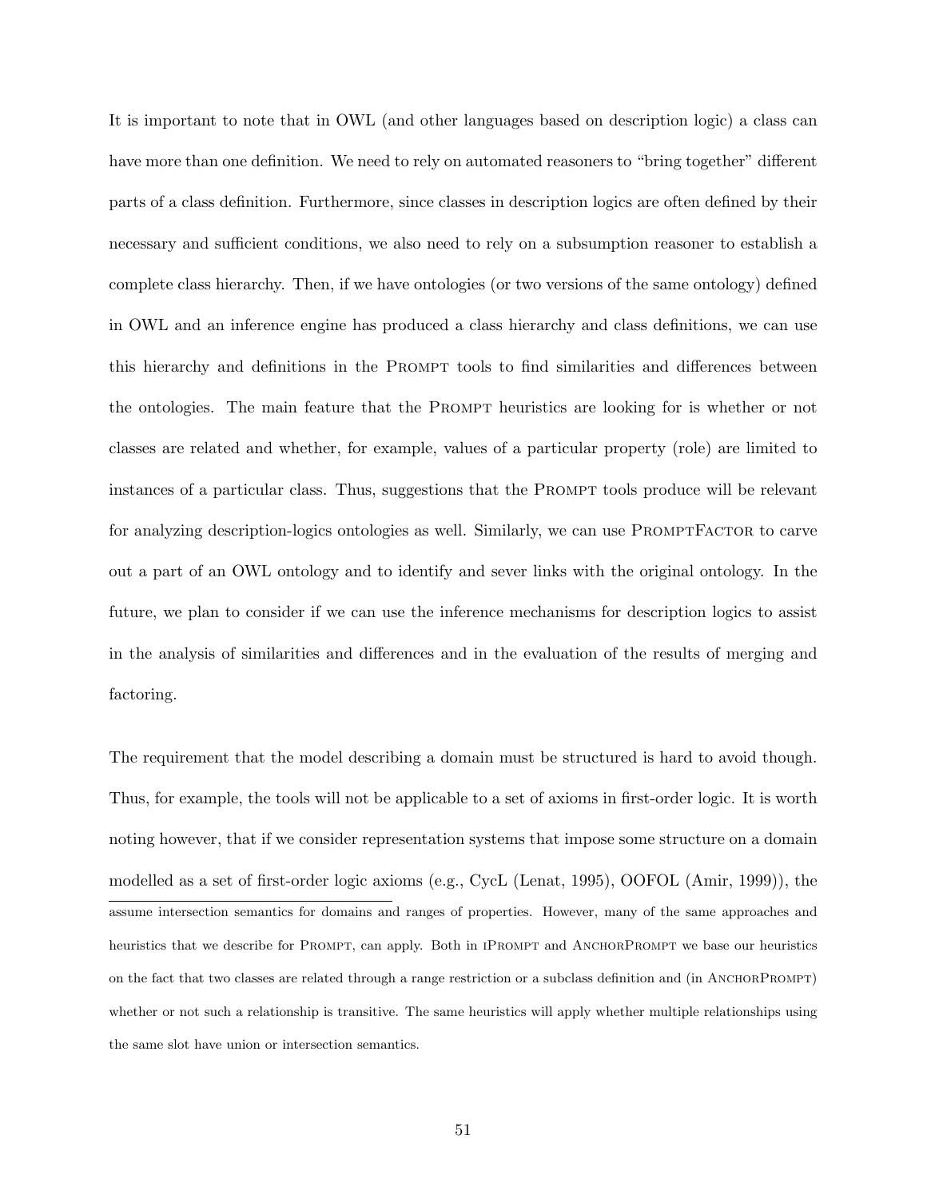It is important to note that in OWL (and other languages based on description logic) a class can have more than one definition. We need to rely on automated reasoners to "bring together" different parts of a class definition. Furthermore, since classes in description logics are often defined by their necessary and sufficient conditions, we also need to rely on a subsumption reasoner to establish a complete class hierarchy. Then, if we have ontologies (or two versions of the same ontology) defined in OWL and an inference engine has produced a class hierarchy and class definitions, we can use this hierarchy and definitions in the Prompt tools to find similarities and differences between the ontologies. The main feature that the Prompt heuristics are looking for is whether or not classes are related and whether, for example, values of a particular property (role) are limited to instances of a particular class. Thus, suggestions that the Prompt tools produce will be relevant for analyzing description-logics ontologies as well. Similarly, we can use PromptFactor to carve out a part of an OWL ontology and to identify and sever links with the original ontology. In the future, we plan to consider if we can use the inference mechanisms for description logics to assist in the analysis of similarities and differences and in the evaluation of the results of merging and factoring.

The requirement that the model describing a domain must be structured is hard to avoid though. Thus, for example, the tools will not be applicable to a set of axioms in first-order logic. It is worth noting however, that if we consider representation systems that impose some structure on a domain modelled as a set of first-order logic axioms (e.g., CycL (Lenat, 1995), OOFOL (Amir, 1999)), the

---

assume intersection semantics for domains and ranges of properties. However, many of the same approaches and heuristics that we describe for Prompt, can apply. Both in iPrompt and AnchorPrompt we base our heuristics on the fact that two classes are related through a range restriction or a subclass definition and (in AnchorPrompt) whether or not such a relationship is transitive. The same heuristics will apply whether multiple relationships using the same slot have union or intersection semantics.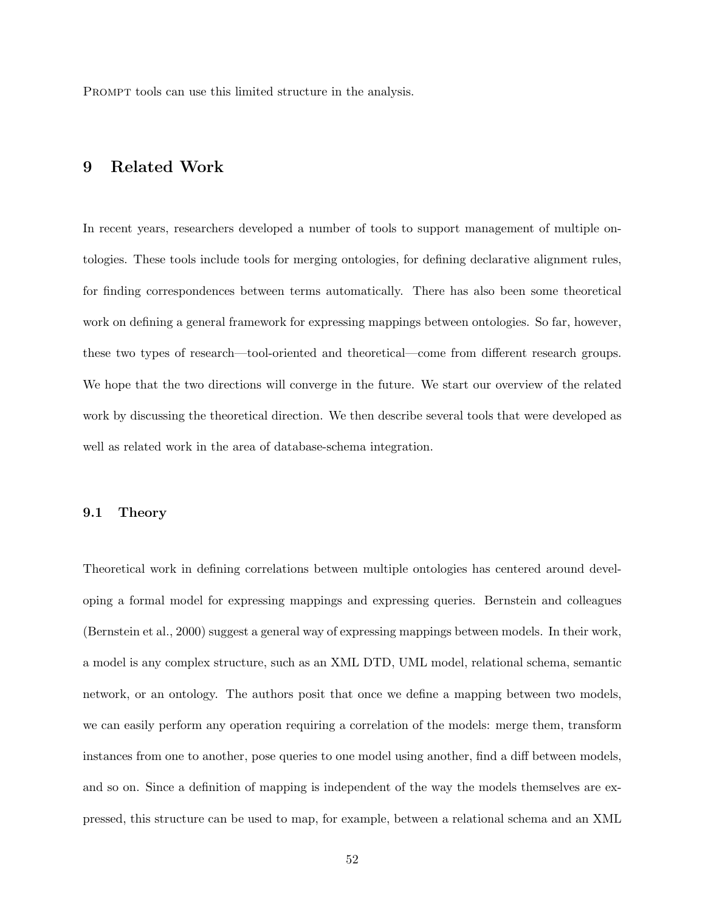Prompt tools can use this limited structure in the analysis.

# 9 Related Work

In recent years, researchers developed a number of tools to support management of multiple ontologies. These tools include tools for merging ontologies, for defining declarative alignment rules, for finding correspondences between terms automatically. There has also been some theoretical work on defining a general framework for expressing mappings between ontologies. So far, however, these two types of research—tool-oriented and theoretical—come from different research groups. We hope that the two directions will converge in the future. We start our overview of the related work by discussing the theoretical direction. We then describe several tools that were developed as well as related work in the area of database-schema integration.

## 9.1 Theory

Theoretical work in defining correlations between multiple ontologies has centered around developing a formal model for expressing mappings and expressing queries. Bernstein and colleagues (Bernstein et al., 2000) suggest a general way of expressing mappings between models. In their work, a model is any complex structure, such as an XML DTD, UML model, relational schema, semantic network, or an ontology. The authors posit that once we define a mapping between two models, we can easily perform any operation requiring a correlation of the models: merge them, transform instances from one to another, pose queries to one model using another, find a diff between models, and so on. Since a definition of mapping is independent of the way the models themselves are expressed, this structure can be used to map, for example, between a relational schema and an XML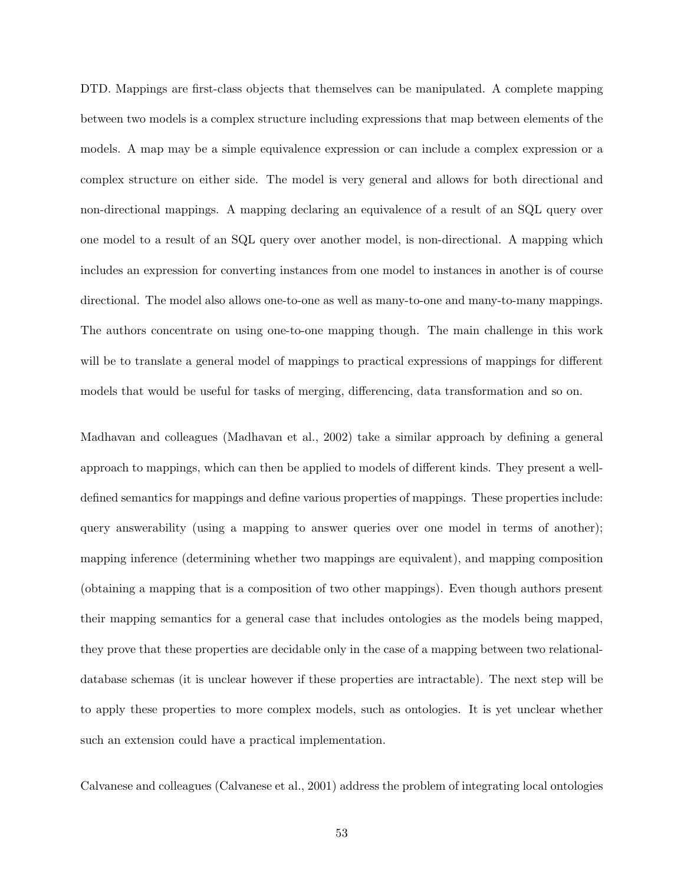DTD. Mappings are first-class objects that themselves can be manipulated. A complete mapping between two models is a complex structure including expressions that map between elements of the models. A map may be a simple equivalence expression or can include a complex expression or a complex structure on either side. The model is very general and allows for both directional and non-directional mappings. A mapping declaring an equivalence of a result of an SQL query over one model to a result of an SQL query over another model, is non-directional. A mapping which includes an expression for converting instances from one model to instances in another is of course directional. The model also allows one-to-one as well as many-to-one and many-to-many mappings. The authors concentrate on using one-to-one mapping though. The main challenge in this work will be to translate a general model of mappings to practical expressions of mappings for different models that would be useful for tasks of merging, differencing, data transformation and so on.

Madhavan and colleagues (Madhavan et al., 2002) take a similar approach by defining a general approach to mappings, which can then be applied to models of different kinds. They present a well-defined semantics for mappings and define various properties of mappings. These properties include: query answerability (using a mapping to answer queries over one model in terms of another); mapping inference (determining whether two mappings are equivalent), and mapping composition (obtaining a mapping that is a composition of two other mappings). Even though authors present their mapping semantics for a general case that includes ontologies as the models being mapped, they prove that these properties are decidable only in the case of a mapping between two relational-database schemas (it is unclear however if these properties are intractable). The next step will be to apply these properties to more complex models, such as ontologies. It is yet unclear whether such an extension could have a practical implementation.

Calvanese and colleagues (Calvanese et al., 2001) address the problem of integrating local ontologies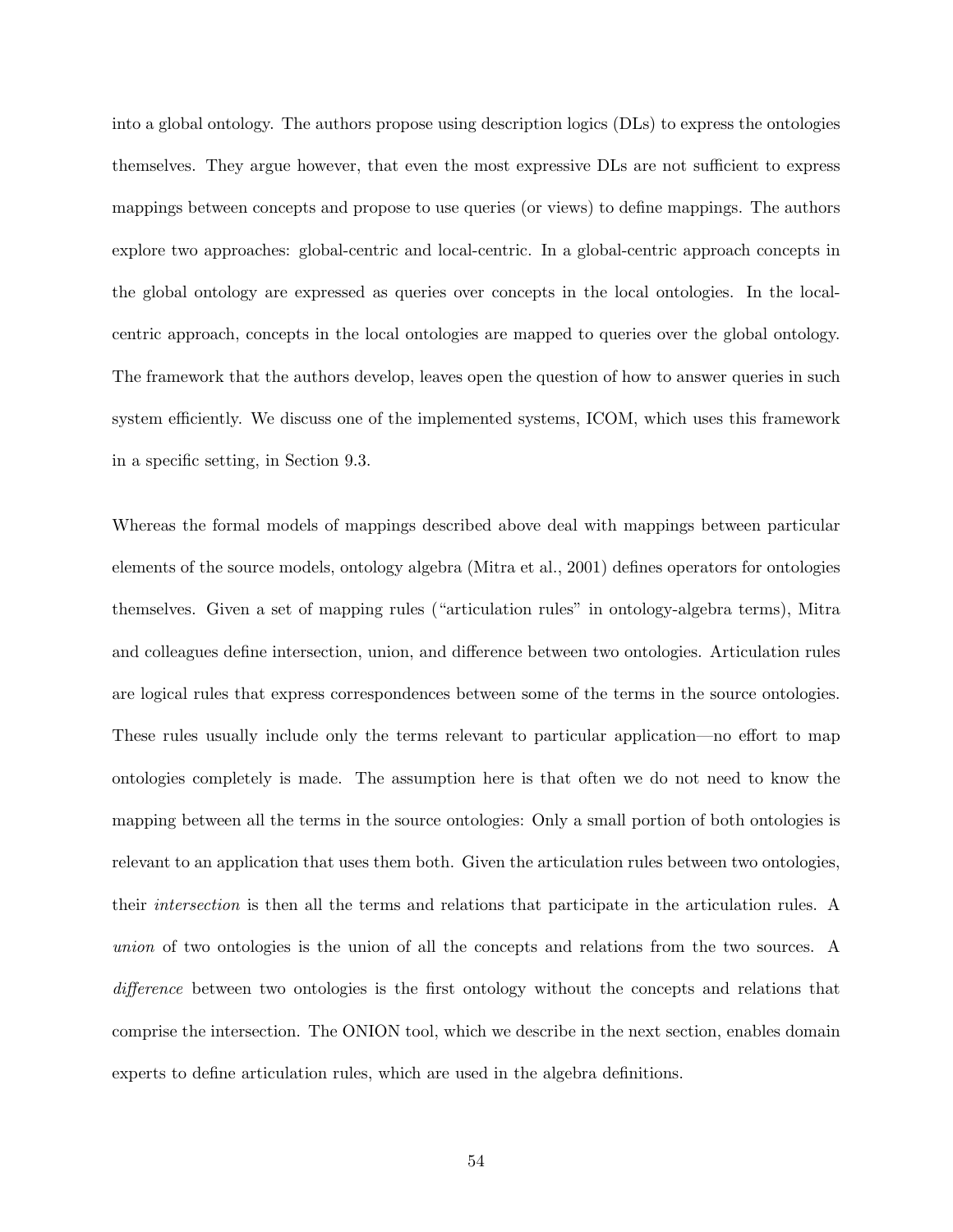into a global ontology. The authors propose using description logics (DLs) to express the ontologies themselves. They argue however, that even the most expressive DLs are not sufficient to express mappings between concepts and propose to use queries (or views) to define mappings. The authors explore two approaches: global-centric and local-centric. In a global-centric approach concepts in the global ontology are expressed as queries over concepts in the local ontologies. In the local-centric approach, concepts in the local ontologies are mapped to queries over the global ontology. The framework that the authors develop, leaves open the question of how to answer queries in such system efficiently. We discuss one of the implemented systems, ICOM, which uses this framework in a specific setting, in Section 9.3.

Whereas the formal models of mappings described above deal with mappings between particular elements of the source models, ontology algebra (Mitra et al., 2001) defines operators for ontologies themselves. Given a set of mapping rules ("articulation rules" in ontology-algebra terms), Mitra and colleagues define intersection, union, and difference between two ontologies. Articulation rules are logical rules that express correspondences between some of the terms in the source ontologies. These rules usually include only the terms relevant to particular application—no effort to map ontologies completely is made. The assumption here is that often we do not need to know the mapping between all the terms in the source ontologies: Only a small portion of both ontologies is relevant to an application that uses them both. Given the articulation rules between two ontologies, their *intersection* is then all the terms and relations that participate in the articulation rules. A *union* of two ontologies is the union of all the concepts and relations from the two sources. A *difference* between two ontologies is the first ontology without the concepts and relations that comprise the intersection. The ONION tool, which we describe in the next section, enables domain experts to define articulation rules, which are used in the algebra definitions.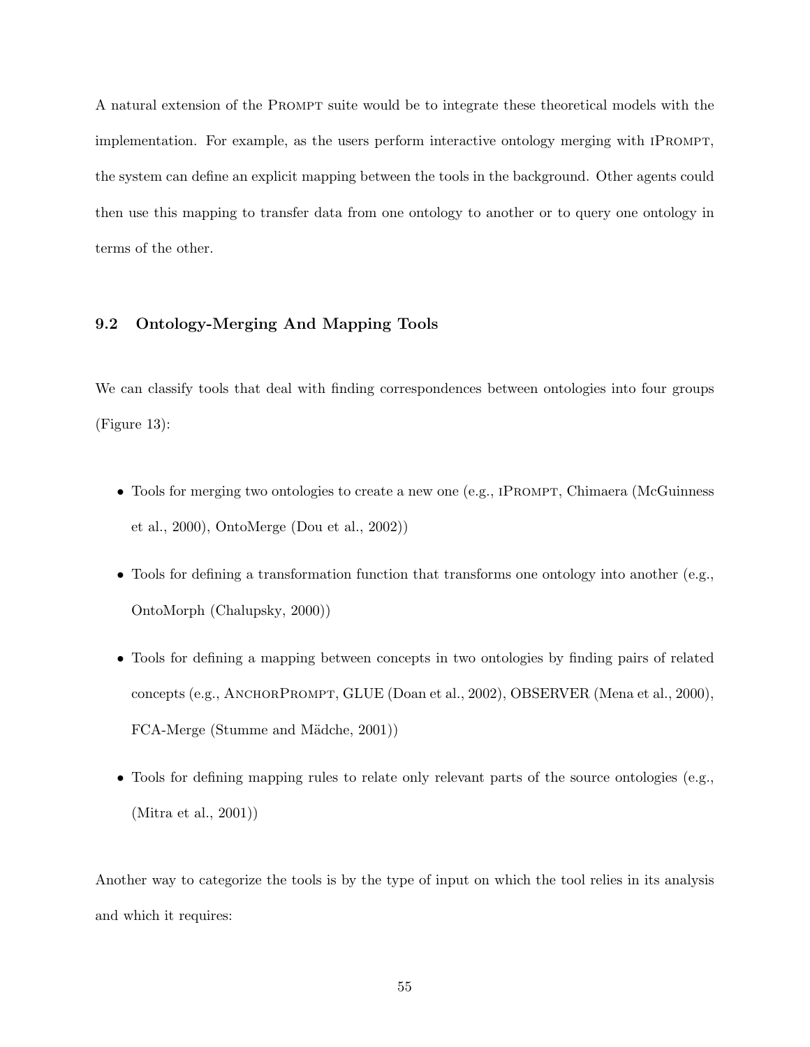A natural extension of the PROMPT suite would be to integrate these theoretical models with the implementation. For example, as the users perform interactive ontology merging with IPROMPT, the system can define an explicit mapping between the tools in the background. Other agents could then use this mapping to transfer data from one ontology to another or to query one ontology in terms of the other.

## 9.2 Ontology-Merging And Mapping Tools

We can classify tools that deal with finding correspondences between ontologies into four groups (Figure 13):

- Tools for merging two ontologies to create a new one (e.g., IPROMPT, Chimaera (McGuinness et al., 2000), OntoMerge (Dou et al., 2002))
- Tools for defining a transformation function that transforms one ontology into another (e.g., OntoMorph (Chalupsky, 2000))
- Tools for defining a mapping between concepts in two ontologies by finding pairs of related concepts (e.g., ANCHORPROMPT, GLUE (Doan et al., 2002), OBSERVER (Mena et al., 2000), FCA-Merge (Stumme and Mädche, 2001))
- Tools for defining mapping rules to relate only relevant parts of the source ontologies (e.g., (Mitra et al., 2001))

Another way to categorize the tools is by the type of input on which the tool relies in its analysis and which it requires: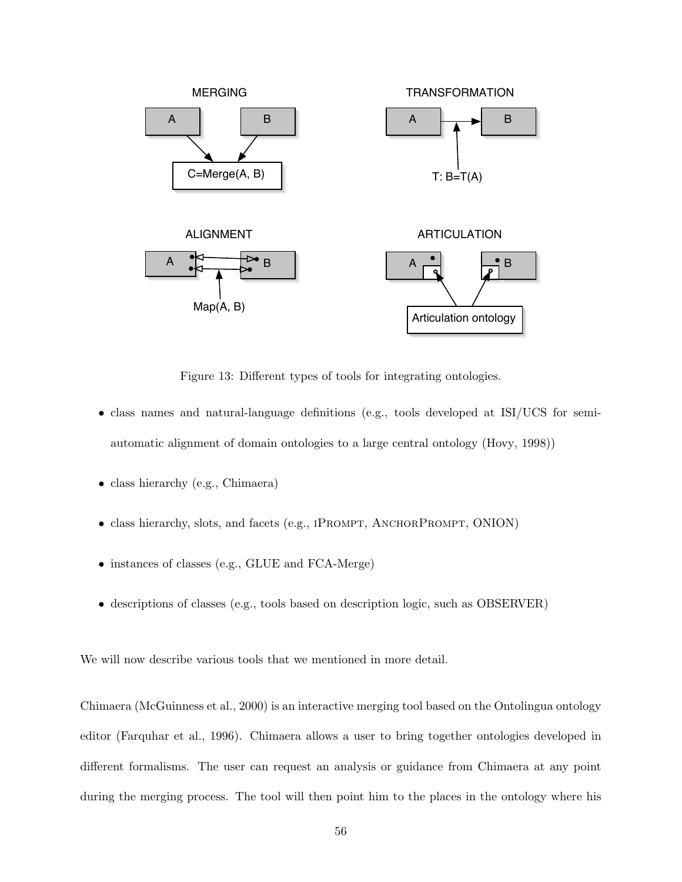Figure 13: Different types of tools for integrating ontologies.

- class names and natural-language definitions (e.g., tools developed at ISI/UCS for semi-automatic alignment of domain ontologies to a large central ontology (Hovy, 1998))
- class hierarchy (e.g., Chimaera)
- class hierarchy, slots, and facets (e.g., iPrompt, AnchorPrompt, ONION)
- instances of classes (e.g., GLUE and FCA-Merge)
- descriptions of classes (e.g., tools based on description logic, such as OBSERVER)

We will now describe various tools that we mentioned in more detail.

Chimaera (McGuinness et al., 2000) is an interactive merging tool based on the Ontolingua ontology editor (Farquhar et al., 1996). Chimaera allows a user to bring together ontologies developed in different formalisms. The user can request an analysis or guidance from Chimaera at any point during the merging process. The tool will then point him to the places in the ontology where his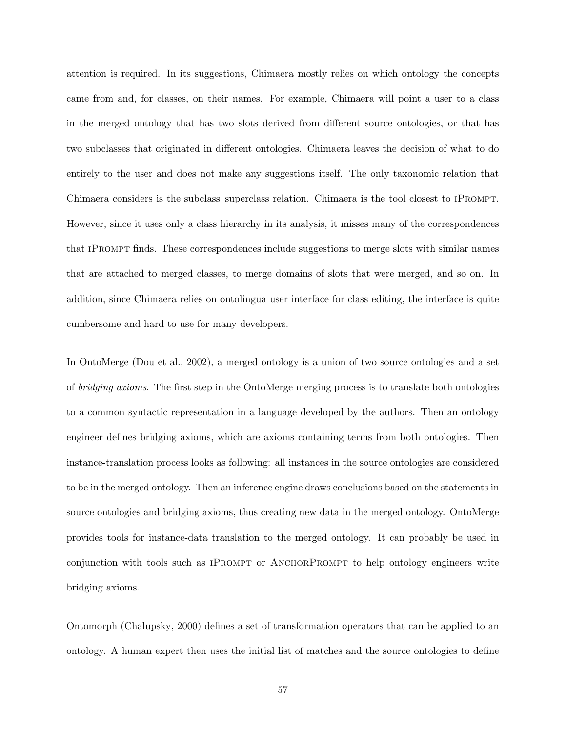attention is required. In its suggestions, Chimaera mostly relies on which ontology the concepts came from and, for classes, on their names. For example, Chimaera will point a user to a class in the merged ontology that has two slots derived from different source ontologies, or that has two subclasses that originated in different ontologies. Chimaera leaves the decision of what to do entirely to the user and does not make any suggestions itself. The only taxonomic relation that Chimaera considers is the subclass–superclass relation. Chimaera is the tool closest to iPrompt. However, since it uses only a class hierarchy in its analysis, it misses many of the correspondences that iPrompt finds. These correspondences include suggestions to merge slots with similar names that are attached to merged classes, to merge domains of slots that were merged, and so on. In addition, since Chimaera relies on ontolingua user interface for class editing, the interface is quite cumbersome and hard to use for many developers.

In OntoMerge (Dou et al., 2002), a merged ontology is a union of two source ontologies and a set of *bridging axioms*. The first step in the OntoMerge merging process is to translate both ontologies to a common syntactic representation in a language developed by the authors. Then an ontology engineer defines bridging axioms, which are axioms containing terms from both ontologies. Then instance-translation process looks as following: all instances in the source ontologies are considered to be in the merged ontology. Then an inference engine draws conclusions based on the statements in source ontologies and bridging axioms, thus creating new data in the merged ontology. OntoMerge provides tools for instance-data translation to the merged ontology. It can probably be used in conjunction with tools such as iPrompt or AnchorPrompt to help ontology engineers write bridging axioms.

Ontomorph (Chalupsky, 2000) defines a set of transformation operators that can be applied to an ontology. A human expert then uses the initial list of matches and the source ontologies to define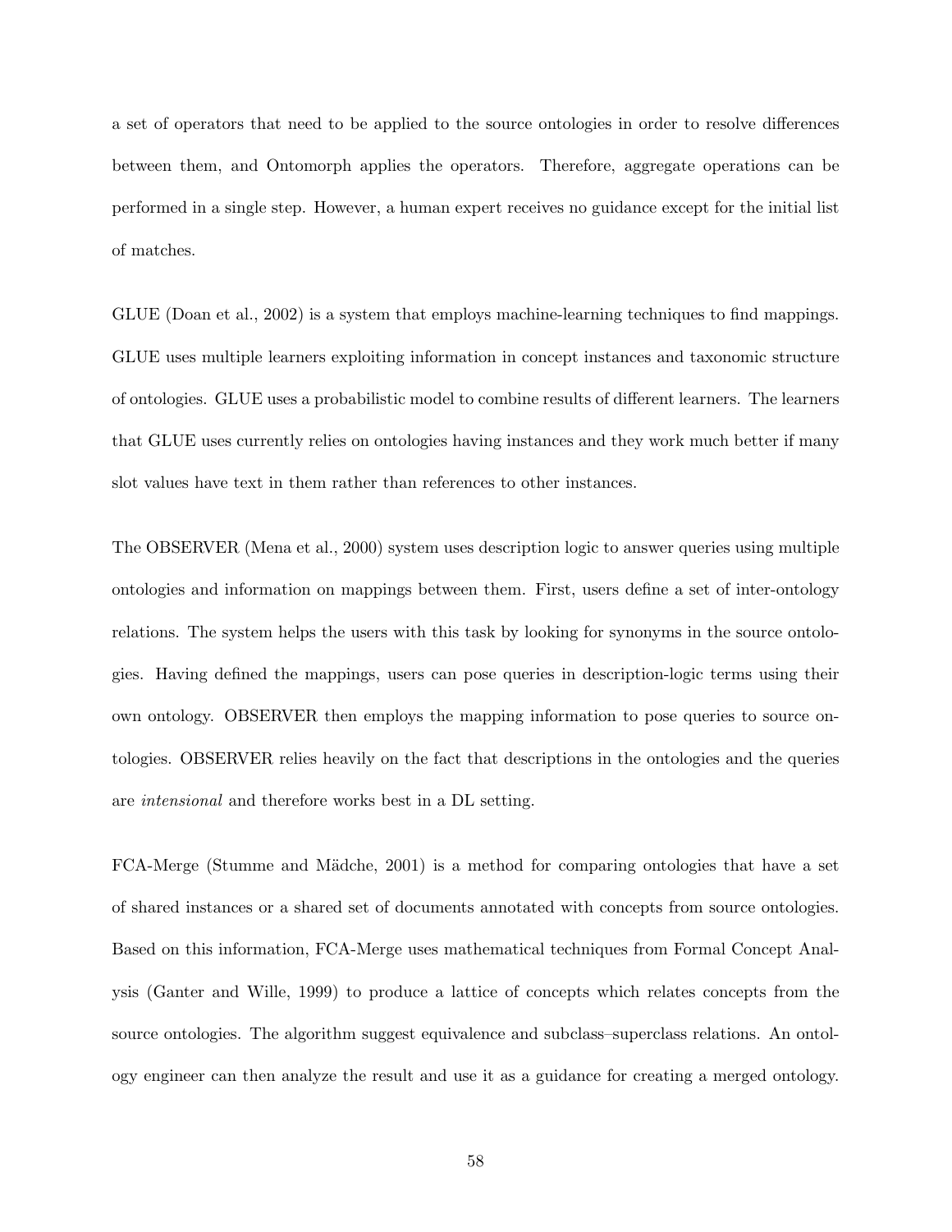a set of operators that need to be applied to the source ontologies in order to resolve differences between them, and Ontomorph applies the operators. Therefore, aggregate operations can be performed in a single step. However, a human expert receives no guidance except for the initial list of matches.

GLUE (Doan et al., 2002) is a system that employs machine-learning techniques to find mappings. GLUE uses multiple learners exploiting information in concept instances and taxonomic structure of ontologies. GLUE uses a probabilistic model to combine results of different learners. The learners that GLUE uses currently relies on ontologies having instances and they work much better if many slot values have text in them rather than references to other instances.

The OBSERVER (Mena et al., 2000) system uses description logic to answer queries using multiple ontologies and information on mappings between them. First, users define a set of inter-ontology relations. The system helps the users with this task by looking for synonyms in the source ontologies. Having defined the mappings, users can pose queries in description-logic terms using their own ontology. OBSERVER then employs the mapping information to pose queries to source ontologies. OBSERVER relies heavily on the fact that descriptions in the ontologies and the queries are *intensional* and therefore works best in a DL setting.

FCA-Merge (Stumme and Mädche, 2001) is a method for comparing ontologies that have a set of shared instances or a shared set of documents annotated with concepts from source ontologies. Based on this information, FCA-Merge uses mathematical techniques from Formal Concept Analysis (Ganter and Wille, 1999) to produce a lattice of concepts which relates concepts from the source ontologies. The algorithm suggest equivalence and subclass–superclass relations. An ontology engineer can then analyze the result and use it as a guidance for creating a merged ontology.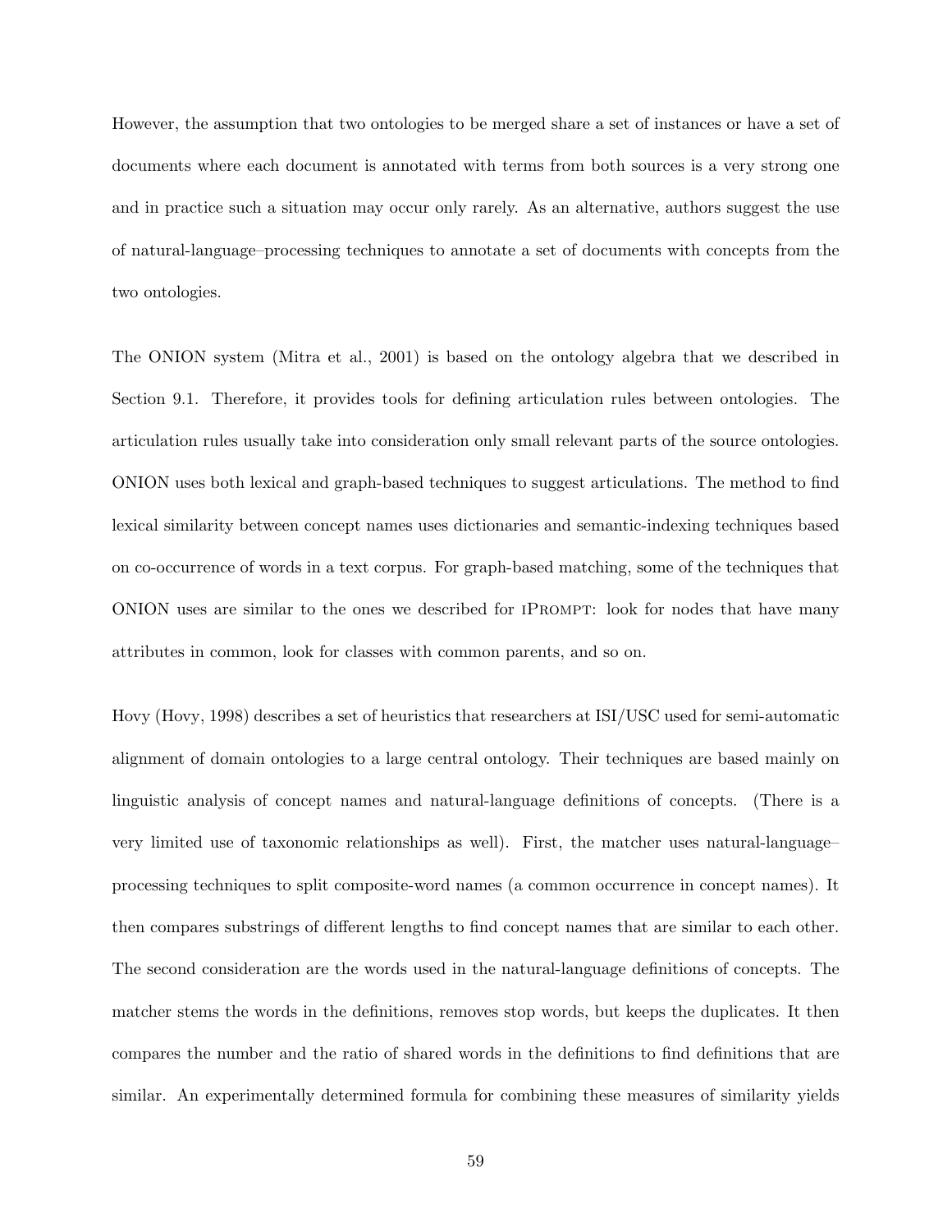However, the assumption that two ontologies to be merged share a set of instances or have a set of documents where each document is annotated with terms from both sources is a very strong one and in practice such a situation may occur only rarely. As an alternative, authors suggest the use of natural-language–processing techniques to annotate a set of documents with concepts from the two ontologies.

The ONION system (Mitra et al., 2001) is based on the ontology algebra that we described in Section 9.1. Therefore, it provides tools for defining articulation rules between ontologies. The articulation rules usually take into consideration only small relevant parts of the source ontologies. ONION uses both lexical and graph-based techniques to suggest articulations. The method to find lexical similarity between concept names uses dictionaries and semantic-indexing techniques based on co-occurrence of words in a text corpus. For graph-based matching, some of the techniques that ONION uses are similar to the ones we described for iPrompt: look for nodes that have many attributes in common, look for classes with common parents, and so on.

Hovy (Hovy, 1998) describes a set of heuristics that researchers at ISI/USC used for semi-automatic alignment of domain ontologies to a large central ontology. Their techniques are based mainly on linguistic analysis of concept names and natural-language definitions of concepts. (There is a very limited use of taxonomic relationships as well). First, the matcher uses natural-language–processing techniques to split composite-word names (a common occurrence in concept names). It then compares substrings of different lengths to find concept names that are similar to each other. The second consideration are the words used in the natural-language definitions of concepts. The matcher stems the words in the definitions, removes stop words, but keeps the duplicates. It then compares the number and the ratio of shared words in the definitions to find definitions that are similar. An experimentally determined formula for combining these measures of similarity yields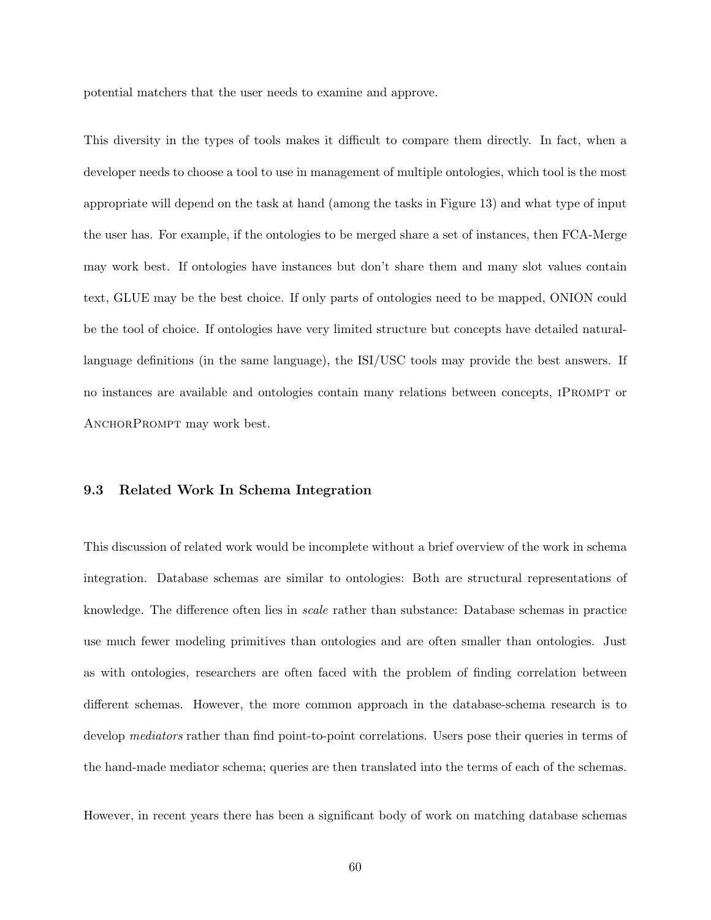potential matchers that the user needs to examine and approve.

This diversity in the types of tools makes it difficult to compare them directly. In fact, when a developer needs to choose a tool to use in management of multiple ontologies, which tool is the most appropriate will depend on the task at hand (among the tasks in Figure 13) and what type of input the user has. For example, if the ontologies to be merged share a set of instances, then FCA-Merge may work best. If ontologies have instances but don't share them and many slot values contain text, GLUE may be the best choice. If only parts of ontologies need to be mapped, ONION could be the tool of choice. If ontologies have very limited structure but concepts have detailed natural-language definitions (in the same language), the ISI/USC tools may provide the best answers. If no instances are available and ontologies contain many relations between concepts, iPrompt or AnchorPrompt may work best.

### 9.3 Related Work In Schema Integration

This discussion of related work would be incomplete without a brief overview of the work in schema integration. Database schemas are similar to ontologies: Both are structural representations of knowledge. The difference often lies in *scale* rather than substance: Database schemas in practice use much fewer modeling primitives than ontologies and are often smaller than ontologies. Just as with ontologies, researchers are often faced with the problem of finding correlation between different schemas. However, the more common approach in the database-schema research is to develop *mediators* rather than find point-to-point correlations. Users pose their queries in terms of the hand-made mediator schema; queries are then translated into the terms of each of the schemas.

However, in recent years there has been a significant body of work on matching database schemas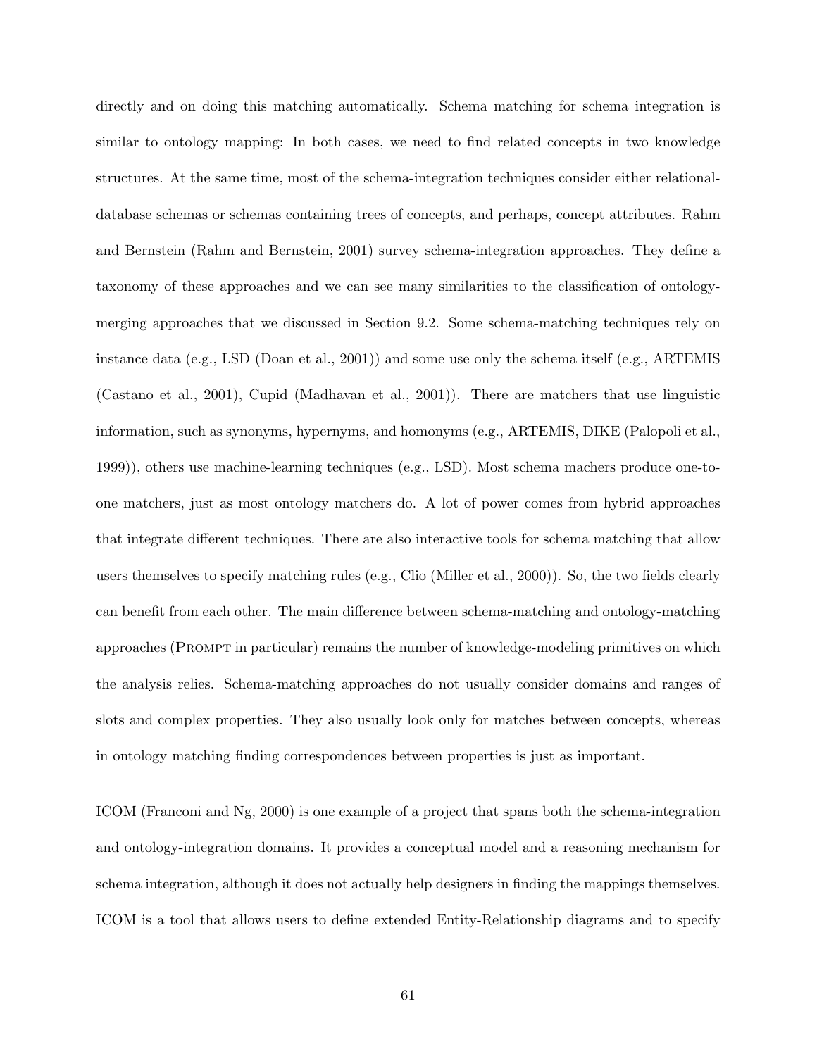directly and on doing this matching automatically. Schema matching for schema integration is similar to ontology mapping: In both cases, we need to find related concepts in two knowledge structures. At the same time, most of the schema-integration techniques consider either relational-database schemas or schemas containing trees of concepts, and perhaps, concept attributes. Rahm and Bernstein (Rahm and Bernstein, 2001) survey schema-integration approaches. They define a taxonomy of these approaches and we can see many similarities to the classification of ontology-merging approaches that we discussed in Section 9.2. Some schema-matching techniques rely on instance data (e.g., LSD (Doan et al., 2001)) and some use only the schema itself (e.g., ARTEMIS (Castano et al., 2001), Cupid (Madhavan et al., 2001)). There are matchers that use linguistic information, such as synonyms, hypernyms, and homonyms (e.g., ARTEMIS, DIKE (Palopoli et al., 1999)), others use machine-learning techniques (e.g., LSD). Most schema machers produce one-to-one matchers, just as most ontology matchers do. A lot of power comes from hybrid approaches that integrate different techniques. There are also interactive tools for schema matching that allow users themselves to specify matching rules (e.g., Clio (Miller et al., 2000)). So, the two fields clearly can benefit from each other. The main difference between schema-matching and ontology-matching approaches (Prompt in particular) remains the number of knowledge-modeling primitives on which the analysis relies. Schema-matching approaches do not usually consider domains and ranges of slots and complex properties. They also usually look only for matches between concepts, whereas in ontology matching finding correspondences between properties is just as important.

ICOM (Franconi and Ng, 2000) is one example of a project that spans both the schema-integration and ontology-integration domains. It provides a conceptual model and a reasoning mechanism for schema integration, although it does not actually help designers in finding the mappings themselves. ICOM is a tool that allows users to define extended Entity-Relationship diagrams and to specify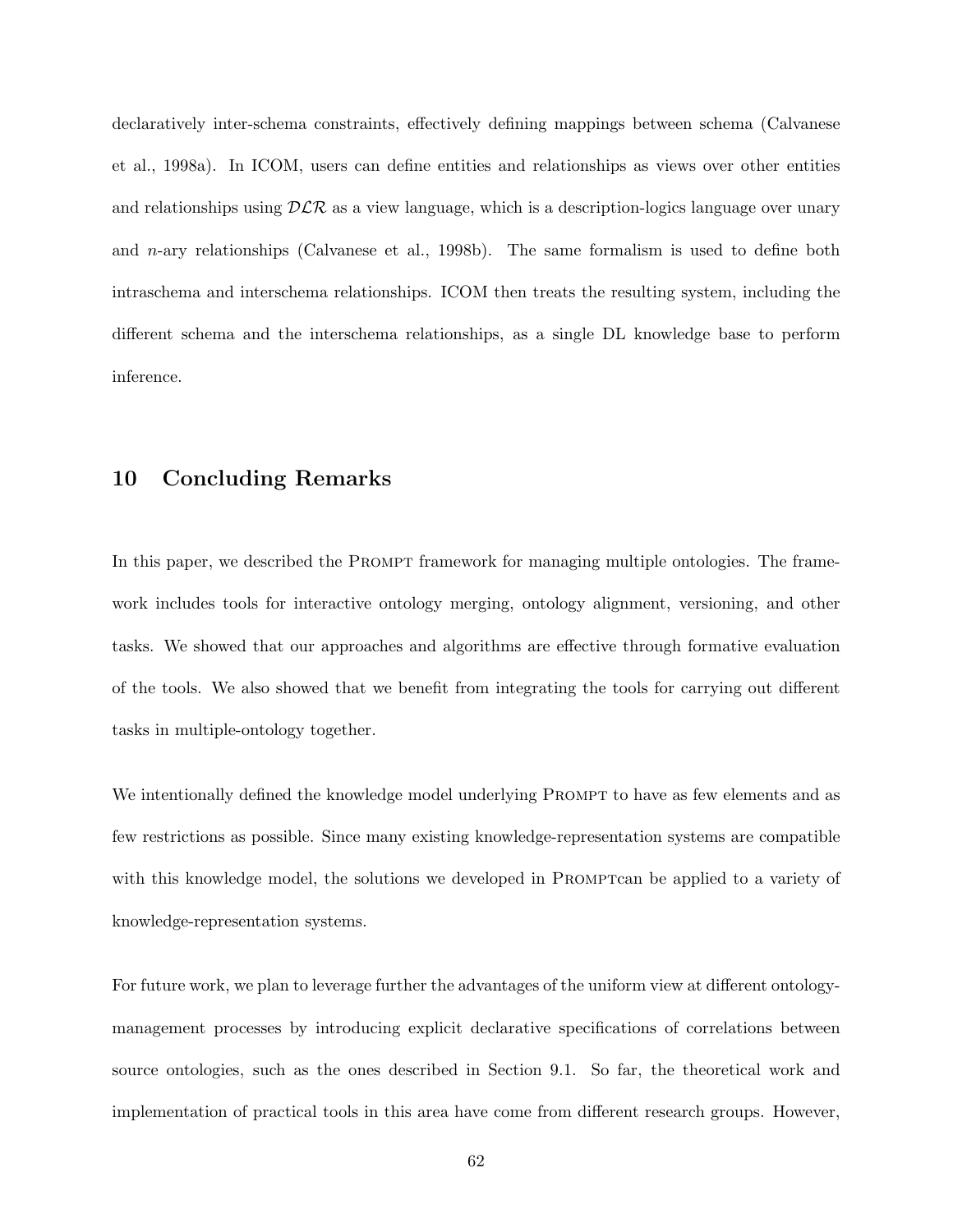declaratively inter-schema constraints, effectively defining mappings between schema (Calvanese et al., 1998a). In ICOM, users can define entities and relationships as views over other entities and relationships using $\mathcal{DLR}$ as a view language, which is a description-logics language over unary and $n$-ary relationships (Calvanese et al., 1998b). The same formalism is used to define both intraschema and interschema relationships. ICOM then treats the resulting system, including the different schema and the interschema relationships, as a single DL knowledge base to perform inference.

## 10 Concluding Remarks

In this paper, we described the PROMPT framework for managing multiple ontologies. The framework includes tools for interactive ontology merging, ontology alignment, versioning, and other tasks. We showed that our approaches and algorithms are effective through formative evaluation of the tools. We also showed that we benefit from integrating the tools for carrying out different tasks in multiple-ontology together.

We intentionally defined the knowledge model underlying PROMPT to have as few elements and as few restrictions as possible. Since many existing knowledge-representation systems are compatible with this knowledge model, the solutions we developed in PROMPTcan be applied to a variety of knowledge-representation systems.

For future work, we plan to leverage further the advantages of the uniform view at different ontology-management processes by introducing explicit declarative specifications of correlations between source ontologies, such as the ones described in Section 9.1. So far, the theoretical work and implementation of practical tools in this area have come from different research groups. However,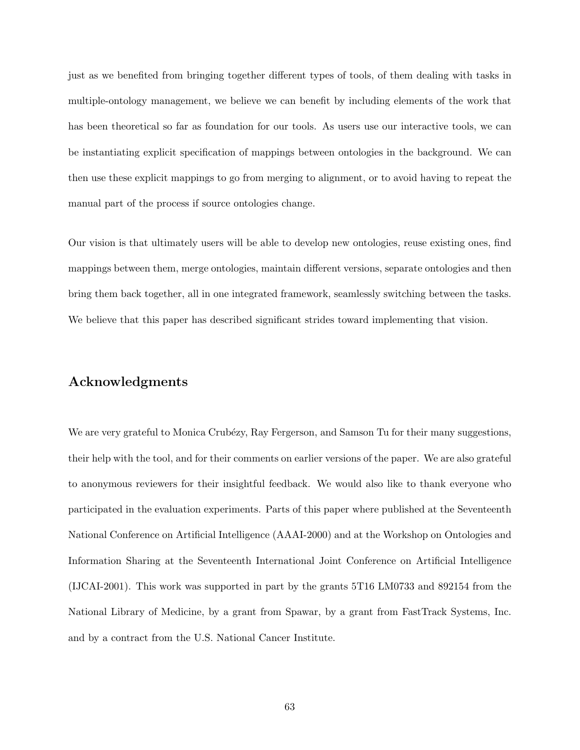just as we benefited from bringing together different types of tools, of them dealing with tasks in multiple-ontology management, we believe we can benefit by including elements of the work that has been theoretical so far as foundation for our tools. As users use our interactive tools, we can be instantiating explicit specification of mappings between ontologies in the background. We can then use these explicit mappings to go from merging to alignment, or to avoid having to repeat the manual part of the process if source ontologies change.

Our vision is that ultimately users will be able to develop new ontologies, reuse existing ones, find mappings between them, merge ontologies, maintain different versions, separate ontologies and then bring them back together, all in one integrated framework, seamlessly switching between the tasks. We believe that this paper has described significant strides toward implementing that vision.

## Acknowledgments

We are very grateful to Monica Crubézy, Ray Fergerson, and Samson Tu for their many suggestions, their help with the tool, and for their comments on earlier versions of the paper. We are also grateful to anonymous reviewers for their insightful feedback. We would also like to thank everyone who participated in the evaluation experiments. Parts of this paper where published at the Seventeenth National Conference on Artificial Intelligence (AAAI-2000) and at the Workshop on Ontologies and Information Sharing at the Seventeenth International Joint Conference on Artificial Intelligence (IJCAI-2001). This work was supported in part by the grants 5T16 LM0733 and 892154 from the National Library of Medicine, by a grant from Spawar, by a grant from FastTrack Systems, Inc. and by a contract from the U.S. National Cancer Institute.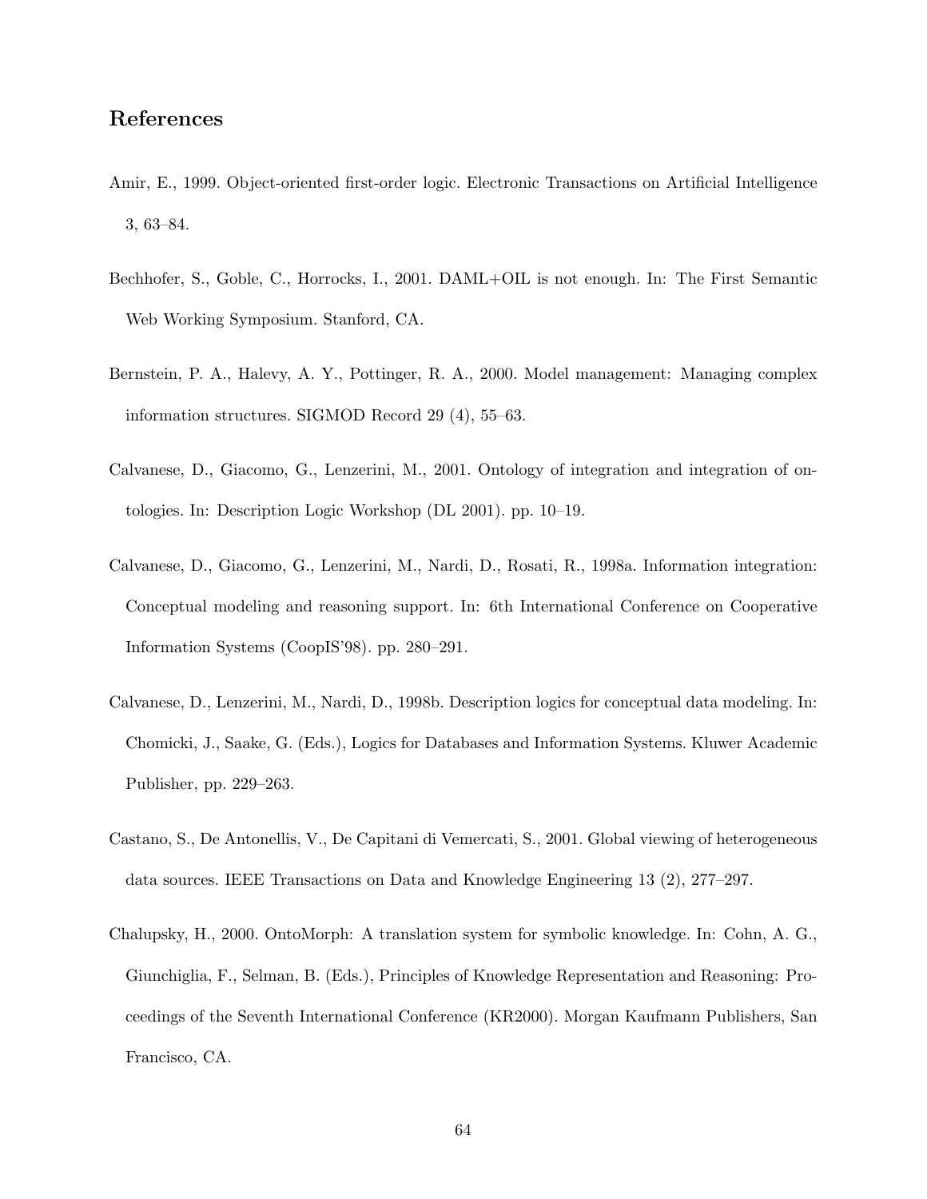## References

Amir, E., 1999. Object-oriented first-order logic. Electronic Transactions on Artificial Intelligence 3, 63–84.

Bechhofer, S., Goble, C., Horrocks, I., 2001. DAML+OIL is not enough. In: The First Semantic Web Working Symposium. Stanford, CA.

Bernstein, P. A., Halevy, A. Y., Pottinger, R. A., 2000. Model management: Managing complex information structures. SIGMOD Record 29 (4), 55–63.

Calvanese, D., Giacomo, G., Lenzerini, M., 2001. Ontology of integration and integration of ontologies. In: Description Logic Workshop (DL 2001). pp. 10–19.

Calvanese, D., Giacomo, G., Lenzerini, M., Nardi, D., Rosati, R., 1998a. Information integration: Conceptual modeling and reasoning support. In: 6th International Conference on Cooperative Information Systems (CoopIS'98). pp. 280–291.

Calvanese, D., Lenzerini, M., Nardi, D., 1998b. Description logics for conceptual data modeling. In: Chomicki, J., Saake, G. (Eds.), Logics for Databases and Information Systems. Kluwer Academic Publisher, pp. 229–263.

Castano, S., De Antonellis, V., De Capitani di Vemercati, S., 2001. Global viewing of heterogeneous data sources. IEEE Transactions on Data and Knowledge Engineering 13 (2), 277–297.

Chalupsky, H., 2000. OntoMorph: A translation system for symbolic knowledge. In: Cohn, A. G., Giunchiglia, F., Selman, B. (Eds.), Principles of Knowledge Representation and Reasoning: Proceedings of the Seventh International Conference (KR2000). Morgan Kaufmann Publishers, San Francisco, CA.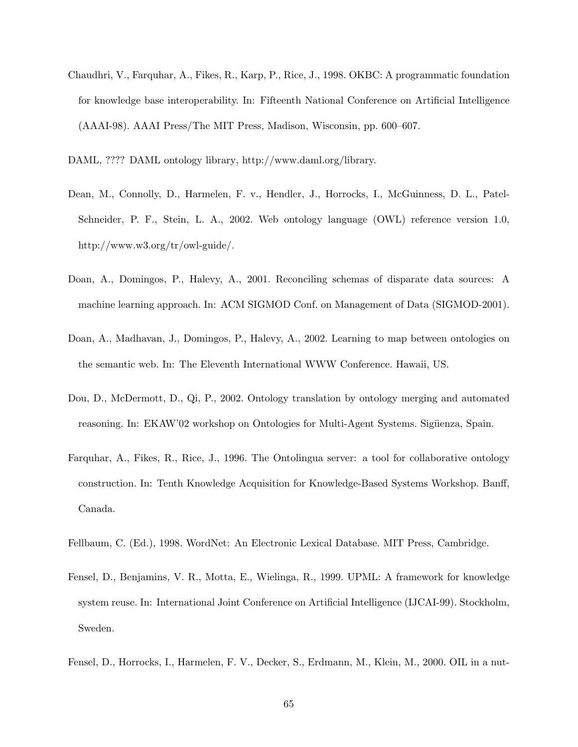Chaudhri, V., Farquhar, A., Fikes, R., Karp, P., Rice, J., 1998. OKBC: A programmatic foundation for knowledge base interoperability. In: Fifteenth National Conference on Artificial Intelligence (AAAI-98). AAAI Press/The MIT Press, Madison, Wisconsin, pp. 600–607.

DAML, ???? DAML ontology library, http://www.daml.org/library.

Dean, M., Connolly, D., Harmelen, F. v., Hendler, J., Horrocks, I., McGuinness, D. L., Patel-Schneider, P. F., Stein, L. A., 2002. Web ontology language (OWL) reference version 1.0, http://www.w3.org/tr/owl-guide/.

Doan, A., Domingos, P., Halevy, A., 2001. Reconciling schemas of disparate data sources: A machine learning approach. In: ACM SIGMOD Conf. on Management of Data (SIGMOD-2001).

Doan, A., Madhavan, J., Domingos, P., Halevy, A., 2002. Learning to map between ontologies on the semantic web. In: The Eleventh International WWW Conference. Hawaii, US.

Dou, D., McDermott, D., Qi, P., 2002. Ontology translation by ontology merging and automated reasoning. In: EKAW'02 workshop on Ontologies for Multi-Agent Systems. Sigüenza, Spain.

Farquhar, A., Fikes, R., Rice, J., 1996. The Ontolingua server: a tool for collaborative ontology construction. In: Tenth Knowledge Acquisition for Knowledge-Based Systems Workshop. Banff, Canada.

Fellbaum, C. (Ed.), 1998. WordNet: An Electronic Lexical Database. MIT Press, Cambridge.

Fensel, D., Benjamins, V. R., Motta, E., Wielinga, R., 1999. UPML: A framework for knowledge system reuse. In: International Joint Conference on Artificial Intelligence (IJCAI-99). Stockholm, Sweden.

Fensel, D., Horrocks, I., Harmelen, F. V., Decker, S., Erdmann, M., Klein, M., 2000. OIL in a nut-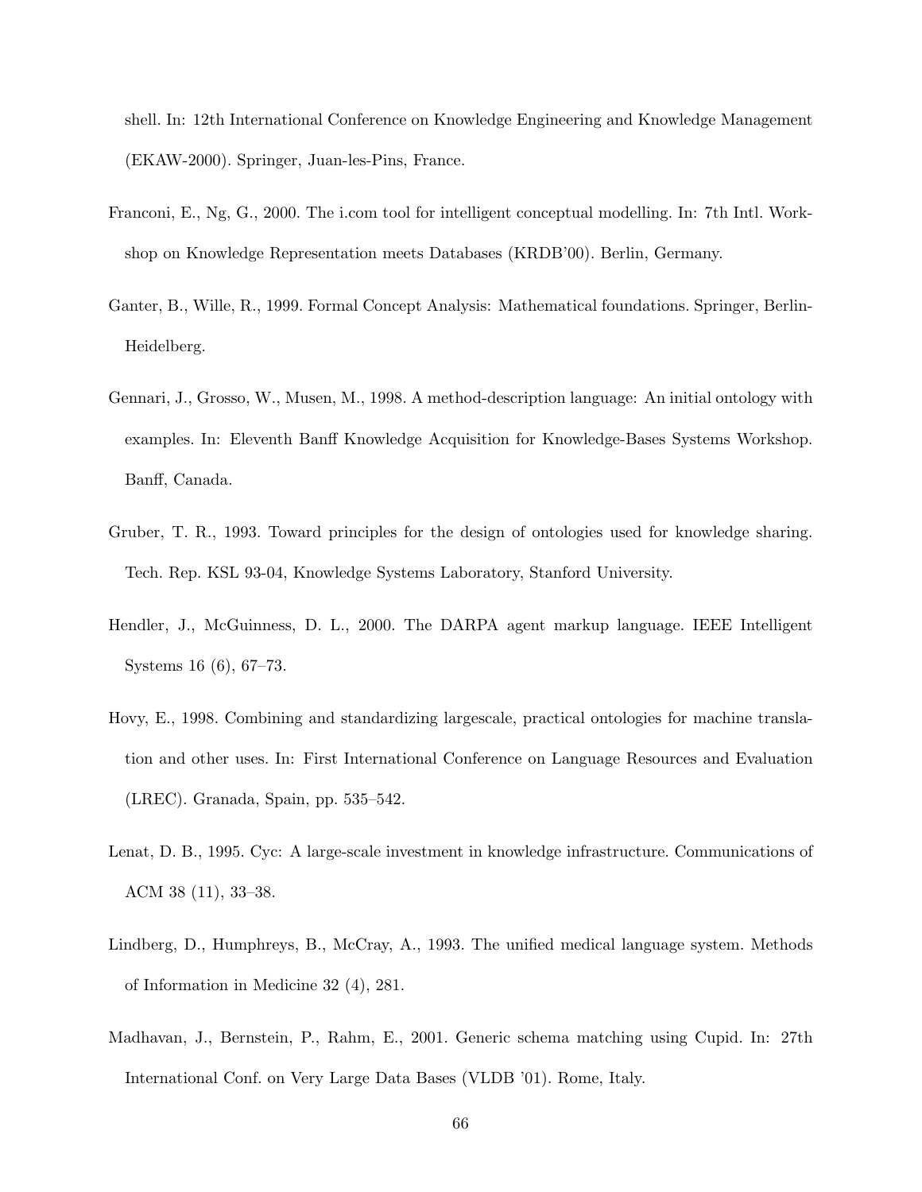shell. In: 12th International Conference on Knowledge Engineering and Knowledge Management (EKAW-2000). Springer, Juan-les-Pins, France.

Franconi, E., Ng, G., 2000. The i.com tool for intelligent conceptual modelling. In: 7th Intl. Workshop on Knowledge Representation meets Databases (KRDB'00). Berlin, Germany.

Ganter, B., Wille, R., 1999. Formal Concept Analysis: Mathematical foundations. Springer, Berlin-Heidelberg.

Gennari, J., Grosso, W., Musen, M., 1998. A method-description language: An initial ontology with examples. In: Eleventh Banff Knowledge Acquisition for Knowledge-Bases Systems Workshop. Banff, Canada.

Gruber, T. R., 1993. Toward principles for the design of ontologies used for knowledge sharing. Tech. Rep. KSL 93-04, Knowledge Systems Laboratory, Stanford University.

Hendler, J., McGuinness, D. L., 2000. The DARPA agent markup language. IEEE Intelligent Systems 16 (6), 67–73.

Hovy, E., 1998. Combining and standardizing largescale, practical ontologies for machine translation and other uses. In: First International Conference on Language Resources and Evaluation (LREC). Granada, Spain, pp. 535–542.

Lenat, D. B., 1995. Cyc: A large-scale investment in knowledge infrastructure. Communications of ACM 38 (11), 33–38.

Lindberg, D., Humphreys, B., McCray, A., 1993. The unified medical language system. Methods of Information in Medicine 32 (4), 281.

Madhavan, J., Bernstein, P., Rahm, E., 2001. Generic schema matching using Cupid. In: 27th International Conf. on Very Large Data Bases (VLDB '01). Rome, Italy.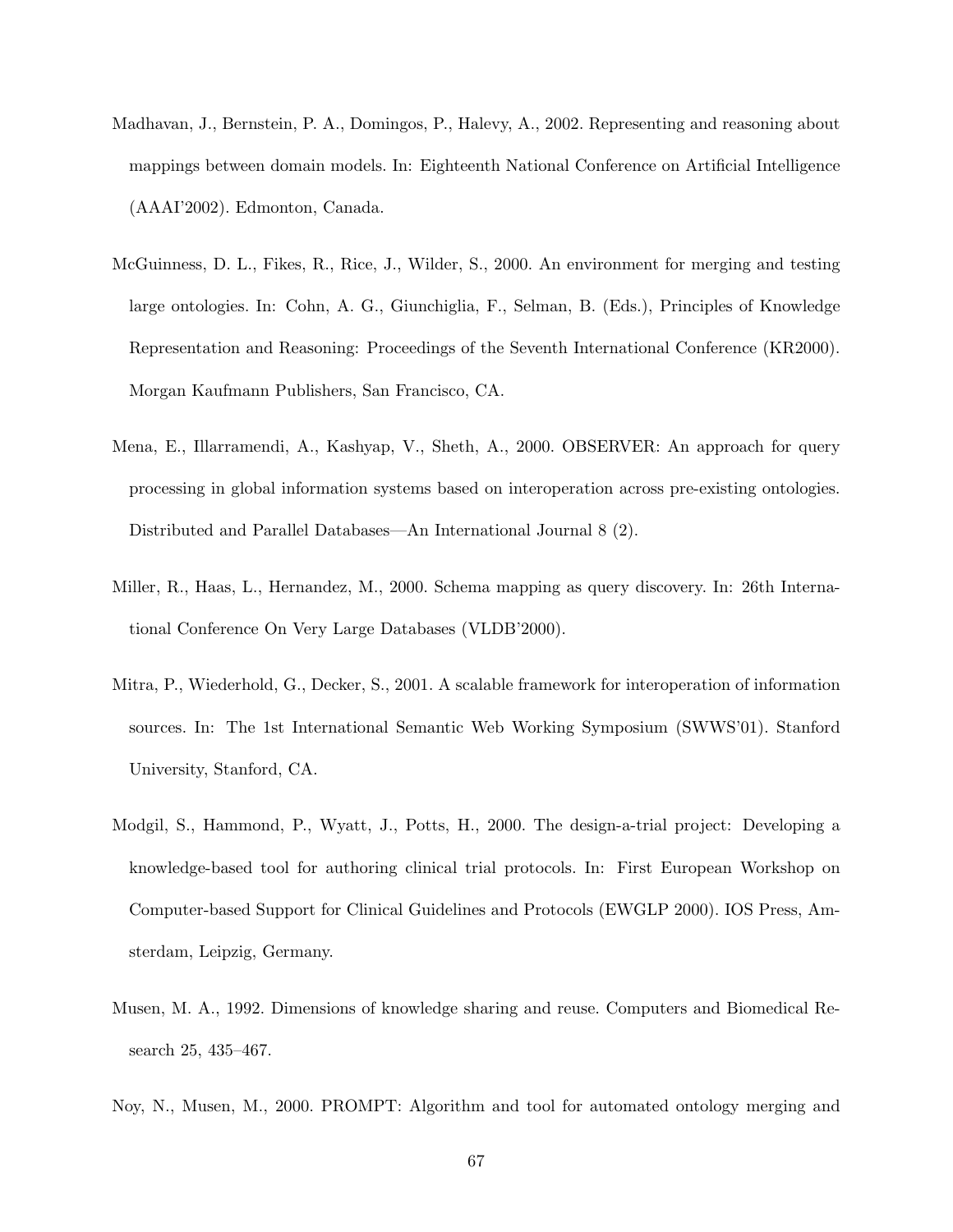Madhavan, J., Bernstein, P. A., Domingos, P., Halevy, A., 2002. Representing and reasoning about mappings between domain models. In: Eighteenth National Conference on Artificial Intelligence (AAAI'2002). Edmonton, Canada.

McGuinness, D. L., Fikes, R., Rice, J., Wilder, S., 2000. An environment for merging and testing large ontologies. In: Cohn, A. G., Giunchiglia, F., Selman, B. (Eds.), Principles of Knowledge Representation and Reasoning: Proceedings of the Seventh International Conference (KR2000). Morgan Kaufmann Publishers, San Francisco, CA.

Mena, E., Illarramendi, A., Kashyap, V., Sheth, A., 2000. OBSERVER: An approach for query processing in global information systems based on interoperation across pre-existing ontologies. Distributed and Parallel Databases—An International Journal 8 (2).

Miller, R., Haas, L., Hernandez, M., 2000. Schema mapping as query discovery. In: 26th International Conference On Very Large Databases (VLDB'2000).

Mitra, P., Wiederhold, G., Decker, S., 2001. A scalable framework for interoperation of information sources. In: The 1st International Semantic Web Working Symposium (SWWS'01). Stanford University, Stanford, CA.

Modgil, S., Hammond, P., Wyatt, J., Potts, H., 2000. The design-a-trial project: Developing a knowledge-based tool for authoring clinical trial protocols. In: First European Workshop on Computer-based Support for Clinical Guidelines and Protocols (EWGLP 2000). IOS Press, Amsterdam, Leipzig, Germany.

Musen, M. A., 1992. Dimensions of knowledge sharing and reuse. Computers and Biomedical Research 25, 435–467.

Noy, N., Musen, M., 2000. PROMPT: Algorithm and tool for automated ontology merging and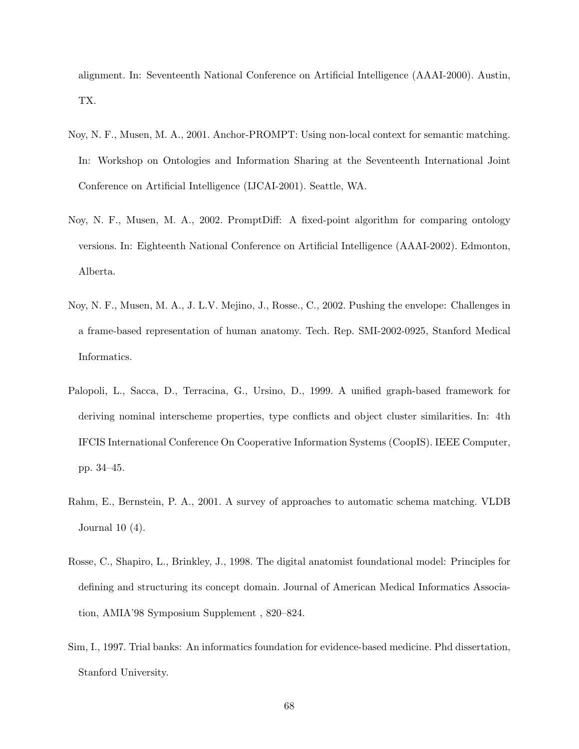alignment. In: Seventeenth National Conference on Artificial Intelligence (AAAI-2000). Austin, TX.

Noy, N. F., Musen, M. A., 2001. Anchor-PROMPT: Using non-local context for semantic matching. In: Workshop on Ontologies and Information Sharing at the Seventeenth International Joint Conference on Artificial Intelligence (IJCAI-2001). Seattle, WA.

Noy, N. F., Musen, M. A., 2002. PromptDiff: A fixed-point algorithm for comparing ontology versions. In: Eighteenth National Conference on Artificial Intelligence (AAAI-2002). Edmonton, Alberta.

Noy, N. F., Musen, M. A., J. L.V. Mejino, J., Rosse., C., 2002. Pushing the envelope: Challenges in a frame-based representation of human anatomy. Tech. Rep. SMI-2002-0925, Stanford Medical Informatics.

Palopoli, L., Sacca, D., Terracina, G., Ursino, D., 1999. A unified graph-based framework for deriving nominal interscheme properties, type conflicts and object cluster similarities. In: 4th IFCIS International Conference On Cooperative Information Systems (CoopIS). IEEE Computer, pp. 34–45.

Rahm, E., Bernstein, P. A., 2001. A survey of approaches to automatic schema matching. VLDB Journal 10 (4).

Rosse, C., Shapiro, L., Brinkley, J., 1998. The digital anatomist foundational model: Principles for defining and structuring its concept domain. Journal of American Medical Informatics Association, AMIA'98 Symposium Supplement , 820–824.

Sim, I., 1997. Trial banks: An informatics foundation for evidence-based medicine. Phd dissertation, Stanford University.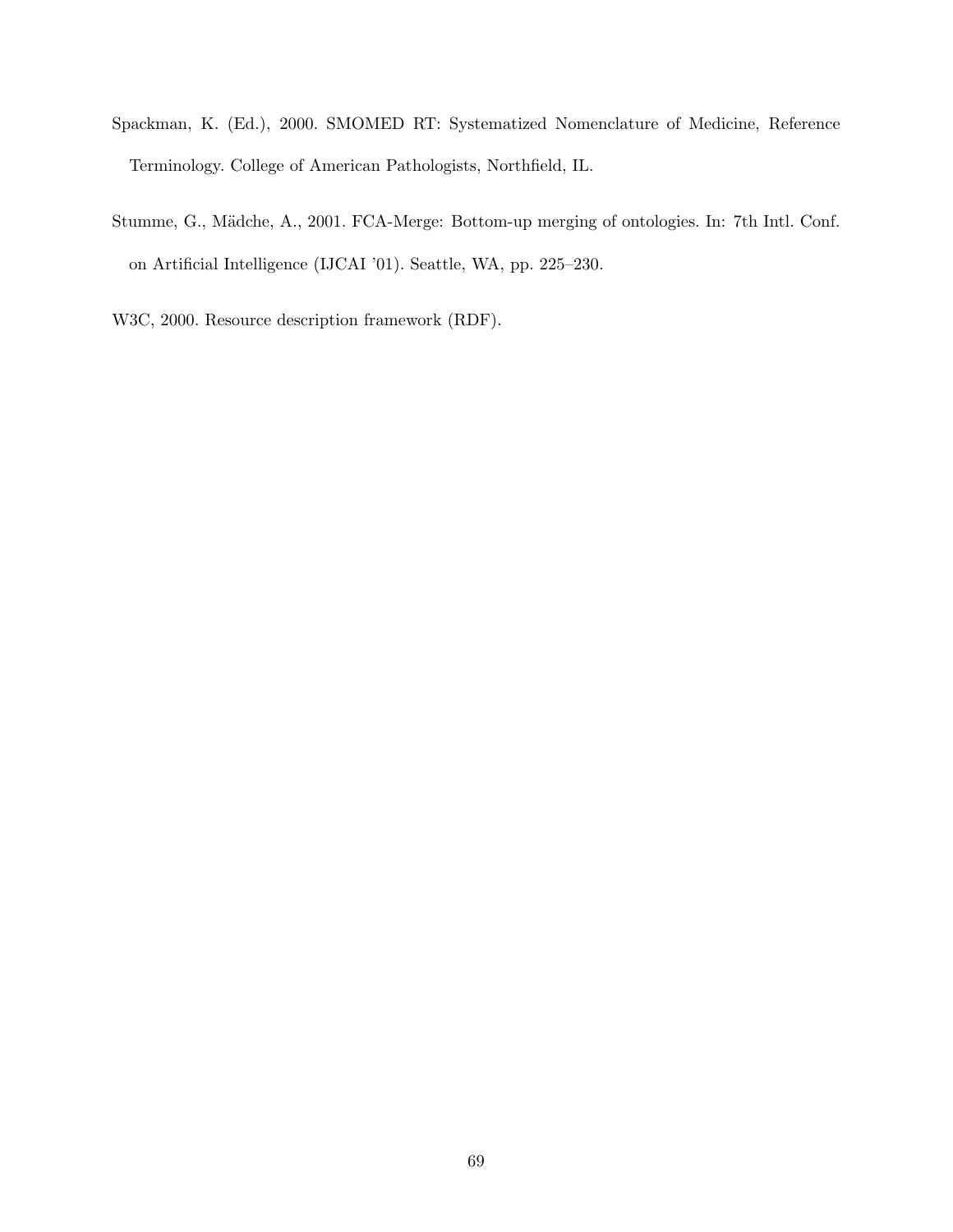Spackman, K. (Ed.), 2000. SMOMED RT: Systematized Nomenclature of Medicine, Reference Terminology. College of American Pathologists, Northfield, IL.

Stumme, G., Mädche, A., 2001. FCA-Merge: Bottom-up merging of ontologies. In: 7th Intl. Conf. on Artificial Intelligence (IJCAI '01). Seattle, WA, pp. 225–230.

W3C, 2000. Resource description framework (RDF).